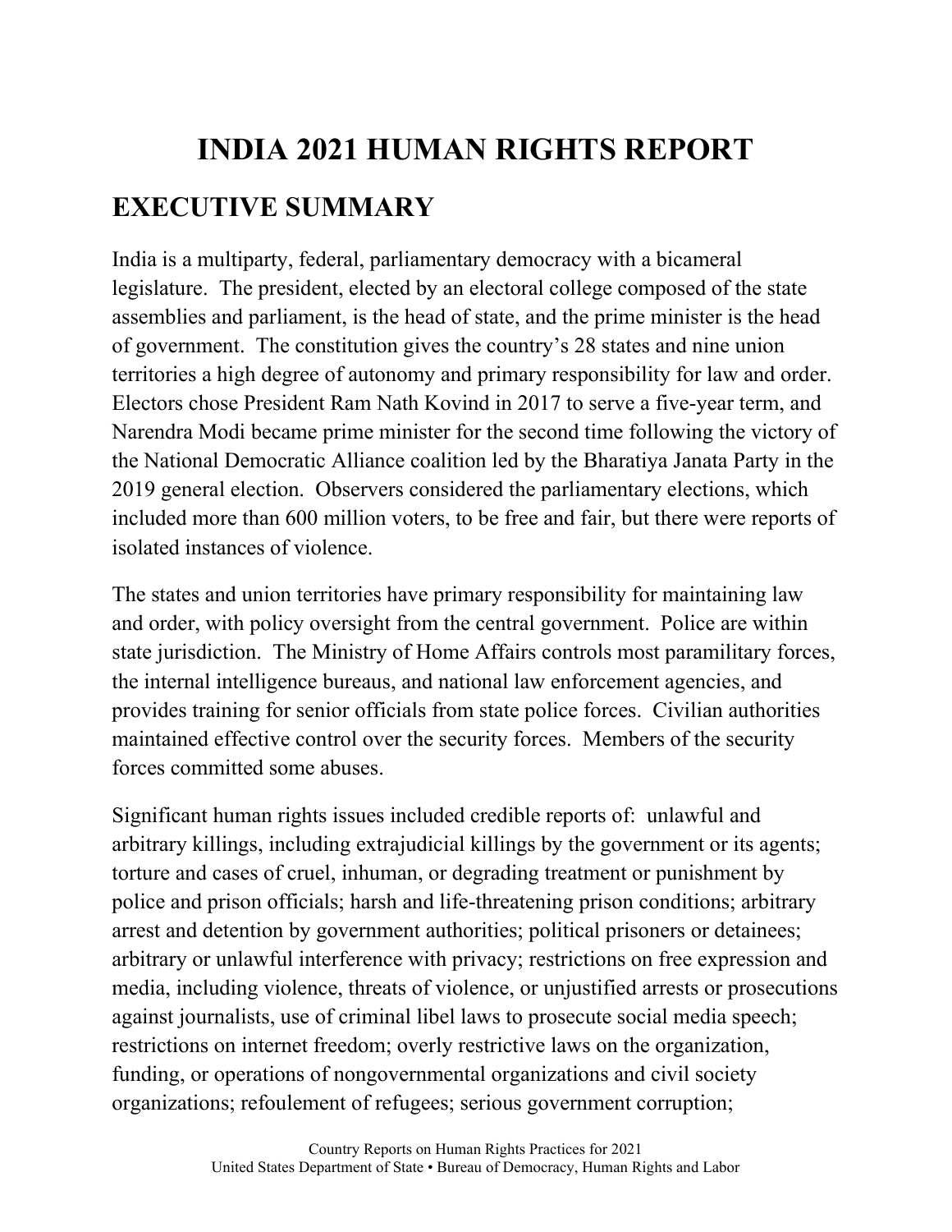# INDIA 2021 HUMAN RIGHTS REPORT

## EXECUTIVE SUMMARY

India is a multiparty, federal, parliamentary democracy with a bicameral legislature. The president, elected by an electoral college composed of the state assemblies and parliament, is the head of state, and the prime minister is the head of government. The constitution gives the country's 28 states and nine union territories a high degree of autonomy and primary responsibility for law and order. Electors chose President Ram Nath Kovind in 2017 to serve a five-year term, and Narendra Modi became prime minister for the second time following the victory of the National Democratic Alliance coalition led by the Bharatiya Janata Party in the 2019 general election. Observers considered the parliamentary elections, which included more than 600 million voters, to be free and fair, but there were reports of isolated instances of violence.

The states and union territories have primary responsibility for maintaining law and order, with policy oversight from the central government. Police are within state jurisdiction. The Ministry of Home Affairs controls most paramilitary forces, the internal intelligence bureaus, and national law enforcement agencies, and provides training for senior officials from state police forces. Civilian authorities maintained effective control over the security forces. Members of the security forces committed some abuses.

Significant human rights issues included credible reports of: unlawful and arbitrary killings, including extrajudicial killings by the government or its agents; torture and cases of cruel, inhuman, or degrading treatment or punishment by police and prison officials; harsh and life-threatening prison conditions; arbitrary arrest and detention by government authorities; political prisoners or detainees; arbitrary or unlawful interference with privacy; restrictions on free expression and media, including violence, threats of violence, or unjustified arrests or prosecutions against journalists, use of criminal libel laws to prosecute social media speech; restrictions on internet freedom; overly restrictive laws on the organization, funding, or operations of nongovernmental organizations and civil society organizations; refoulement of refugees; serious government corruption;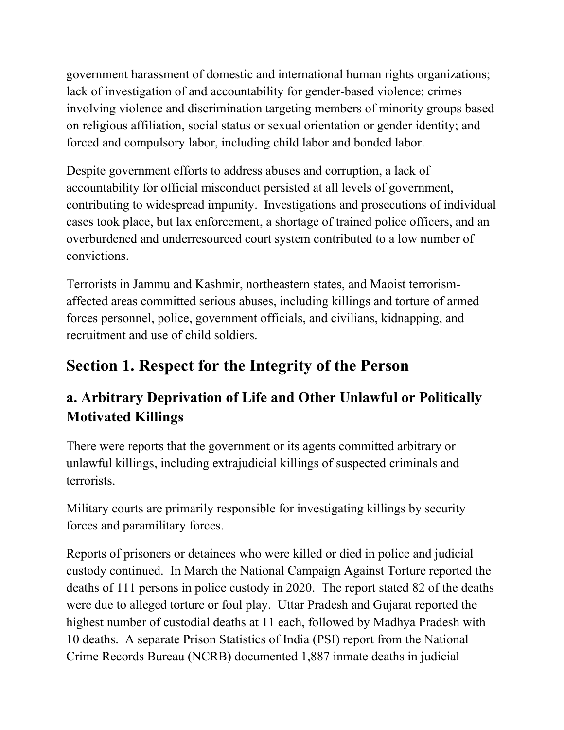government harassment of domestic and international human rights organizations; lack of investigation of and accountability for gender-based violence; crimes involving violence and discrimination targeting members of minority groups based on religious affiliation, social status or sexual orientation or gender identity; and forced and compulsory labor, including child labor and bonded labor.

Despite government efforts to address abuses and corruption, a lack of accountability for official misconduct persisted at all levels of government, contributing to widespread impunity. Investigations and prosecutions of individual cases took place, but lax enforcement, a shortage of trained police officers, and an overburdened and underresourced court system contributed to a low number of convictions.

Terrorists in Jammu and Kashmir, northeastern states, and Maoist terrorism-affected areas committed serious abuses, including killings and torture of armed forces personnel, police, government officials, and civilians, kidnapping, and recruitment and use of child soldiers.

## Section 1. Respect for the Integrity of the Person

### a. Arbitrary Deprivation of Life and Other Unlawful or Politically Motivated Killings

There were reports that the government or its agents committed arbitrary or unlawful killings, including extrajudicial killings of suspected criminals and terrorists.

Military courts are primarily responsible for investigating killings by security forces and paramilitary forces.

Reports of prisoners or detainees who were killed or died in police and judicial custody continued. In March the National Campaign Against Torture reported the deaths of 111 persons in police custody in 2020. The report stated 82 of the deaths were due to alleged torture or foul play. Uttar Pradesh and Gujarat reported the highest number of custodial deaths at 11 each, followed by Madhya Pradesh with 10 deaths. A separate Prison Statistics of India (PSI) report from the National Crime Records Bureau (NCRB) documented 1,887 inmate deaths in judicial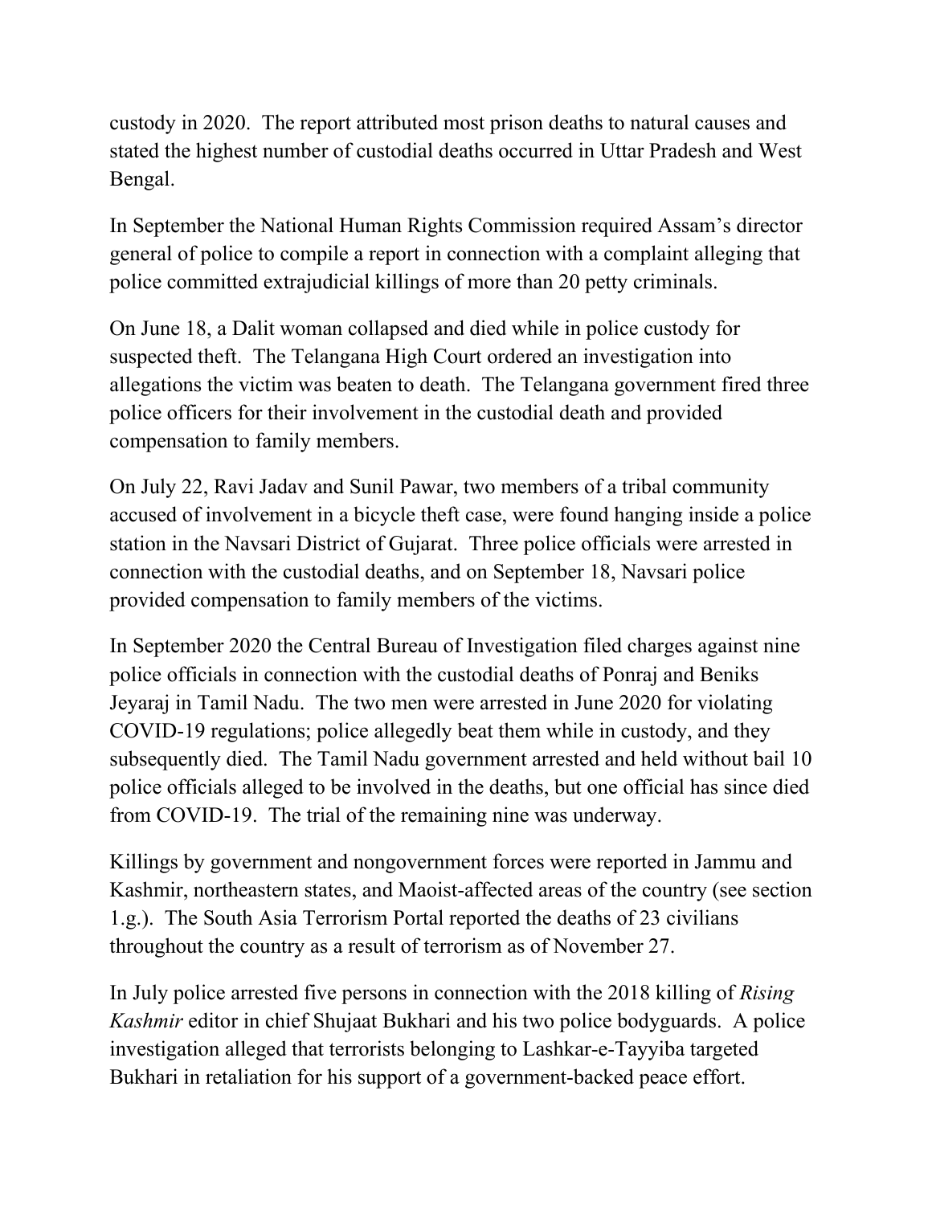custody in 2020. The report attributed most prison deaths to natural causes and stated the highest number of custodial deaths occurred in Uttar Pradesh and West Bengal.

In September the National Human Rights Commission required Assam's director general of police to compile a report in connection with a complaint alleging that police committed extrajudicial killings of more than 20 petty criminals.

On June 18, a Dalit woman collapsed and died while in police custody for suspected theft. The Telangana High Court ordered an investigation into allegations the victim was beaten to death. The Telangana government fired three police officers for their involvement in the custodial death and provided compensation to family members.

On July 22, Ravi Jadav and Sunil Pawar, two members of a tribal community accused of involvement in a bicycle theft case, were found hanging inside a police station in the Navsari District of Gujarat. Three police officials were arrested in connection with the custodial deaths, and on September 18, Navsari police provided compensation to family members of the victims.

In September 2020 the Central Bureau of Investigation filed charges against nine police officials in connection with the custodial deaths of Ponraj and Beniks Jeyaraj in Tamil Nadu. The two men were arrested in June 2020 for violating COVID-19 regulations; police allegedly beat them while in custody, and they subsequently died. The Tamil Nadu government arrested and held without bail 10 police officials alleged to be involved in the deaths, but one official has since died from COVID-19. The trial of the remaining nine was underway.

Killings by government and nongovernment forces were reported in Jammu and Kashmir, northeastern states, and Maoist-affected areas of the country (see section 1.g.). The South Asia Terrorism Portal reported the deaths of 23 civilians throughout the country as a result of terrorism as of November 27.

In July police arrested five persons in connection with the 2018 killing of *Rising Kashmir* editor in chief Shujaat Bukhari and his two police bodyguards. A police investigation alleged that terrorists belonging to Lashkar-e-Tayyiba targeted Bukhari in retaliation for his support of a government-backed peace effort.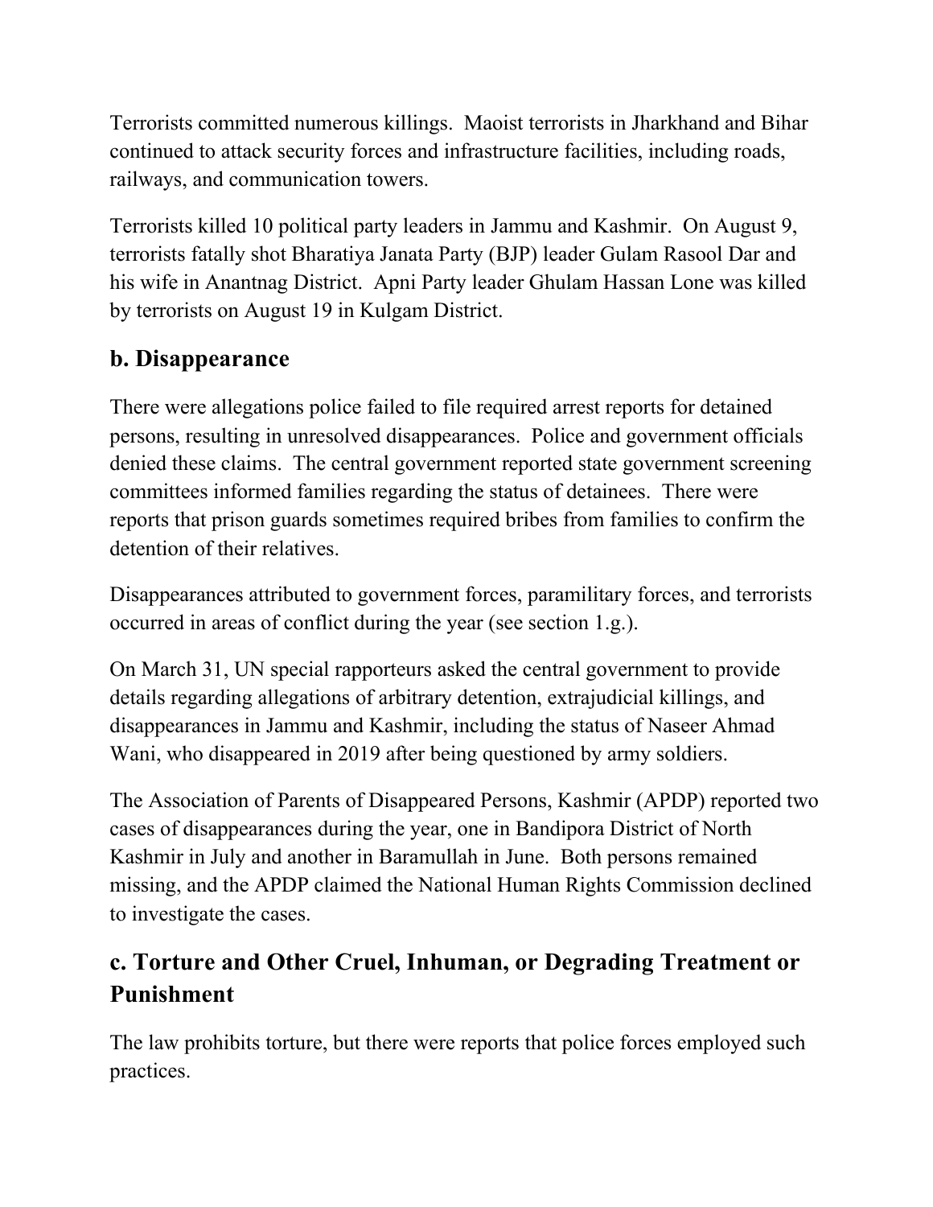Terrorists committed numerous killings. Maoist terrorists in Jharkhand and Bihar continued to attack security forces and infrastructure facilities, including roads, railways, and communication towers.

Terrorists killed 10 political party leaders in Jammu and Kashmir. On August 9, terrorists fatally shot Bharatiya Janata Party (BJP) leader Gulam Rasool Dar and his wife in Anantnag District. Apni Party leader Ghulam Hassan Lone was killed by terrorists on August 19 in Kulgam District.

## b. Disappearance

There were allegations police failed to file required arrest reports for detained persons, resulting in unresolved disappearances. Police and government officials denied these claims. The central government reported state government screening committees informed families regarding the status of detainees. There were reports that prison guards sometimes required bribes from families to confirm the detention of their relatives.

Disappearances attributed to government forces, paramilitary forces, and terrorists occurred in areas of conflict during the year (see section 1.g.).

On March 31, UN special rapporteurs asked the central government to provide details regarding allegations of arbitrary detention, extrajudicial killings, and disappearances in Jammu and Kashmir, including the status of Naseer Ahmad Wani, who disappeared in 2019 after being questioned by army soldiers.

The Association of Parents of Disappeared Persons, Kashmir (APDP) reported two cases of disappearances during the year, one in Bandipora District of North Kashmir in July and another in Baramullah in June. Both persons remained missing, and the APDP claimed the National Human Rights Commission declined to investigate the cases.

## c. Torture and Other Cruel, Inhuman, or Degrading Treatment or Punishment

The law prohibits torture, but there were reports that police forces employed such practices.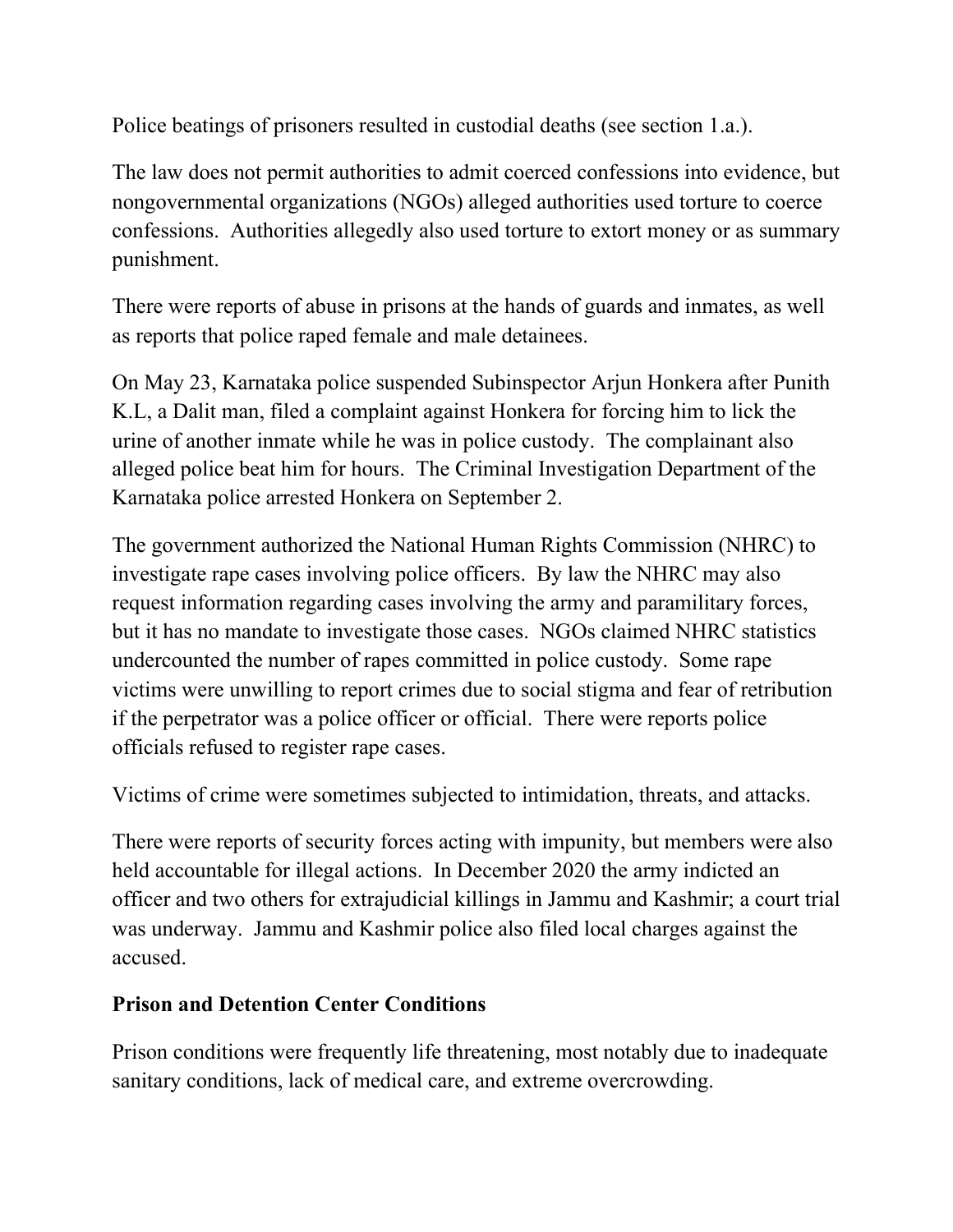Police beatings of prisoners resulted in custodial deaths (see section 1.a.).

The law does not permit authorities to admit coerced confessions into evidence, but nongovernmental organizations (NGOs) alleged authorities used torture to coerce confessions. Authorities allegedly also used torture to extort money or as summary punishment.

There were reports of abuse in prisons at the hands of guards and inmates, as well as reports that police raped female and male detainees.

On May 23, Karnataka police suspended Subinspector Arjun Honkera after Punith K.L, a Dalit man, filed a complaint against Honkera for forcing him to lick the urine of another inmate while he was in police custody. The complainant also alleged police beat him for hours. The Criminal Investigation Department of the Karnataka police arrested Honkera on September 2.

The government authorized the National Human Rights Commission (NHRC) to investigate rape cases involving police officers. By law the NHRC may also request information regarding cases involving the army and paramilitary forces, but it has no mandate to investigate those cases. NGOs claimed NHRC statistics undercounted the number of rapes committed in police custody. Some rape victims were unwilling to report crimes due to social stigma and fear of retribution if the perpetrator was a police officer or official. There were reports police officials refused to register rape cases.

Victims of crime were sometimes subjected to intimidation, threats, and attacks.

There were reports of security forces acting with impunity, but members were also held accountable for illegal actions. In December 2020 the army indicted an officer and two others for extrajudicial killings in Jammu and Kashmir; a court trial was underway. Jammu and Kashmir police also filed local charges against the accused.

**Prison and Detention Center Conditions**

Prison conditions were frequently life threatening, most notably due to inadequate sanitary conditions, lack of medical care, and extreme overcrowding.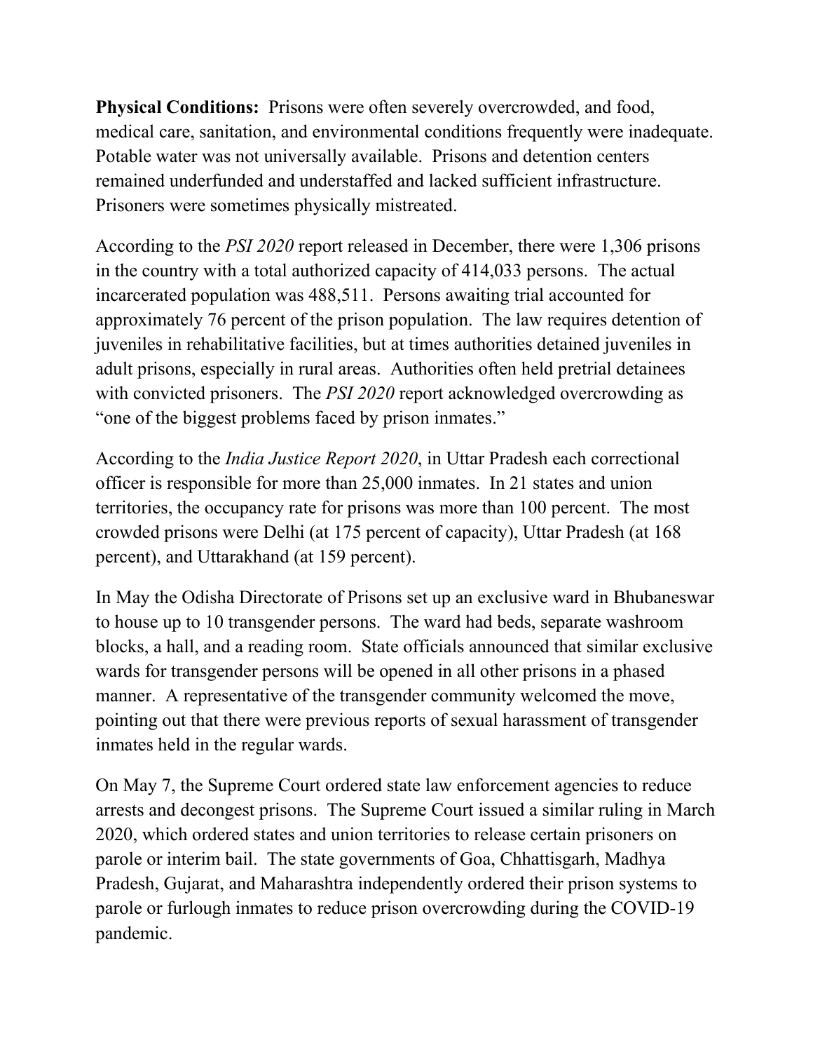**Physical Conditions:** Prisons were often severely overcrowded, and food, medical care, sanitation, and environmental conditions frequently were inadequate. Potable water was not universally available. Prisons and detention centers remained underfunded and understaffed and lacked sufficient infrastructure. Prisoners were sometimes physically mistreated.

According to the *PSI 2020* report released in December, there were 1,306 prisons in the country with a total authorized capacity of 414,033 persons. The actual incarcerated population was 488,511. Persons awaiting trial accounted for approximately 76 percent of the prison population. The law requires detention of juveniles in rehabilitative facilities, but at times authorities detained juveniles in adult prisons, especially in rural areas. Authorities often held pretrial detainees with convicted prisoners. The *PSI 2020* report acknowledged overcrowding as "one of the biggest problems faced by prison inmates."

According to the *India Justice Report 2020*, in Uttar Pradesh each correctional officer is responsible for more than 25,000 inmates. In 21 states and union territories, the occupancy rate for prisons was more than 100 percent. The most crowded prisons were Delhi (at 175 percent of capacity), Uttar Pradesh (at 168 percent), and Uttarakhand (at 159 percent).

In May the Odisha Directorate of Prisons set up an exclusive ward in Bhubaneswar to house up to 10 transgender persons. The ward had beds, separate washroom blocks, a hall, and a reading room. State officials announced that similar exclusive wards for transgender persons will be opened in all other prisons in a phased manner. A representative of the transgender community welcomed the move, pointing out that there were previous reports of sexual harassment of transgender inmates held in the regular wards.

On May 7, the Supreme Court ordered state law enforcement agencies to reduce arrests and decongest prisons. The Supreme Court issued a similar ruling in March 2020, which ordered states and union territories to release certain prisoners on parole or interim bail. The state governments of Goa, Chhattisgarh, Madhya Pradesh, Gujarat, and Maharashtra independently ordered their prison systems to parole or furlough inmates to reduce prison overcrowding during the COVID-19 pandemic.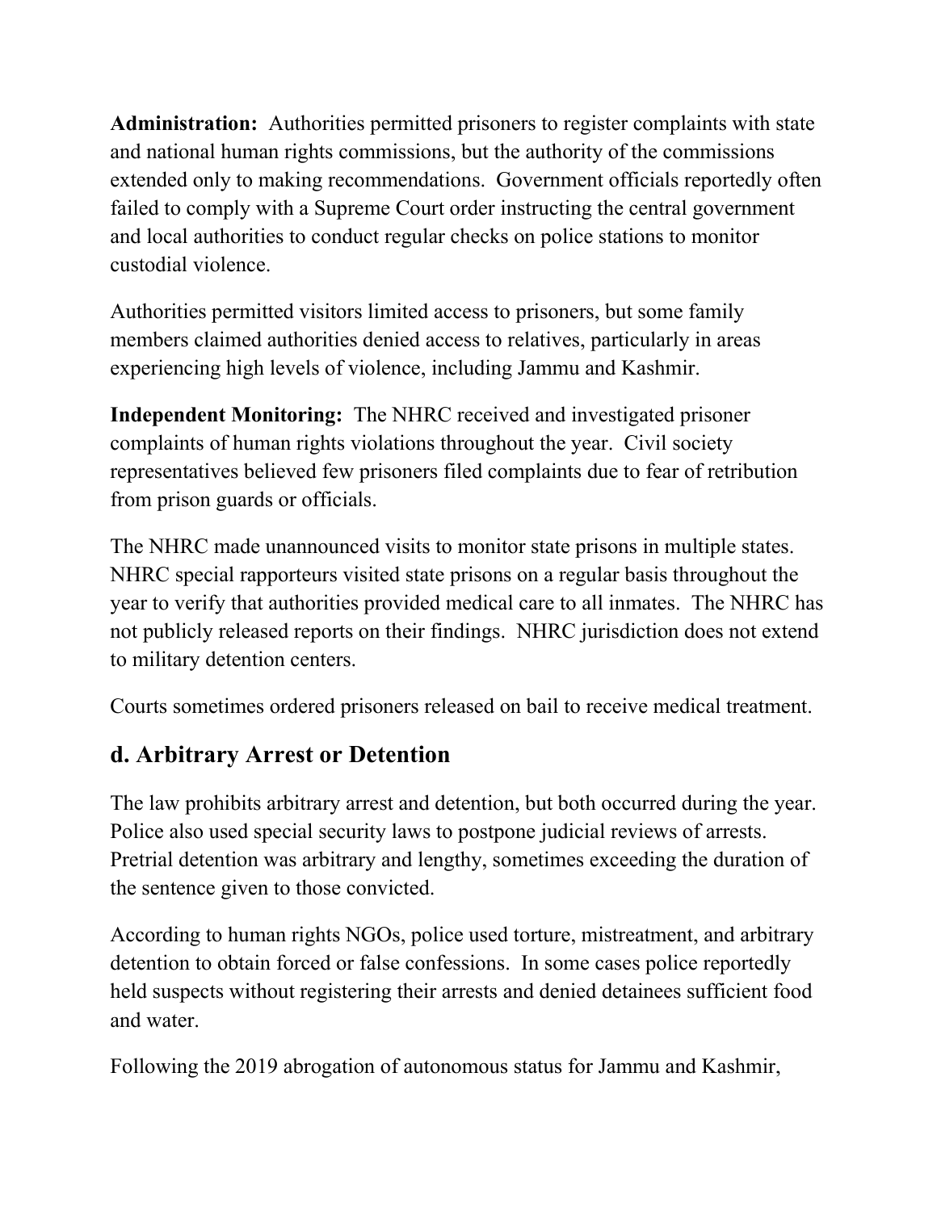**Administration:** Authorities permitted prisoners to register complaints with state and national human rights commissions, but the authority of the commissions extended only to making recommendations. Government officials reportedly often failed to comply with a Supreme Court order instructing the central government and local authorities to conduct regular checks on police stations to monitor custodial violence.

Authorities permitted visitors limited access to prisoners, but some family members claimed authorities denied access to relatives, particularly in areas experiencing high levels of violence, including Jammu and Kashmir.

**Independent Monitoring:** The NHRC received and investigated prisoner complaints of human rights violations throughout the year. Civil society representatives believed few prisoners filed complaints due to fear of retribution from prison guards or officials.

The NHRC made unannounced visits to monitor state prisons in multiple states. NHRC special rapporteurs visited state prisons on a regular basis throughout the year to verify that authorities provided medical care to all inmates. The NHRC has not publicly released reports on their findings. NHRC jurisdiction does not extend to military detention centers.

Courts sometimes ordered prisoners released on bail to receive medical treatment.

## d. Arbitrary Arrest or Detention

The law prohibits arbitrary arrest and detention, but both occurred during the year. Police also used special security laws to postpone judicial reviews of arrests. Pretrial detention was arbitrary and lengthy, sometimes exceeding the duration of the sentence given to those convicted.

According to human rights NGOs, police used torture, mistreatment, and arbitrary detention to obtain forced or false confessions. In some cases police reportedly held suspects without registering their arrests and denied detainees sufficient food and water.

Following the 2019 abrogation of autonomous status for Jammu and Kashmir,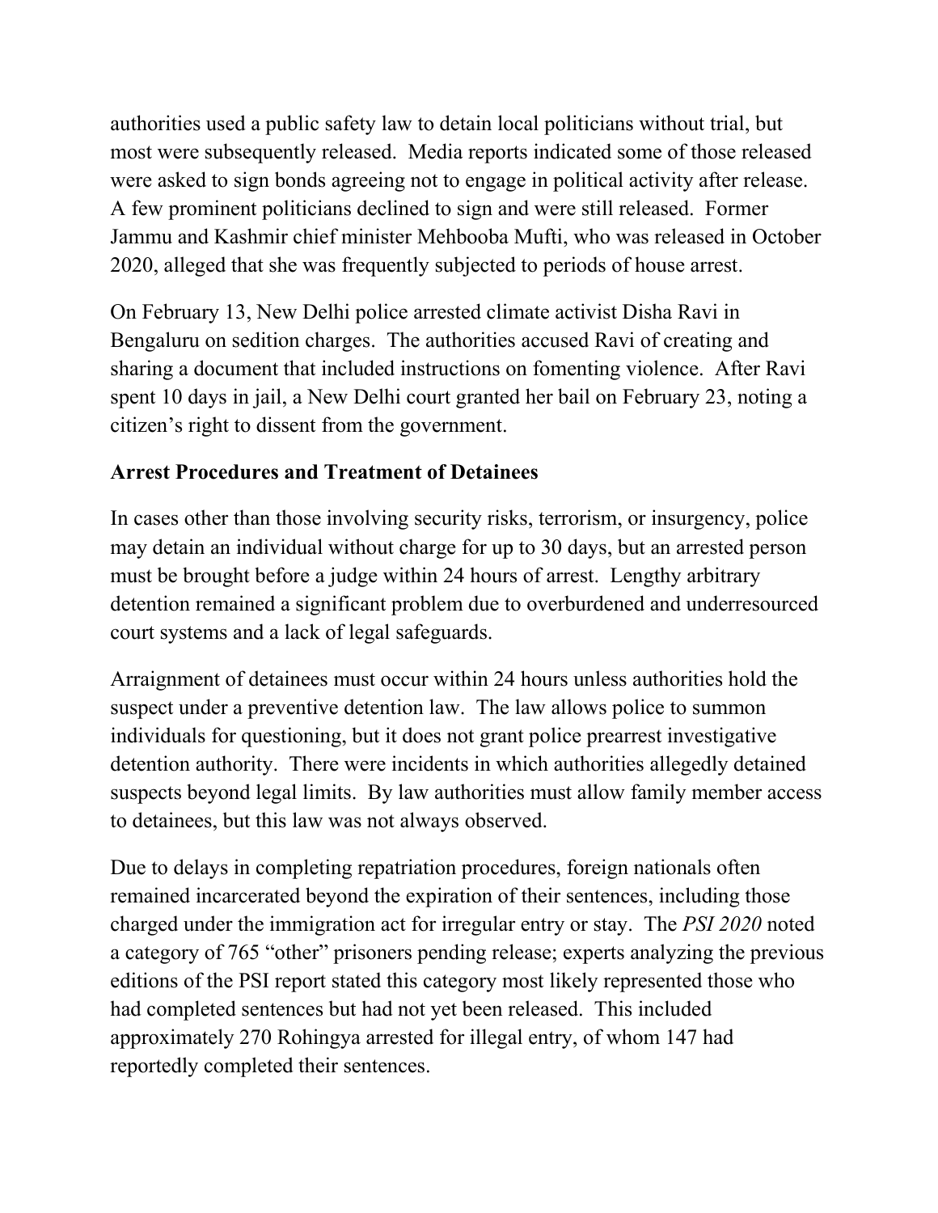authorities used a public safety law to detain local politicians without trial, but most were subsequently released. Media reports indicated some of those released were asked to sign bonds agreeing not to engage in political activity after release. A few prominent politicians declined to sign and were still released. Former Jammu and Kashmir chief minister Mehbooba Mufti, who was released in October 2020, alleged that she was frequently subjected to periods of house arrest.

On February 13, New Delhi police arrested climate activist Disha Ravi in Bengaluru on sedition charges. The authorities accused Ravi of creating and sharing a document that included instructions on fomenting violence. After Ravi spent 10 days in jail, a New Delhi court granted her bail on February 23, noting a citizen's right to dissent from the government.

**Arrest Procedures and Treatment of Detainees**

In cases other than those involving security risks, terrorism, or insurgency, police may detain an individual without charge for up to 30 days, but an arrested person must be brought before a judge within 24 hours of arrest. Lengthy arbitrary detention remained a significant problem due to overburdened and underresourced court systems and a lack of legal safeguards.

Arraignment of detainees must occur within 24 hours unless authorities hold the suspect under a preventive detention law. The law allows police to summon individuals for questioning, but it does not grant police prearrest investigative detention authority. There were incidents in which authorities allegedly detained suspects beyond legal limits. By law authorities must allow family member access to detainees, but this law was not always observed.

Due to delays in completing repatriation procedures, foreign nationals often remained incarcerated beyond the expiration of their sentences, including those charged under the immigration act for irregular entry or stay. The *PSI 2020* noted a category of 765 "other" prisoners pending release; experts analyzing the previous editions of the PSI report stated this category most likely represented those who had completed sentences but had not yet been released. This included approximately 270 Rohingya arrested for illegal entry, of whom 147 had reportedly completed their sentences.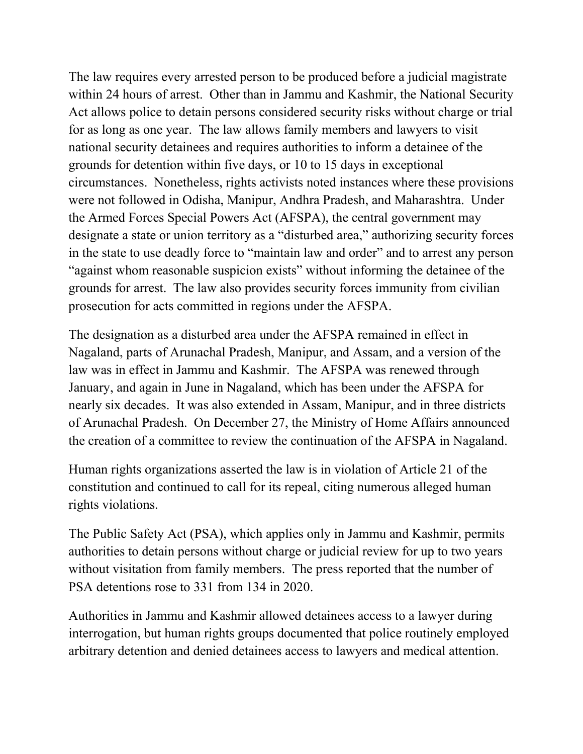The law requires every arrested person to be produced before a judicial magistrate within 24 hours of arrest. Other than in Jammu and Kashmir, the National Security Act allows police to detain persons considered security risks without charge or trial for as long as one year. The law allows family members and lawyers to visit national security detainees and requires authorities to inform a detainee of the grounds for detention within five days, or 10 to 15 days in exceptional circumstances. Nonetheless, rights activists noted instances where these provisions were not followed in Odisha, Manipur, Andhra Pradesh, and Maharashtra. Under the Armed Forces Special Powers Act (AFSPA), the central government may designate a state or union territory as a "disturbed area," authorizing security forces in the state to use deadly force to "maintain law and order" and to arrest any person "against whom reasonable suspicion exists" without informing the detainee of the grounds for arrest. The law also provides security forces immunity from civilian prosecution for acts committed in regions under the AFSPA.

The designation as a disturbed area under the AFSPA remained in effect in Nagaland, parts of Arunachal Pradesh, Manipur, and Assam, and a version of the law was in effect in Jammu and Kashmir. The AFSPA was renewed through January, and again in June in Nagaland, which has been under the AFSPA for nearly six decades. It was also extended in Assam, Manipur, and in three districts of Arunachal Pradesh. On December 27, the Ministry of Home Affairs announced the creation of a committee to review the continuation of the AFSPA in Nagaland.

Human rights organizations asserted the law is in violation of Article 21 of the constitution and continued to call for its repeal, citing numerous alleged human rights violations.

The Public Safety Act (PSA), which applies only in Jammu and Kashmir, permits authorities to detain persons without charge or judicial review for up to two years without visitation from family members. The press reported that the number of PSA detentions rose to 331 from 134 in 2020.

Authorities in Jammu and Kashmir allowed detainees access to a lawyer during interrogation, but human rights groups documented that police routinely employed arbitrary detention and denied detainees access to lawyers and medical attention.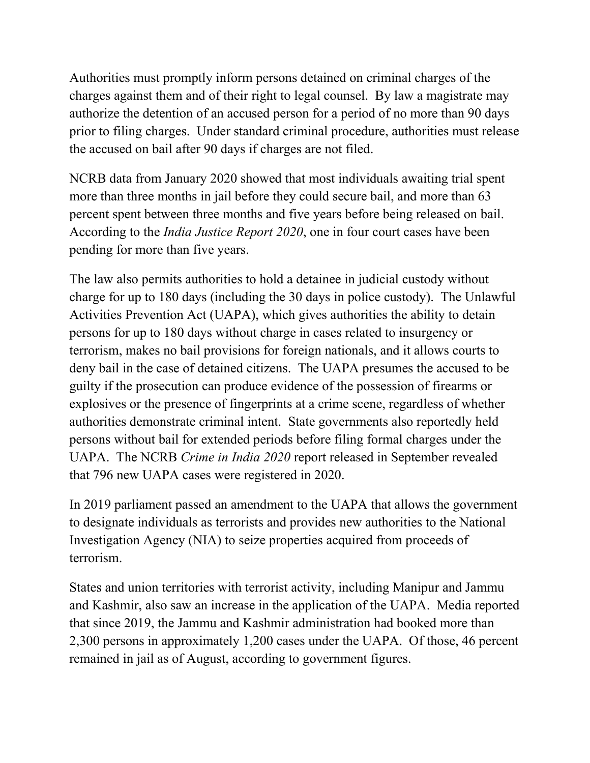Authorities must promptly inform persons detained on criminal charges of the charges against them and of their right to legal counsel. By law a magistrate may authorize the detention of an accused person for a period of no more than 90 days prior to filing charges. Under standard criminal procedure, authorities must release the accused on bail after 90 days if charges are not filed.

NCRB data from January 2020 showed that most individuals awaiting trial spent more than three months in jail before they could secure bail, and more than 63 percent spent between three months and five years before being released on bail. According to the *India Justice Report 2020*, one in four court cases have been pending for more than five years.

The law also permits authorities to hold a detainee in judicial custody without charge for up to 180 days (including the 30 days in police custody). The Unlawful Activities Prevention Act (UAPA), which gives authorities the ability to detain persons for up to 180 days without charge in cases related to insurgency or terrorism, makes no bail provisions for foreign nationals, and it allows courts to deny bail in the case of detained citizens. The UAPA presumes the accused to be guilty if the prosecution can produce evidence of the possession of firearms or explosives or the presence of fingerprints at a crime scene, regardless of whether authorities demonstrate criminal intent. State governments also reportedly held persons without bail for extended periods before filing formal charges under the UAPA. The NCRB *Crime in India 2020* report released in September revealed that 796 new UAPA cases were registered in 2020.

In 2019 parliament passed an amendment to the UAPA that allows the government to designate individuals as terrorists and provides new authorities to the National Investigation Agency (NIA) to seize properties acquired from proceeds of terrorism.

States and union territories with terrorist activity, including Manipur and Jammu and Kashmir, also saw an increase in the application of the UAPA. Media reported that since 2019, the Jammu and Kashmir administration had booked more than 2,300 persons in approximately 1,200 cases under the UAPA. Of those, 46 percent remained in jail as of August, according to government figures.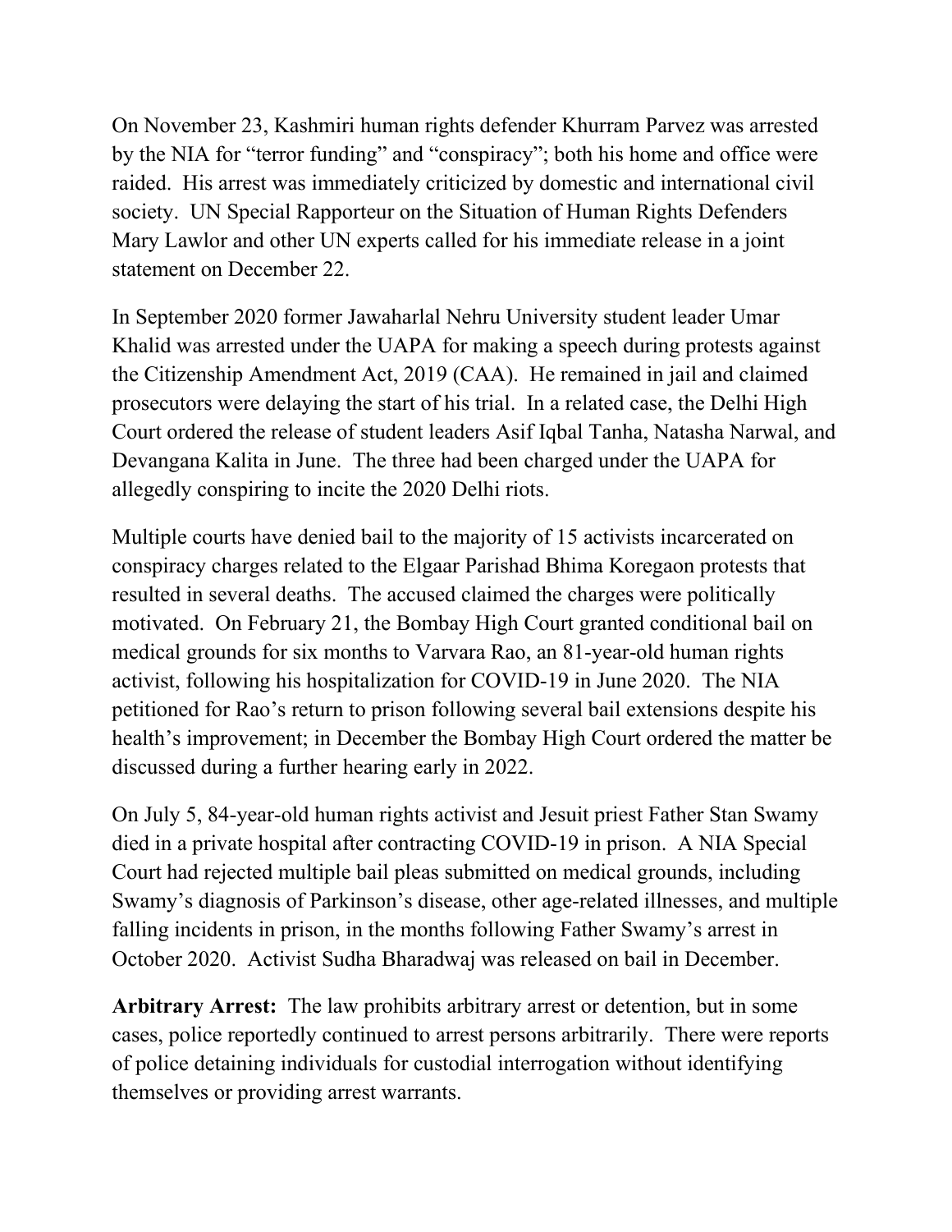On November 23, Kashmiri human rights defender Khurram Parvez was arrested by the NIA for "terror funding" and "conspiracy"; both his home and office were raided. His arrest was immediately criticized by domestic and international civil society. UN Special Rapporteur on the Situation of Human Rights Defenders Mary Lawlor and other UN experts called for his immediate release in a joint statement on December 22.

In September 2020 former Jawaharlal Nehru University student leader Umar Khalid was arrested under the UAPA for making a speech during protests against the Citizenship Amendment Act, 2019 (CAA). He remained in jail and claimed prosecutors were delaying the start of his trial. In a related case, the Delhi High Court ordered the release of student leaders Asif Iqbal Tanha, Natasha Narwal, and Devangana Kalita in June. The three had been charged under the UAPA for allegedly conspiring to incite the 2020 Delhi riots.

Multiple courts have denied bail to the majority of 15 activists incarcerated on conspiracy charges related to the Elgaar Parishad Bhima Koregaon protests that resulted in several deaths. The accused claimed the charges were politically motivated. On February 21, the Bombay High Court granted conditional bail on medical grounds for six months to Varvara Rao, an 81-year-old human rights activist, following his hospitalization for COVID-19 in June 2020. The NIA petitioned for Rao's return to prison following several bail extensions despite his health's improvement; in December the Bombay High Court ordered the matter be discussed during a further hearing early in 2022.

On July 5, 84-year-old human rights activist and Jesuit priest Father Stan Swamy died in a private hospital after contracting COVID-19 in prison. A NIA Special Court had rejected multiple bail pleas submitted on medical grounds, including Swamy's diagnosis of Parkinson's disease, other age-related illnesses, and multiple falling incidents in prison, in the months following Father Swamy's arrest in October 2020. Activist Sudha Bharadwaj was released on bail in December.

**Arbitrary Arrest:** The law prohibits arbitrary arrest or detention, but in some cases, police reportedly continued to arrest persons arbitrarily. There were reports of police detaining individuals for custodial interrogation without identifying themselves or providing arrest warrants.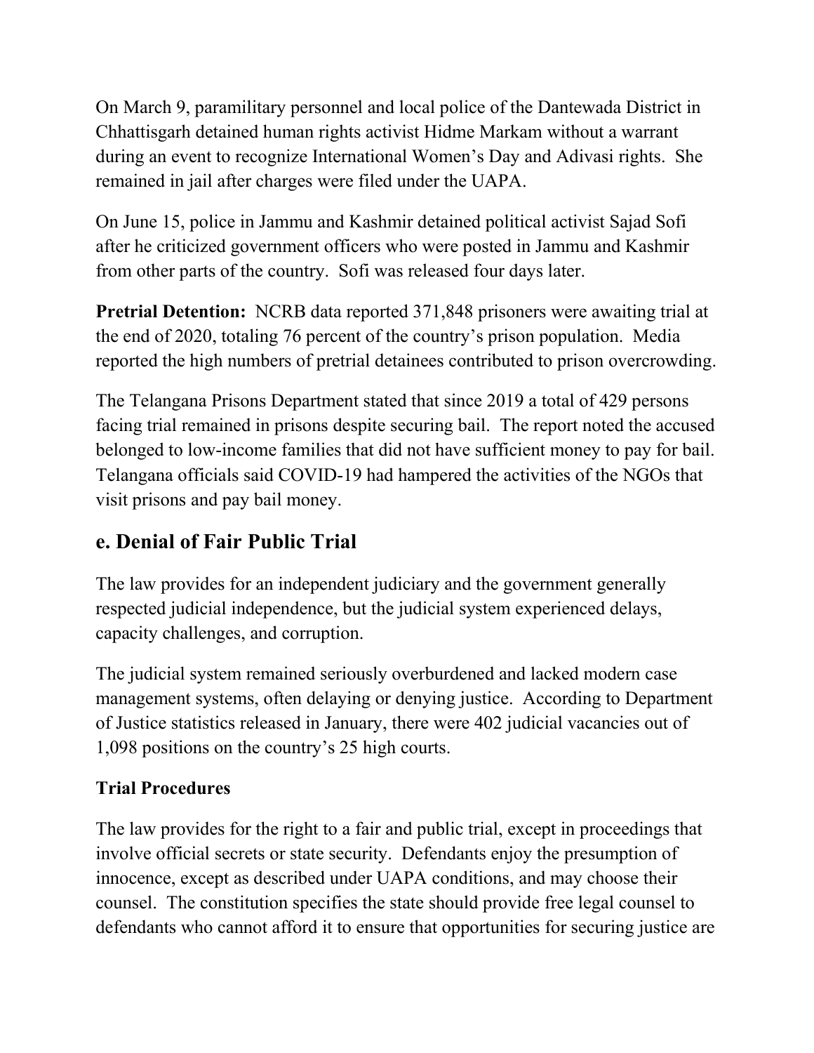On March 9, paramilitary personnel and local police of the Dantewada District in Chhattisgarh detained human rights activist Hidme Markam without a warrant during an event to recognize International Women's Day and Adivasi rights. She remained in jail after charges were filed under the UAPA.

On June 15, police in Jammu and Kashmir detained political activist Sajad Sofi after he criticized government officers who were posted in Jammu and Kashmir from other parts of the country. Sofi was released four days later.

**Pretrial Detention:** NCRB data reported 371,848 prisoners were awaiting trial at the end of 2020, totaling 76 percent of the country's prison population. Media reported the high numbers of pretrial detainees contributed to prison overcrowding.

The Telangana Prisons Department stated that since 2019 a total of 429 persons facing trial remained in prisons despite securing bail. The report noted the accused belonged to low-income families that did not have sufficient money to pay for bail. Telangana officials said COVID-19 had hampered the activities of the NGOs that visit prisons and pay bail money.

## e. Denial of Fair Public Trial

The law provides for an independent judiciary and the government generally respected judicial independence, but the judicial system experienced delays, capacity challenges, and corruption.

The judicial system remained seriously overburdened and lacked modern case management systems, often delaying or denying justice. According to Department of Justice statistics released in January, there were 402 judicial vacancies out of 1,098 positions on the country's 25 high courts.

### Trial Procedures

The law provides for the right to a fair and public trial, except in proceedings that involve official secrets or state security. Defendants enjoy the presumption of innocence, except as described under UAPA conditions, and may choose their counsel. The constitution specifies the state should provide free legal counsel to defendants who cannot afford it to ensure that opportunities for securing justice are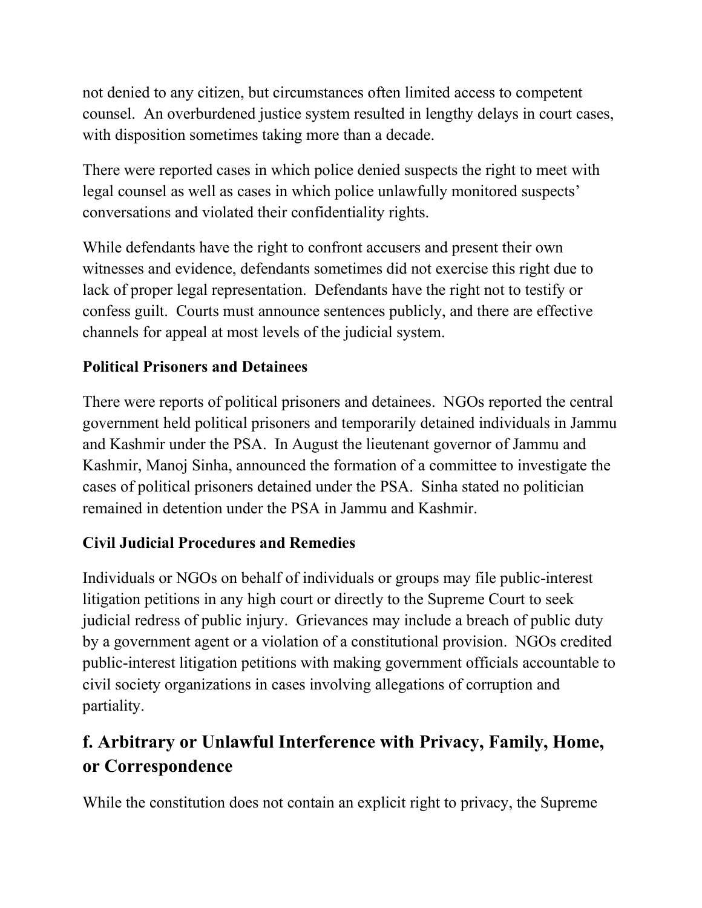not denied to any citizen, but circumstances often limited access to competent counsel. An overburdened justice system resulted in lengthy delays in court cases, with disposition sometimes taking more than a decade.

There were reported cases in which police denied suspects the right to meet with legal counsel as well as cases in which police unlawfully monitored suspects' conversations and violated their confidentiality rights.

While defendants have the right to confront accusers and present their own witnesses and evidence, defendants sometimes did not exercise this right due to lack of proper legal representation. Defendants have the right not to testify or confess guilt. Courts must announce sentences publicly, and there are effective channels for appeal at most levels of the judicial system.

**Political Prisoners and Detainees**

There were reports of political prisoners and detainees. NGOs reported the central government held political prisoners and temporarily detained individuals in Jammu and Kashmir under the PSA. In August the lieutenant governor of Jammu and Kashmir, Manoj Sinha, announced the formation of a committee to investigate the cases of political prisoners detained under the PSA. Sinha stated no politician remained in detention under the PSA in Jammu and Kashmir.

**Civil Judicial Procedures and Remedies**

Individuals or NGOs on behalf of individuals or groups may file public-interest litigation petitions in any high court or directly to the Supreme Court to seek judicial redress of public injury. Grievances may include a breach of public duty by a government agent or a violation of a constitutional provision. NGOs credited public-interest litigation petitions with making government officials accountable to civil society organizations in cases involving allegations of corruption and partiality.

## f. Arbitrary or Unlawful Interference with Privacy, Family, Home, or Correspondence

While the constitution does not contain an explicit right to privacy, the Supreme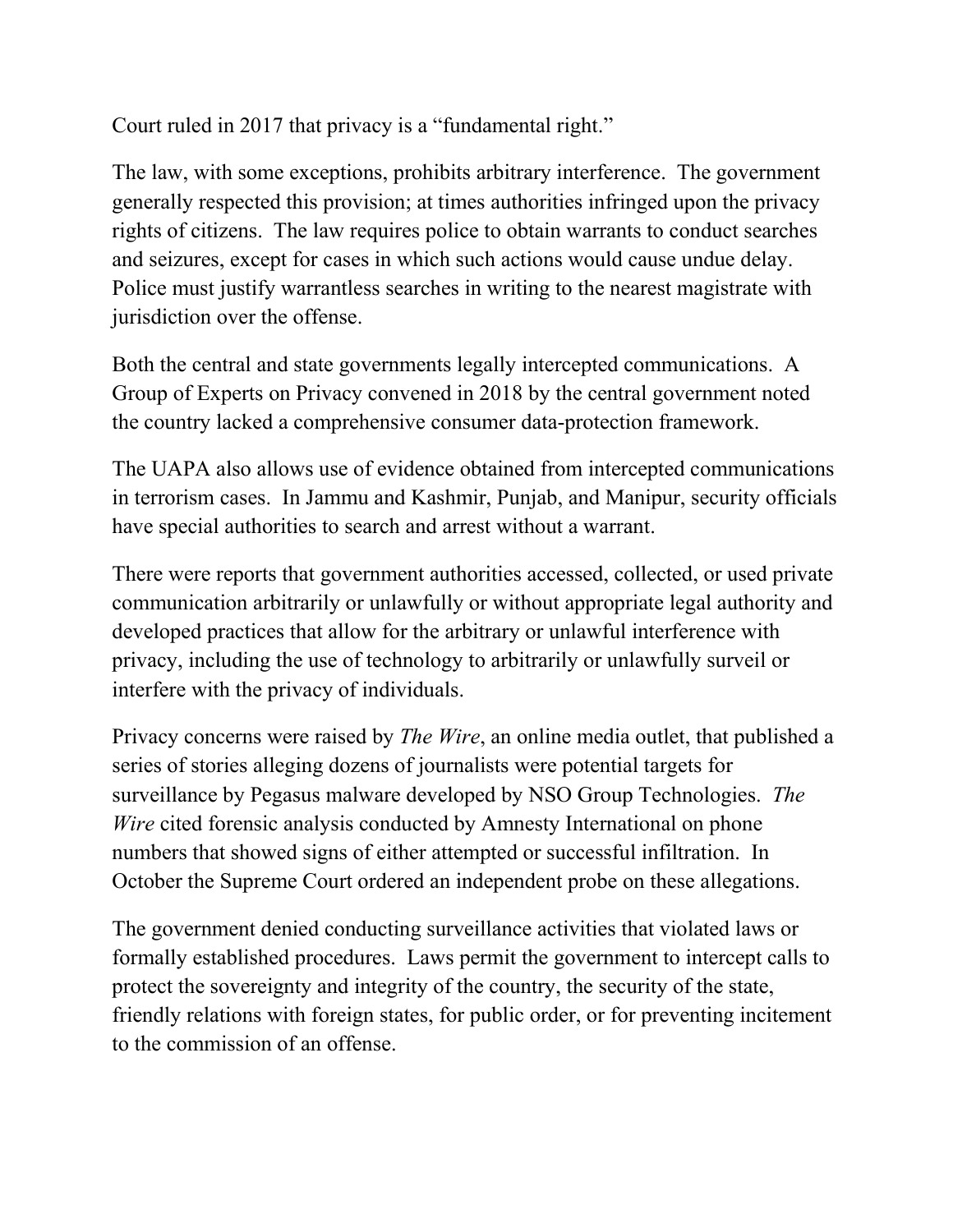Court ruled in 2017 that privacy is a "fundamental right."

The law, with some exceptions, prohibits arbitrary interference. The government generally respected this provision; at times authorities infringed upon the privacy rights of citizens. The law requires police to obtain warrants to conduct searches and seizures, except for cases in which such actions would cause undue delay. Police must justify warrantless searches in writing to the nearest magistrate with jurisdiction over the offense.

Both the central and state governments legally intercepted communications. A Group of Experts on Privacy convened in 2018 by the central government noted the country lacked a comprehensive consumer data-protection framework.

The UAPA also allows use of evidence obtained from intercepted communications in terrorism cases. In Jammu and Kashmir, Punjab, and Manipur, security officials have special authorities to search and arrest without a warrant.

There were reports that government authorities accessed, collected, or used private communication arbitrarily or unlawfully or without appropriate legal authority and developed practices that allow for the arbitrary or unlawful interference with privacy, including the use of technology to arbitrarily or unlawfully surveil or interfere with the privacy of individuals.

Privacy concerns were raised by *The Wire*, an online media outlet, that published a series of stories alleging dozens of journalists were potential targets for surveillance by Pegasus malware developed by NSO Group Technologies. *The Wire* cited forensic analysis conducted by Amnesty International on phone numbers that showed signs of either attempted or successful infiltration. In October the Supreme Court ordered an independent probe on these allegations.

The government denied conducting surveillance activities that violated laws or formally established procedures. Laws permit the government to intercept calls to protect the sovereignty and integrity of the country, the security of the state, friendly relations with foreign states, for public order, or for preventing incitement to the commission of an offense.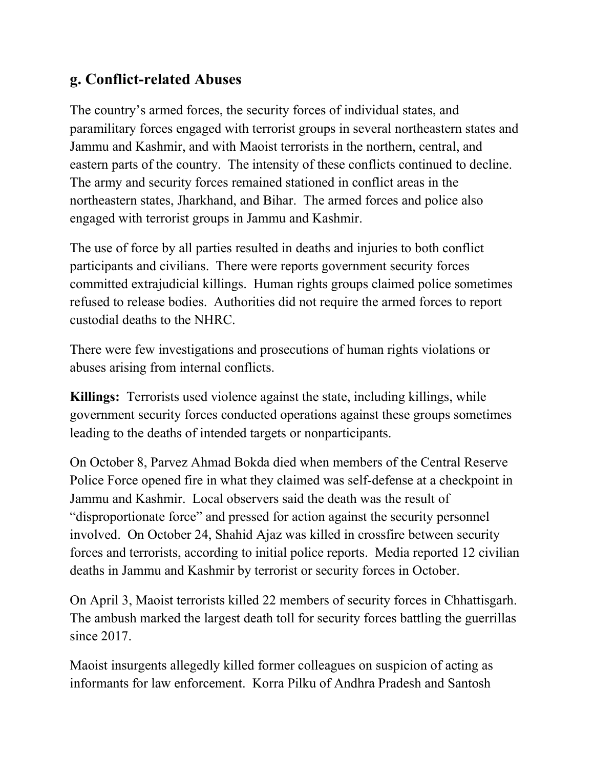## g. Conflict-related Abuses

The country's armed forces, the security forces of individual states, and paramilitary forces engaged with terrorist groups in several northeastern states and Jammu and Kashmir, and with Maoist terrorists in the northern, central, and eastern parts of the country. The intensity of these conflicts continued to decline. The army and security forces remained stationed in conflict areas in the northeastern states, Jharkhand, and Bihar. The armed forces and police also engaged with terrorist groups in Jammu and Kashmir.

The use of force by all parties resulted in deaths and injuries to both conflict participants and civilians. There were reports government security forces committed extrajudicial killings. Human rights groups claimed police sometimes refused to release bodies. Authorities did not require the armed forces to report custodial deaths to the NHRC.

There were few investigations and prosecutions of human rights violations or abuses arising from internal conflicts.

**Killings:** Terrorists used violence against the state, including killings, while government security forces conducted operations against these groups sometimes leading to the deaths of intended targets or nonparticipants.

On October 8, Parvez Ahmad Bokda died when members of the Central Reserve Police Force opened fire in what they claimed was self-defense at a checkpoint in Jammu and Kashmir. Local observers said the death was the result of "disproportionate force" and pressed for action against the security personnel involved. On October 24, Shahid Ajaz was killed in crossfire between security forces and terrorists, according to initial police reports. Media reported 12 civilian deaths in Jammu and Kashmir by terrorist or security forces in October.

On April 3, Maoist terrorists killed 22 members of security forces in Chhattisgarh. The ambush marked the largest death toll for security forces battling the guerrillas since 2017.

Maoist insurgents allegedly killed former colleagues on suspicion of acting as informants for law enforcement. Korra Pilku of Andhra Pradesh and Santosh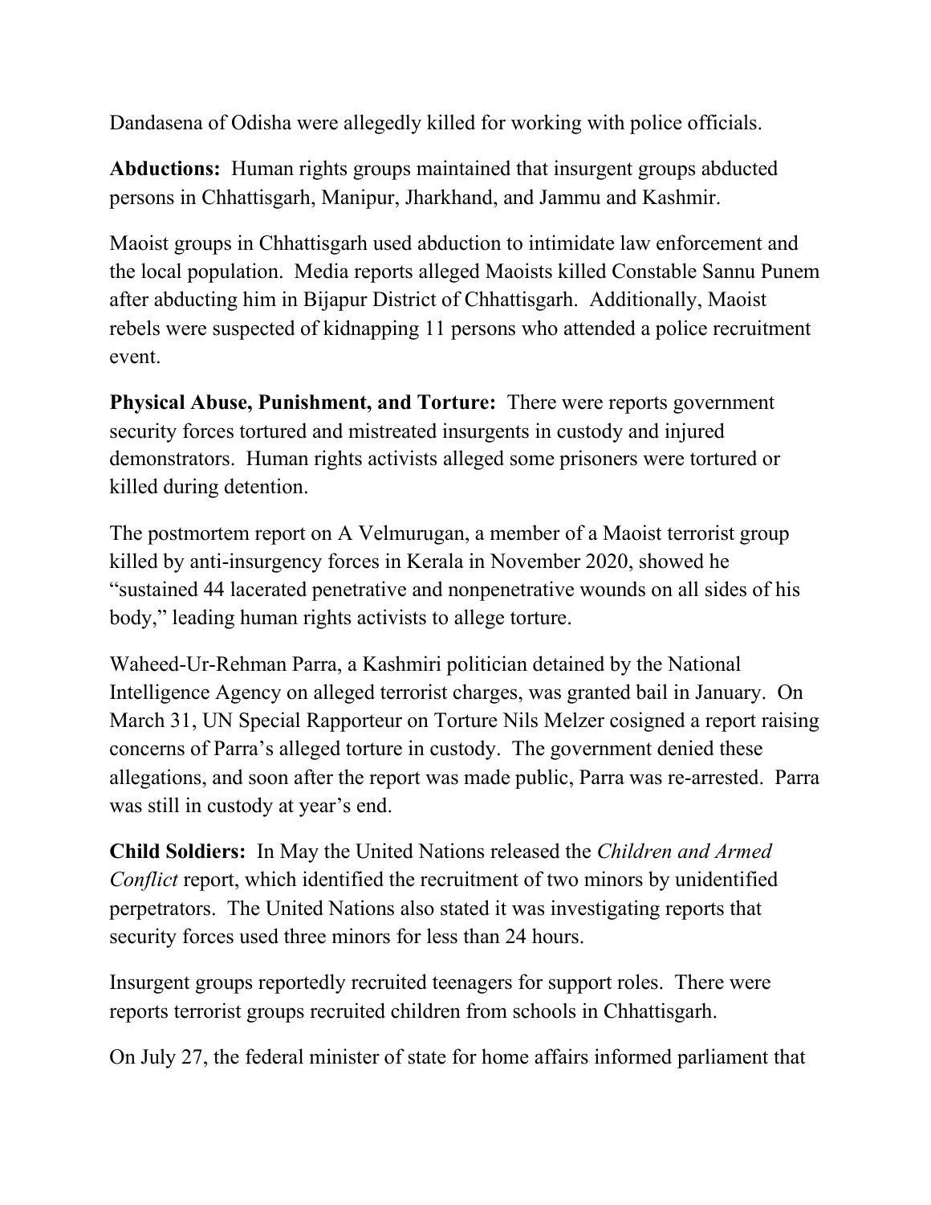Dandasena of Odisha were allegedly killed for working with police officials.

**Abductions:** Human rights groups maintained that insurgent groups abducted persons in Chhattisgarh, Manipur, Jharkhand, and Jammu and Kashmir.

Maoist groups in Chhattisgarh used abduction to intimidate law enforcement and the local population. Media reports alleged Maoists killed Constable Sannu Punem after abducting him in Bijapur District of Chhattisgarh. Additionally, Maoist rebels were suspected of kidnapping 11 persons who attended a police recruitment event.

**Physical Abuse, Punishment, and Torture:** There were reports government security forces tortured and mistreated insurgents in custody and injured demonstrators. Human rights activists alleged some prisoners were tortured or killed during detention.

The postmortem report on A Velmurugan, a member of a Maoist terrorist group killed by anti-insurgency forces in Kerala in November 2020, showed he "sustained 44 lacerated penetrative and nonpenetrative wounds on all sides of his body," leading human rights activists to allege torture.

Waheed-Ur-Rehman Parra, a Kashmiri politician detained by the National Intelligence Agency on alleged terrorist charges, was granted bail in January. On March 31, UN Special Rapporteur on Torture Nils Melzer cosigned a report raising concerns of Parra's alleged torture in custody. The government denied these allegations, and soon after the report was made public, Parra was re-arrested. Parra was still in custody at year's end.

**Child Soldiers:** In May the United Nations released the *Children and Armed Conflict* report, which identified the recruitment of two minors by unidentified perpetrators. The United Nations also stated it was investigating reports that security forces used three minors for less than 24 hours.

Insurgent groups reportedly recruited teenagers for support roles. There were reports terrorist groups recruited children from schools in Chhattisgarh.

On July 27, the federal minister of state for home affairs informed parliament that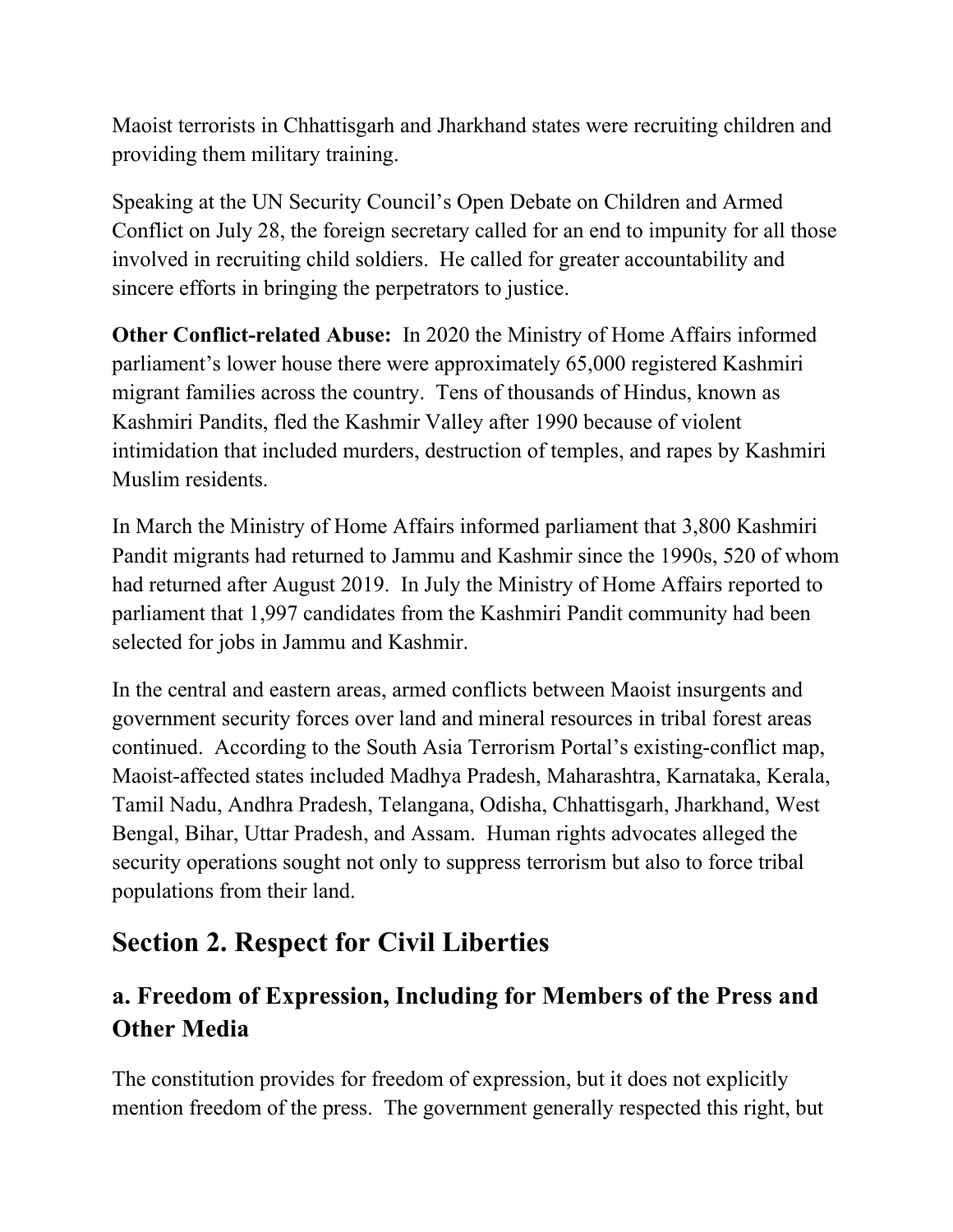Maoist terrorists in Chhattisgarh and Jharkhand states were recruiting children and providing them military training.

Speaking at the UN Security Council's Open Debate on Children and Armed Conflict on July 28, the foreign secretary called for an end to impunity for all those involved in recruiting child soldiers. He called for greater accountability and sincere efforts in bringing the perpetrators to justice.

**Other Conflict-related Abuse:** In 2020 the Ministry of Home Affairs informed parliament's lower house there were approximately 65,000 registered Kashmiri migrant families across the country. Tens of thousands of Hindus, known as Kashmiri Pandits, fled the Kashmir Valley after 1990 because of violent intimidation that included murders, destruction of temples, and rapes by Kashmiri Muslim residents.

In March the Ministry of Home Affairs informed parliament that 3,800 Kashmiri Pandit migrants had returned to Jammu and Kashmir since the 1990s, 520 of whom had returned after August 2019. In July the Ministry of Home Affairs reported to parliament that 1,997 candidates from the Kashmiri Pandit community had been selected for jobs in Jammu and Kashmir.

In the central and eastern areas, armed conflicts between Maoist insurgents and government security forces over land and mineral resources in tribal forest areas continued. According to the South Asia Terrorism Portal's existing-conflict map, Maoist-affected states included Madhya Pradesh, Maharashtra, Karnataka, Kerala, Tamil Nadu, Andhra Pradesh, Telangana, Odisha, Chhattisgarh, Jharkhand, West Bengal, Bihar, Uttar Pradesh, and Assam. Human rights advocates alleged the security operations sought not only to suppress terrorism but also to force tribal populations from their land.

## Section 2. Respect for Civil Liberties

### a. Freedom of Expression, Including for Members of the Press and Other Media

The constitution provides for freedom of expression, but it does not explicitly mention freedom of the press. The government generally respected this right, but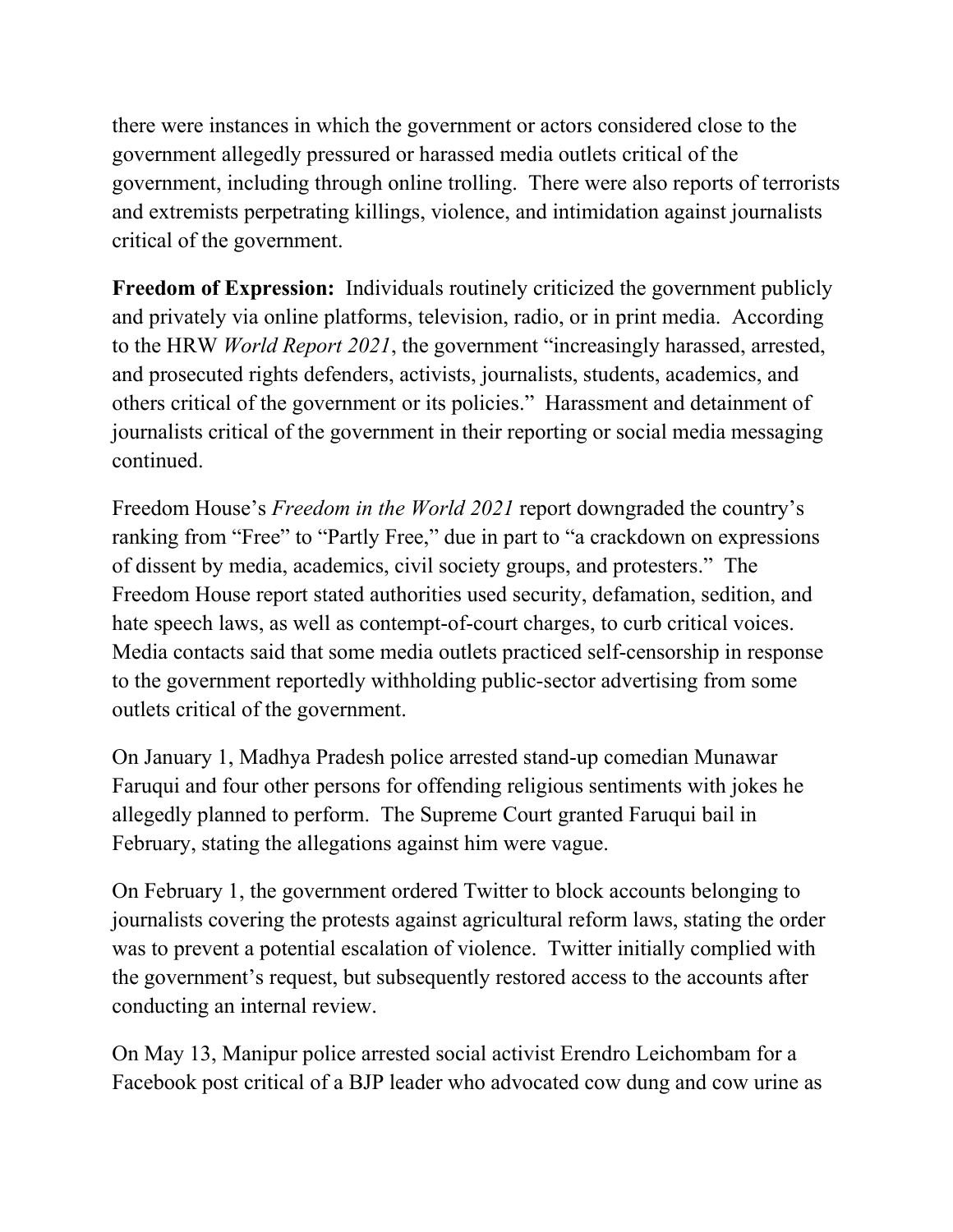there were instances in which the government or actors considered close to the government allegedly pressured or harassed media outlets critical of the government, including through online trolling. There were also reports of terrorists and extremists perpetrating killings, violence, and intimidation against journalists critical of the government.

**Freedom of Expression:** Individuals routinely criticized the government publicly and privately via online platforms, television, radio, or in print media. According to the HRW *World Report 2021*, the government "increasingly harassed, arrested, and prosecuted rights defenders, activists, journalists, students, academics, and others critical of the government or its policies." Harassment and detainment of journalists critical of the government in their reporting or social media messaging continued.

Freedom House's *Freedom in the World 2021* report downgraded the country's ranking from "Free" to "Partly Free," due in part to "a crackdown on expressions of dissent by media, academics, civil society groups, and protesters." The Freedom House report stated authorities used security, defamation, sedition, and hate speech laws, as well as contempt-of-court charges, to curb critical voices. Media contacts said that some media outlets practiced self-censorship in response to the government reportedly withholding public-sector advertising from some outlets critical of the government.

On January 1, Madhya Pradesh police arrested stand-up comedian Munawar Faruqui and four other persons for offending religious sentiments with jokes he allegedly planned to perform. The Supreme Court granted Faruqui bail in February, stating the allegations against him were vague.

On February 1, the government ordered Twitter to block accounts belonging to journalists covering the protests against agricultural reform laws, stating the order was to prevent a potential escalation of violence. Twitter initially complied with the government's request, but subsequently restored access to the accounts after conducting an internal review.

On May 13, Manipur police arrested social activist Erendro Leichombam for a Facebook post critical of a BJP leader who advocated cow dung and cow urine as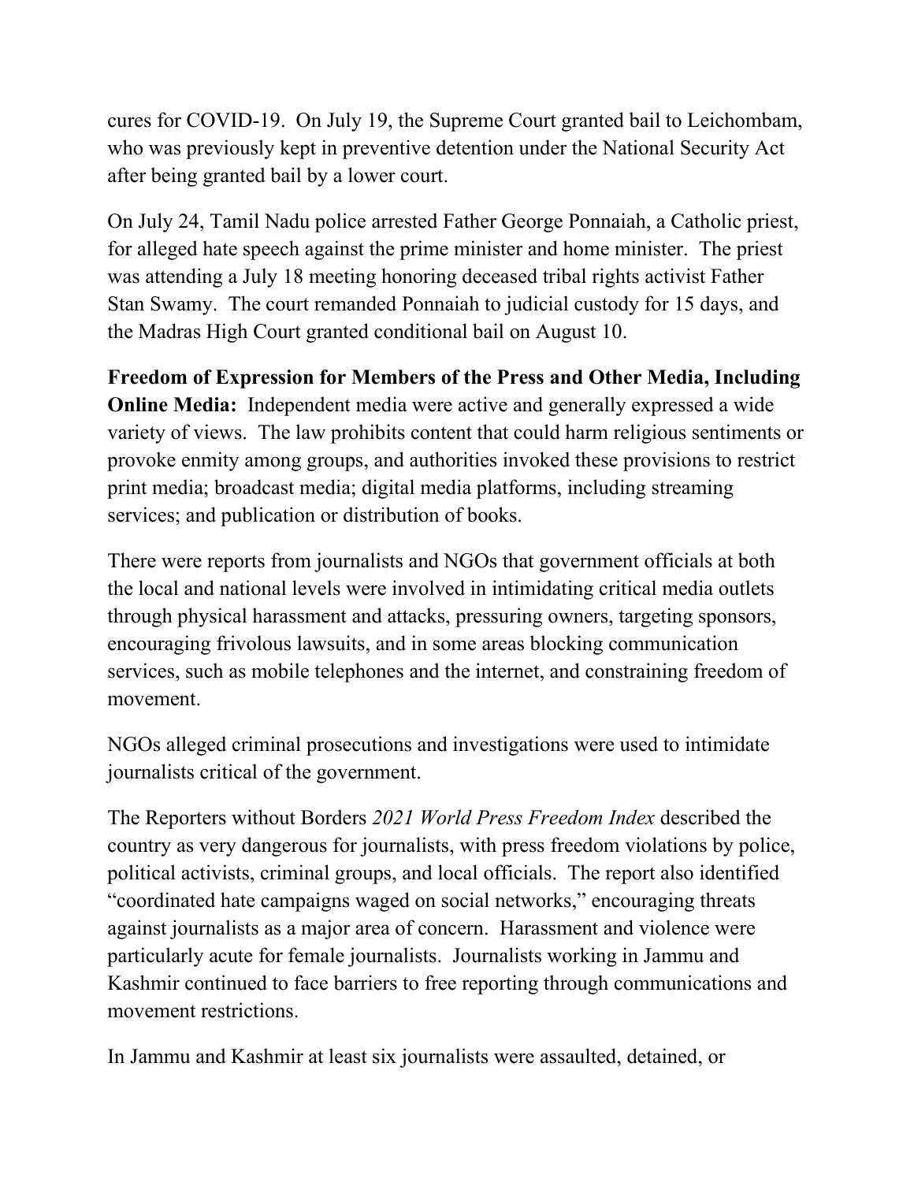cures for COVID-19. On July 19, the Supreme Court granted bail to Leichombam, who was previously kept in preventive detention under the National Security Act after being granted bail by a lower court.

On July 24, Tamil Nadu police arrested Father George Ponnaiah, a Catholic priest, for alleged hate speech against the prime minister and home minister. The priest was attending a July 18 meeting honoring deceased tribal rights activist Father Stan Swamy. The court remanded Ponnaiah to judicial custody for 15 days, and the Madras High Court granted conditional bail on August 10.

**Freedom of Expression for Members of the Press and Other Media, Including Online Media:** Independent media were active and generally expressed a wide variety of views. The law prohibits content that could harm religious sentiments or provoke enmity among groups, and authorities invoked these provisions to restrict print media; broadcast media; digital media platforms, including streaming services; and publication or distribution of books.

There were reports from journalists and NGOs that government officials at both the local and national levels were involved in intimidating critical media outlets through physical harassment and attacks, pressuring owners, targeting sponsors, encouraging frivolous lawsuits, and in some areas blocking communication services, such as mobile telephones and the internet, and constraining freedom of movement.

NGOs alleged criminal prosecutions and investigations were used to intimidate journalists critical of the government.

The Reporters without Borders *2021 World Press Freedom Index* described the country as very dangerous for journalists, with press freedom violations by police, political activists, criminal groups, and local officials. The report also identified "coordinated hate campaigns waged on social networks," encouraging threats against journalists as a major area of concern. Harassment and violence were particularly acute for female journalists. Journalists working in Jammu and Kashmir continued to face barriers to free reporting through communications and movement restrictions.

In Jammu and Kashmir at least six journalists were assaulted, detained, or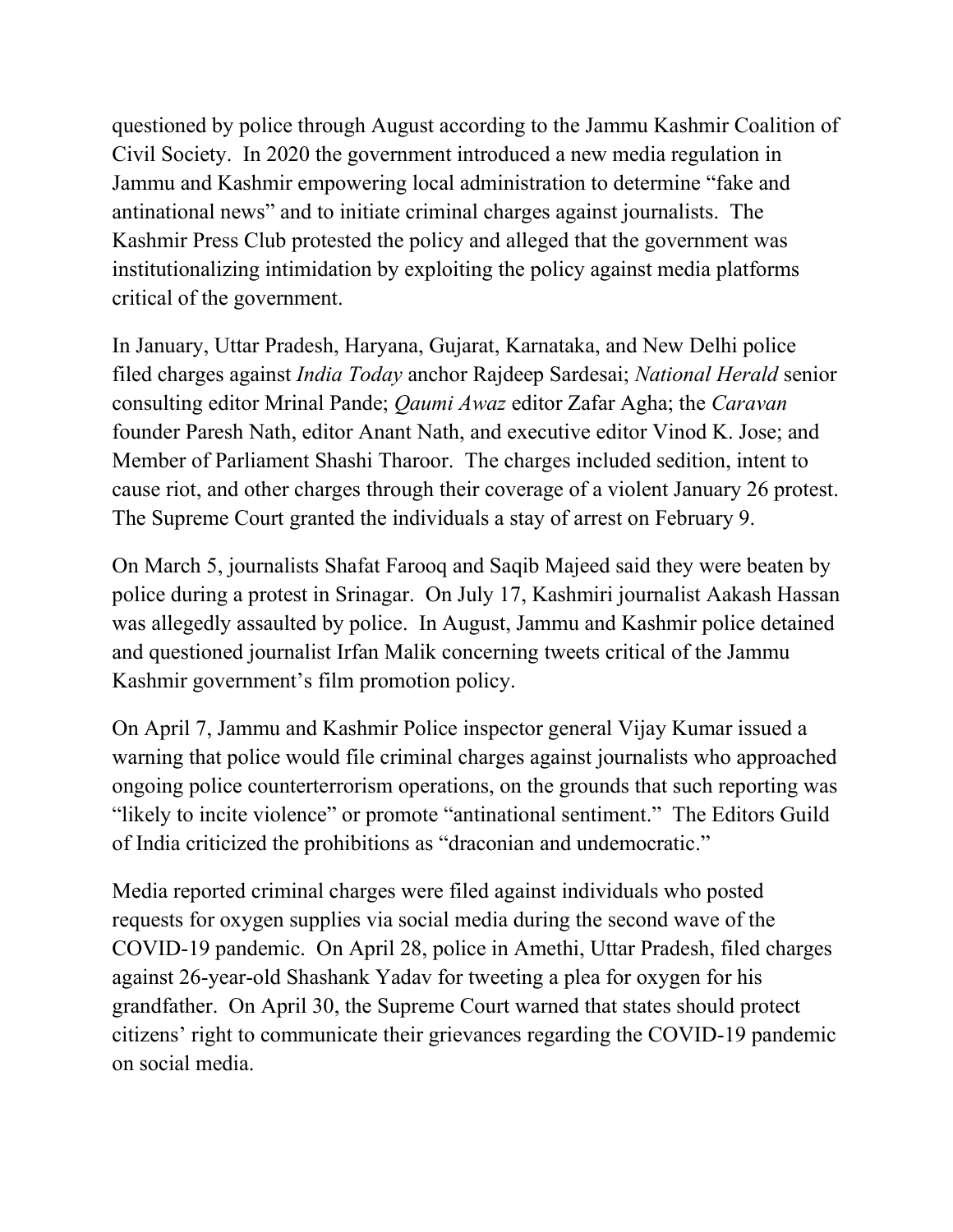questioned by police through August according to the Jammu Kashmir Coalition of Civil Society. In 2020 the government introduced a new media regulation in Jammu and Kashmir empowering local administration to determine "fake and antinational news" and to initiate criminal charges against journalists. The Kashmir Press Club protested the policy and alleged that the government was institutionalizing intimidation by exploiting the policy against media platforms critical of the government.

In January, Uttar Pradesh, Haryana, Gujarat, Karnataka, and New Delhi police filed charges against *India Today* anchor Rajdeep Sardesai; *National Herald* senior consulting editor Mrinal Pande; *Qaumi Awaz* editor Zafar Agha; the *Caravan* founder Paresh Nath, editor Anant Nath, and executive editor Vinod K. Jose; and Member of Parliament Shashi Tharoor. The charges included sedition, intent to cause riot, and other charges through their coverage of a violent January 26 protest. The Supreme Court granted the individuals a stay of arrest on February 9.

On March 5, journalists Shafat Farooq and Saqib Majeed said they were beaten by police during a protest in Srinagar. On July 17, Kashmiri journalist Aakash Hassan was allegedly assaulted by police. In August, Jammu and Kashmir police detained and questioned journalist Irfan Malik concerning tweets critical of the Jammu Kashmir government's film promotion policy.

On April 7, Jammu and Kashmir Police inspector general Vijay Kumar issued a warning that police would file criminal charges against journalists who approached ongoing police counterterrorism operations, on the grounds that such reporting was "likely to incite violence" or promote "antinational sentiment." The Editors Guild of India criticized the prohibitions as "draconian and undemocratic."

Media reported criminal charges were filed against individuals who posted requests for oxygen supplies via social media during the second wave of the COVID-19 pandemic. On April 28, police in Amethi, Uttar Pradesh, filed charges against 26-year-old Shashank Yadav for tweeting a plea for oxygen for his grandfather. On April 30, the Supreme Court warned that states should protect citizens' right to communicate their grievances regarding the COVID-19 pandemic on social media.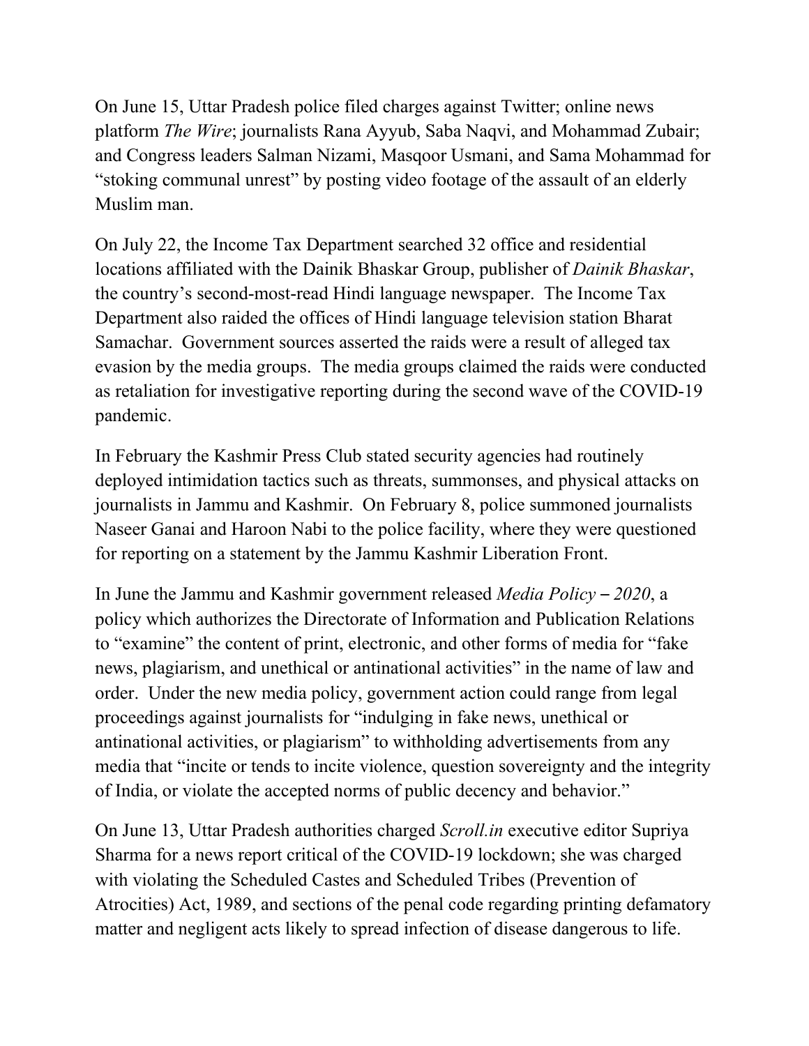On June 15, Uttar Pradesh police filed charges against Twitter; online news platform *The Wire*; journalists Rana Ayyub, Saba Naqvi, and Mohammad Zubair; and Congress leaders Salman Nizami, Masqoor Usmani, and Sama Mohammad for "stoking communal unrest" by posting video footage of the assault of an elderly Muslim man.

On July 22, the Income Tax Department searched 32 office and residential locations affiliated with the Dainik Bhaskar Group, publisher of *Dainik Bhaskar*, the country's second-most-read Hindi language newspaper. The Income Tax Department also raided the offices of Hindi language television station Bharat Samachar. Government sources asserted the raids were a result of alleged tax evasion by the media groups. The media groups claimed the raids were conducted as retaliation for investigative reporting during the second wave of the COVID-19 pandemic.

In February the Kashmir Press Club stated security agencies had routinely deployed intimidation tactics such as threats, summonses, and physical attacks on journalists in Jammu and Kashmir. On February 8, police summoned journalists Naseer Ganai and Haroon Nabi to the police facility, where they were questioned for reporting on a statement by the Jammu Kashmir Liberation Front.

In June the Jammu and Kashmir government released *Media Policy – 2020*, a policy which authorizes the Directorate of Information and Publication Relations to "examine" the content of print, electronic, and other forms of media for "fake news, plagiarism, and unethical or antinational activities" in the name of law and order. Under the new media policy, government action could range from legal proceedings against journalists for "indulging in fake news, unethical or antinational activities, or plagiarism" to withholding advertisements from any media that "incite or tends to incite violence, question sovereignty and the integrity of India, or violate the accepted norms of public decency and behavior."

On June 13, Uttar Pradesh authorities charged *Scroll.in* executive editor Supriya Sharma for a news report critical of the COVID-19 lockdown; she was charged with violating the Scheduled Castes and Scheduled Tribes (Prevention of Atrocities) Act, 1989, and sections of the penal code regarding printing defamatory matter and negligent acts likely to spread infection of disease dangerous to life.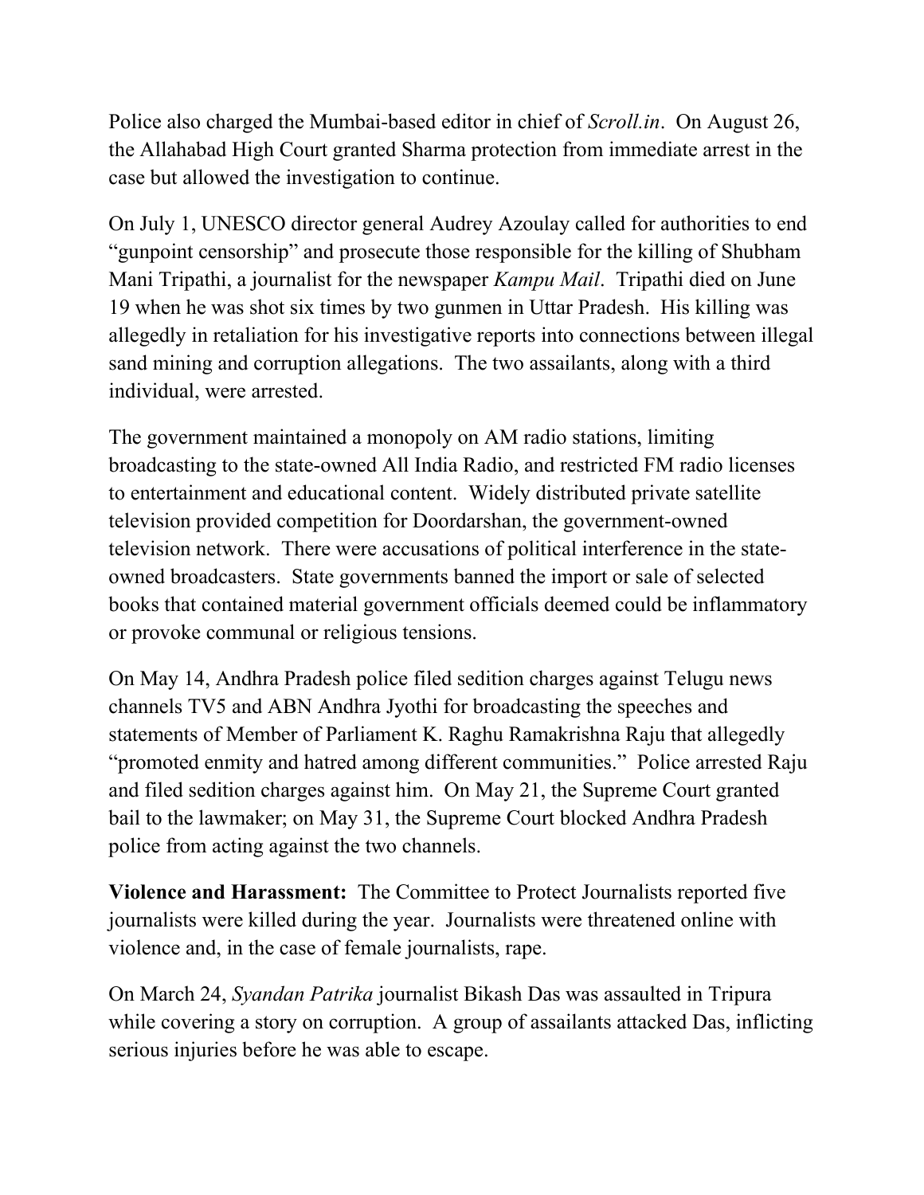Police also charged the Mumbai-based editor in chief of *Scroll.in*. On August 26, the Allahabad High Court granted Sharma protection from immediate arrest in the case but allowed the investigation to continue.

On July 1, UNESCO director general Audrey Azoulay called for authorities to end "gunpoint censorship" and prosecute those responsible for the killing of Shubham Mani Tripathi, a journalist for the newspaper *Kampu Mail*. Tripathi died on June 19 when he was shot six times by two gunmen in Uttar Pradesh. His killing was allegedly in retaliation for his investigative reports into connections between illegal sand mining and corruption allegations. The two assailants, along with a third individual, were arrested.

The government maintained a monopoly on AM radio stations, limiting broadcasting to the state-owned All India Radio, and restricted FM radio licenses to entertainment and educational content. Widely distributed private satellite television provided competition for Doordarshan, the government-owned television network. There were accusations of political interference in the state-owned broadcasters. State governments banned the import or sale of selected books that contained material government officials deemed could be inflammatory or provoke communal or religious tensions.

On May 14, Andhra Pradesh police filed sedition charges against Telugu news channels TV5 and ABN Andhra Jyothi for broadcasting the speeches and statements of Member of Parliament K. Raghu Ramakrishna Raju that allegedly "promoted enmity and hatred among different communities." Police arrested Raju and filed sedition charges against him. On May 21, the Supreme Court granted bail to the lawmaker; on May 31, the Supreme Court blocked Andhra Pradesh police from acting against the two channels.

**Violence and Harassment:** The Committee to Protect Journalists reported five journalists were killed during the year. Journalists were threatened online with violence and, in the case of female journalists, rape.

On March 24, *Syandan Patrika* journalist Bikash Das was assaulted in Tripura while covering a story on corruption. A group of assailants attacked Das, inflicting serious injuries before he was able to escape.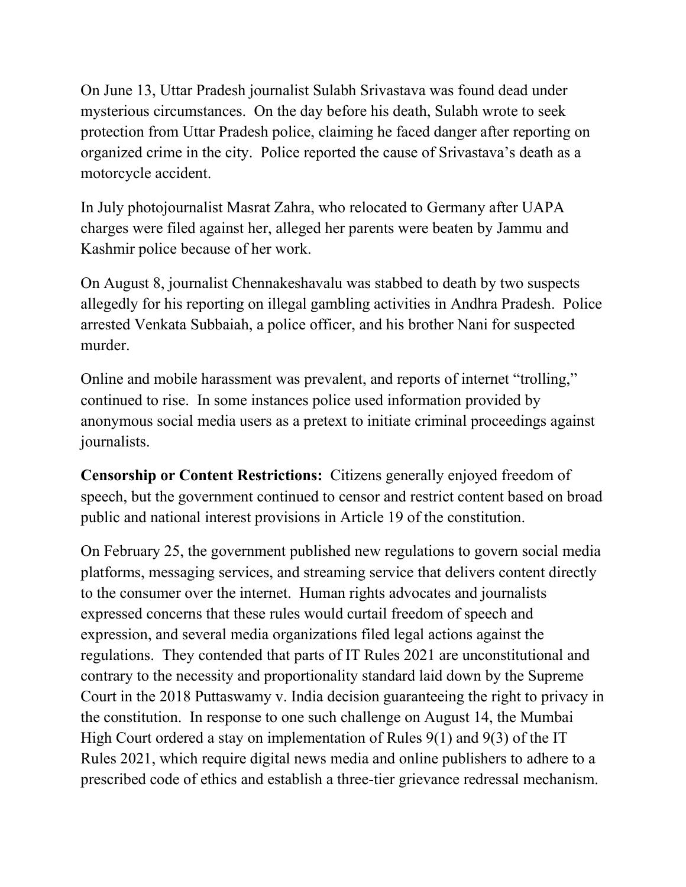On June 13, Uttar Pradesh journalist Sulabh Srivastava was found dead under mysterious circumstances. On the day before his death, Sulabh wrote to seek protection from Uttar Pradesh police, claiming he faced danger after reporting on organized crime in the city. Police reported the cause of Srivastava's death as a motorcycle accident.

In July photojournalist Masrat Zahra, who relocated to Germany after UAPA charges were filed against her, alleged her parents were beaten by Jammu and Kashmir police because of her work.

On August 8, journalist Chennakeshavalu was stabbed to death by two suspects allegedly for his reporting on illegal gambling activities in Andhra Pradesh. Police arrested Venkata Subbaiah, a police officer, and his brother Nani for suspected murder.

Online and mobile harassment was prevalent, and reports of internet "trolling," continued to rise. In some instances police used information provided by anonymous social media users as a pretext to initiate criminal proceedings against journalists.

**Censorship or Content Restrictions:** Citizens generally enjoyed freedom of speech, but the government continued to censor and restrict content based on broad public and national interest provisions in Article 19 of the constitution.

On February 25, the government published new regulations to govern social media platforms, messaging services, and streaming service that delivers content directly to the consumer over the internet. Human rights advocates and journalists expressed concerns that these rules would curtail freedom of speech and expression, and several media organizations filed legal actions against the regulations. They contended that parts of IT Rules 2021 are unconstitutional and contrary to the necessity and proportionality standard laid down by the Supreme Court in the 2018 Puttaswamy v. India decision guaranteeing the right to privacy in the constitution. In response to one such challenge on August 14, the Mumbai High Court ordered a stay on implementation of Rules 9(1) and 9(3) of the IT Rules 2021, which require digital news media and online publishers to adhere to a prescribed code of ethics and establish a three-tier grievance redressal mechanism.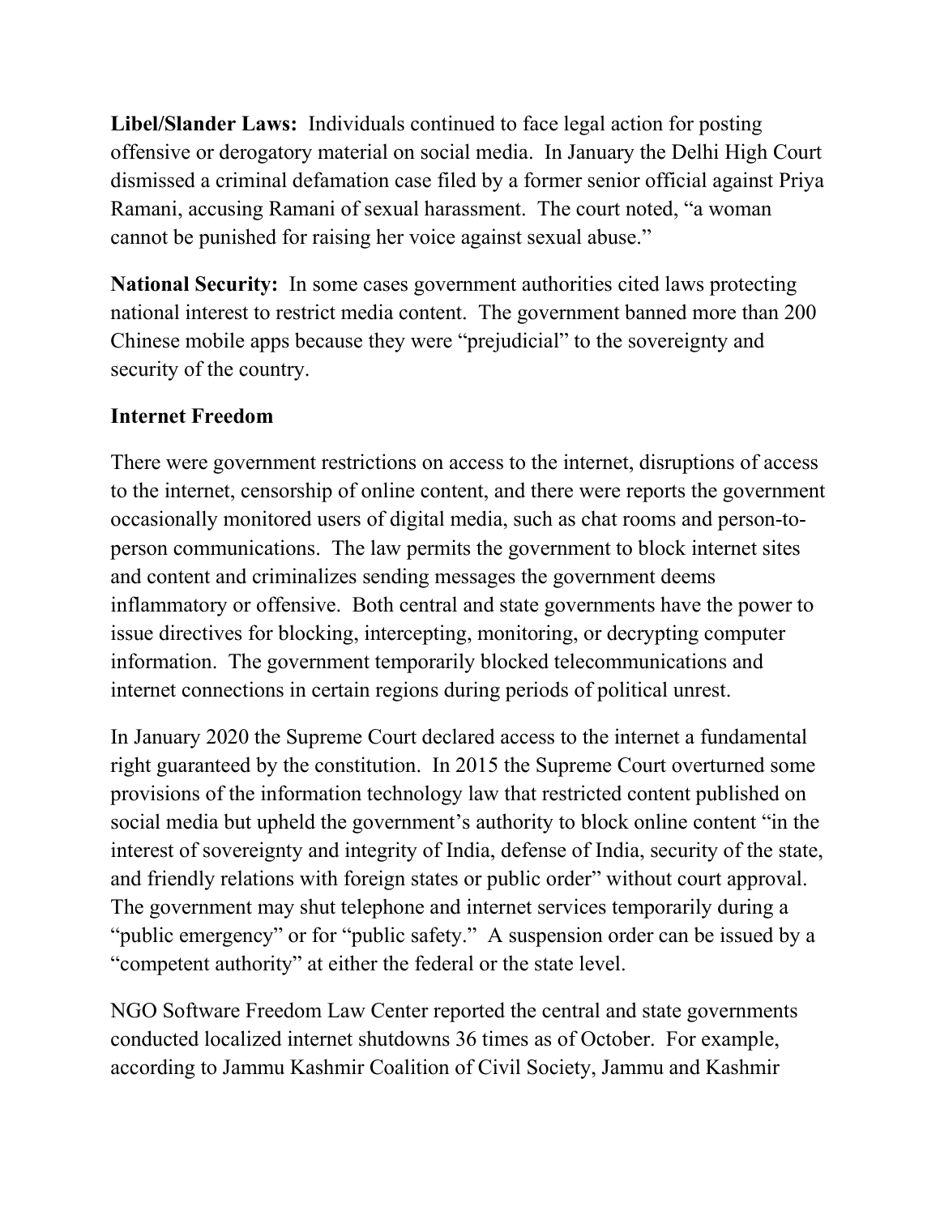**Libel/Slander Laws:** Individuals continued to face legal action for posting offensive or derogatory material on social media. In January the Delhi High Court dismissed a criminal defamation case filed by a former senior official against Priya Ramani, accusing Ramani of sexual harassment. The court noted, "a woman cannot be punished for raising her voice against sexual abuse."

**National Security:** In some cases government authorities cited laws protecting national interest to restrict media content. The government banned more than 200 Chinese mobile apps because they were "prejudicial" to the sovereignty and security of the country.

### Internet Freedom

There were government restrictions on access to the internet, disruptions of access to the internet, censorship of online content, and there were reports the government occasionally monitored users of digital media, such as chat rooms and person-to-person communications. The law permits the government to block internet sites and content and criminalizes sending messages the government deems inflammatory or offensive. Both central and state governments have the power to issue directives for blocking, intercepting, monitoring, or decrypting computer information. The government temporarily blocked telecommunications and internet connections in certain regions during periods of political unrest.

In January 2020 the Supreme Court declared access to the internet a fundamental right guaranteed by the constitution. In 2015 the Supreme Court overturned some provisions of the information technology law that restricted content published on social media but upheld the government's authority to block online content "in the interest of sovereignty and integrity of India, defense of India, security of the state, and friendly relations with foreign states or public order" without court approval. The government may shut telephone and internet services temporarily during a "public emergency" or for "public safety." A suspension order can be issued by a "competent authority" at either the federal or the state level.

NGO Software Freedom Law Center reported the central and state governments conducted localized internet shutdowns 36 times as of October. For example, according to Jammu Kashmir Coalition of Civil Society, Jammu and Kashmir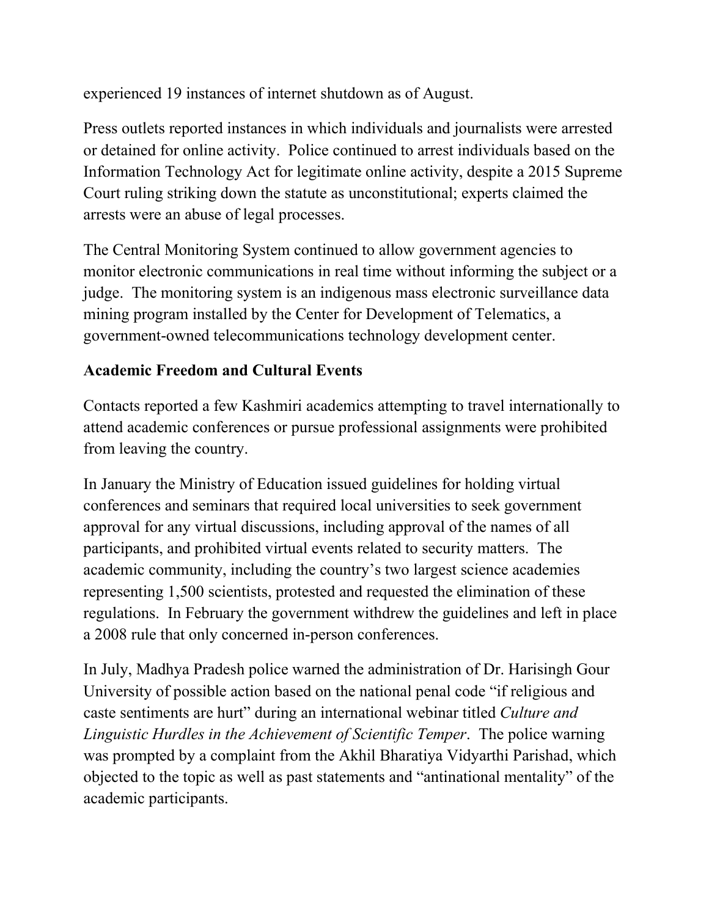experienced 19 instances of internet shutdown as of August.

Press outlets reported instances in which individuals and journalists were arrested or detained for online activity. Police continued to arrest individuals based on the Information Technology Act for legitimate online activity, despite a 2015 Supreme Court ruling striking down the statute as unconstitutional; experts claimed the arrests were an abuse of legal processes.

The Central Monitoring System continued to allow government agencies to monitor electronic communications in real time without informing the subject or a judge. The monitoring system is an indigenous mass electronic surveillance data mining program installed by the Center for Development of Telematics, a government-owned telecommunications technology development center.

**Academic Freedom and Cultural Events**

Contacts reported a few Kashmiri academics attempting to travel internationally to attend academic conferences or pursue professional assignments were prohibited from leaving the country.

In January the Ministry of Education issued guidelines for holding virtual conferences and seminars that required local universities to seek government approval for any virtual discussions, including approval of the names of all participants, and prohibited virtual events related to security matters. The academic community, including the country's two largest science academies representing 1,500 scientists, protested and requested the elimination of these regulations. In February the government withdrew the guidelines and left in place a 2008 rule that only concerned in-person conferences.

In July, Madhya Pradesh police warned the administration of Dr. Harisingh Gour University of possible action based on the national penal code "if religious and caste sentiments are hurt" during an international webinar titled *Culture and Linguistic Hurdles in the Achievement of Scientific Temper*. The police warning was prompted by a complaint from the Akhil Bharatiya Vidyarthi Parishad, which objected to the topic as well as past statements and "antinational mentality" of the academic participants.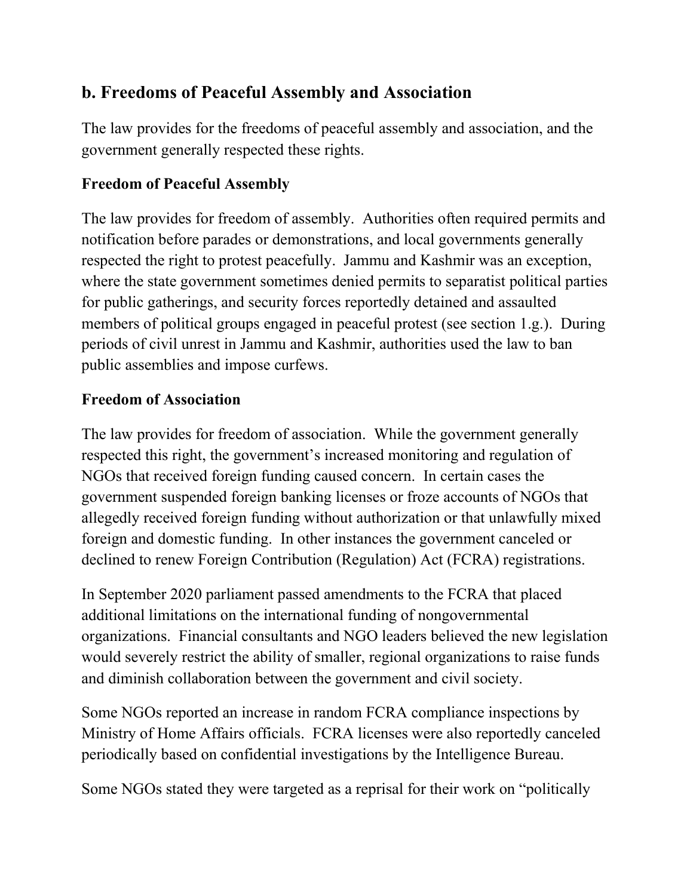## b. Freedoms of Peaceful Assembly and Association

The law provides for the freedoms of peaceful assembly and association, and the government generally respected these rights.

### Freedom of Peaceful Assembly

The law provides for freedom of assembly. Authorities often required permits and notification before parades or demonstrations, and local governments generally respected the right to protest peacefully. Jammu and Kashmir was an exception, where the state government sometimes denied permits to separatist political parties for public gatherings, and security forces reportedly detained and assaulted members of political groups engaged in peaceful protest (see section 1.g.). During periods of civil unrest in Jammu and Kashmir, authorities used the law to ban public assemblies and impose curfews.

### Freedom of Association

The law provides for freedom of association. While the government generally respected this right, the government's increased monitoring and regulation of NGOs that received foreign funding caused concern. In certain cases the government suspended foreign banking licenses or froze accounts of NGOs that allegedly received foreign funding without authorization or that unlawfully mixed foreign and domestic funding. In other instances the government canceled or declined to renew Foreign Contribution (Regulation) Act (FCRA) registrations.

In September 2020 parliament passed amendments to the FCRA that placed additional limitations on the international funding of nongovernmental organizations. Financial consultants and NGO leaders believed the new legislation would severely restrict the ability of smaller, regional organizations to raise funds and diminish collaboration between the government and civil society.

Some NGOs reported an increase in random FCRA compliance inspections by Ministry of Home Affairs officials. FCRA licenses were also reportedly canceled periodically based on confidential investigations by the Intelligence Bureau.

Some NGOs stated they were targeted as a reprisal for their work on "politically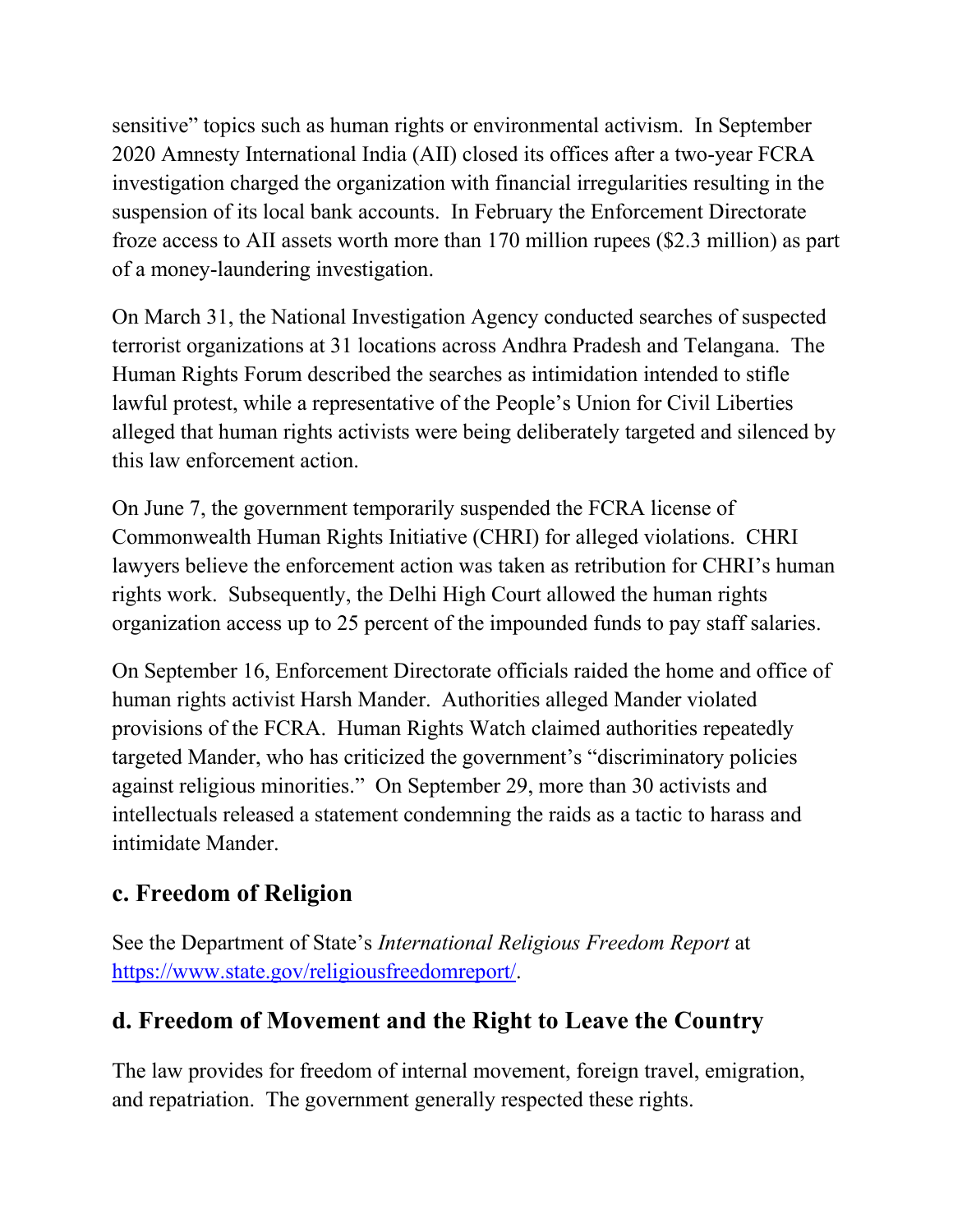sensitive" topics such as human rights or environmental activism. In September 2020 Amnesty International India (AII) closed its offices after a two-year FCRA investigation charged the organization with financial irregularities resulting in the suspension of its local bank accounts. In February the Enforcement Directorate froze access to AII assets worth more than 170 million rupees ($2.3 million) as part of a money-laundering investigation.

On March 31, the National Investigation Agency conducted searches of suspected terrorist organizations at 31 locations across Andhra Pradesh and Telangana. The Human Rights Forum described the searches as intimidation intended to stifle lawful protest, while a representative of the People's Union for Civil Liberties alleged that human rights activists were being deliberately targeted and silenced by this law enforcement action.

On June 7, the government temporarily suspended the FCRA license of Commonwealth Human Rights Initiative (CHRI) for alleged violations. CHRI lawyers believe the enforcement action was taken as retribution for CHRI's human rights work. Subsequently, the Delhi High Court allowed the human rights organization access up to 25 percent of the impounded funds to pay staff salaries.

On September 16, Enforcement Directorate officials raided the home and office of human rights activist Harsh Mander. Authorities alleged Mander violated provisions of the FCRA. Human Rights Watch claimed authorities repeatedly targeted Mander, who has criticized the government's "discriminatory policies against religious minorities." On September 29, more than 30 activists and intellectuals released a statement condemning the raids as a tactic to harass and intimidate Mander.

## c. Freedom of Religion

See the Department of State's *International Religious Freedom Report* at https://www.state.gov/religiousfreedomreport/.

## d. Freedom of Movement and the Right to Leave the Country

The law provides for freedom of internal movement, foreign travel, emigration, and repatriation. The government generally respected these rights.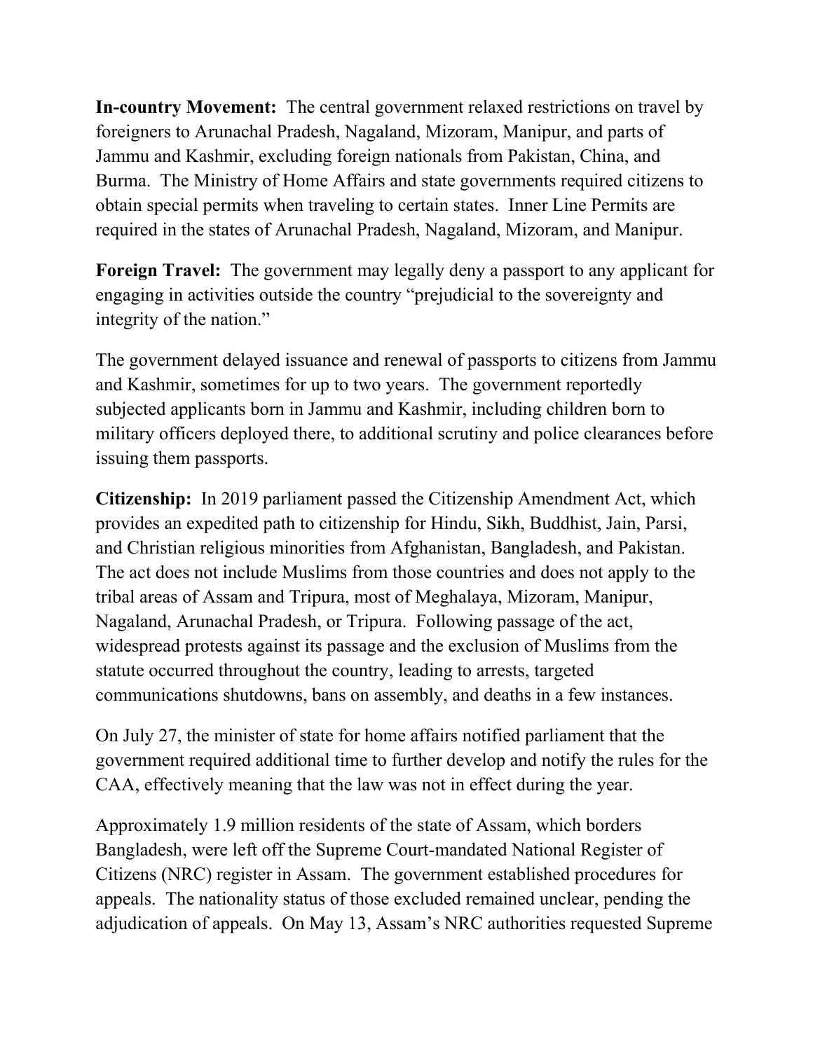**In-country Movement:** The central government relaxed restrictions on travel by foreigners to Arunachal Pradesh, Nagaland, Mizoram, Manipur, and parts of Jammu and Kashmir, excluding foreign nationals from Pakistan, China, and Burma. The Ministry of Home Affairs and state governments required citizens to obtain special permits when traveling to certain states. Inner Line Permits are required in the states of Arunachal Pradesh, Nagaland, Mizoram, and Manipur.

**Foreign Travel:** The government may legally deny a passport to any applicant for engaging in activities outside the country "prejudicial to the sovereignty and integrity of the nation."

The government delayed issuance and renewal of passports to citizens from Jammu and Kashmir, sometimes for up to two years. The government reportedly subjected applicants born in Jammu and Kashmir, including children born to military officers deployed there, to additional scrutiny and police clearances before issuing them passports.

**Citizenship:** In 2019 parliament passed the Citizenship Amendment Act, which provides an expedited path to citizenship for Hindu, Sikh, Buddhist, Jain, Parsi, and Christian religious minorities from Afghanistan, Bangladesh, and Pakistan. The act does not include Muslims from those countries and does not apply to the tribal areas of Assam and Tripura, most of Meghalaya, Mizoram, Manipur, Nagaland, Arunachal Pradesh, or Tripura. Following passage of the act, widespread protests against its passage and the exclusion of Muslims from the statute occurred throughout the country, leading to arrests, targeted communications shutdowns, bans on assembly, and deaths in a few instances.

On July 27, the minister of state for home affairs notified parliament that the government required additional time to further develop and notify the rules for the CAA, effectively meaning that the law was not in effect during the year.

Approximately 1.9 million residents of the state of Assam, which borders Bangladesh, were left off the Supreme Court-mandated National Register of Citizens (NRC) register in Assam. The government established procedures for appeals. The nationality status of those excluded remained unclear, pending the adjudication of appeals. On May 13, Assam's NRC authorities requested Supreme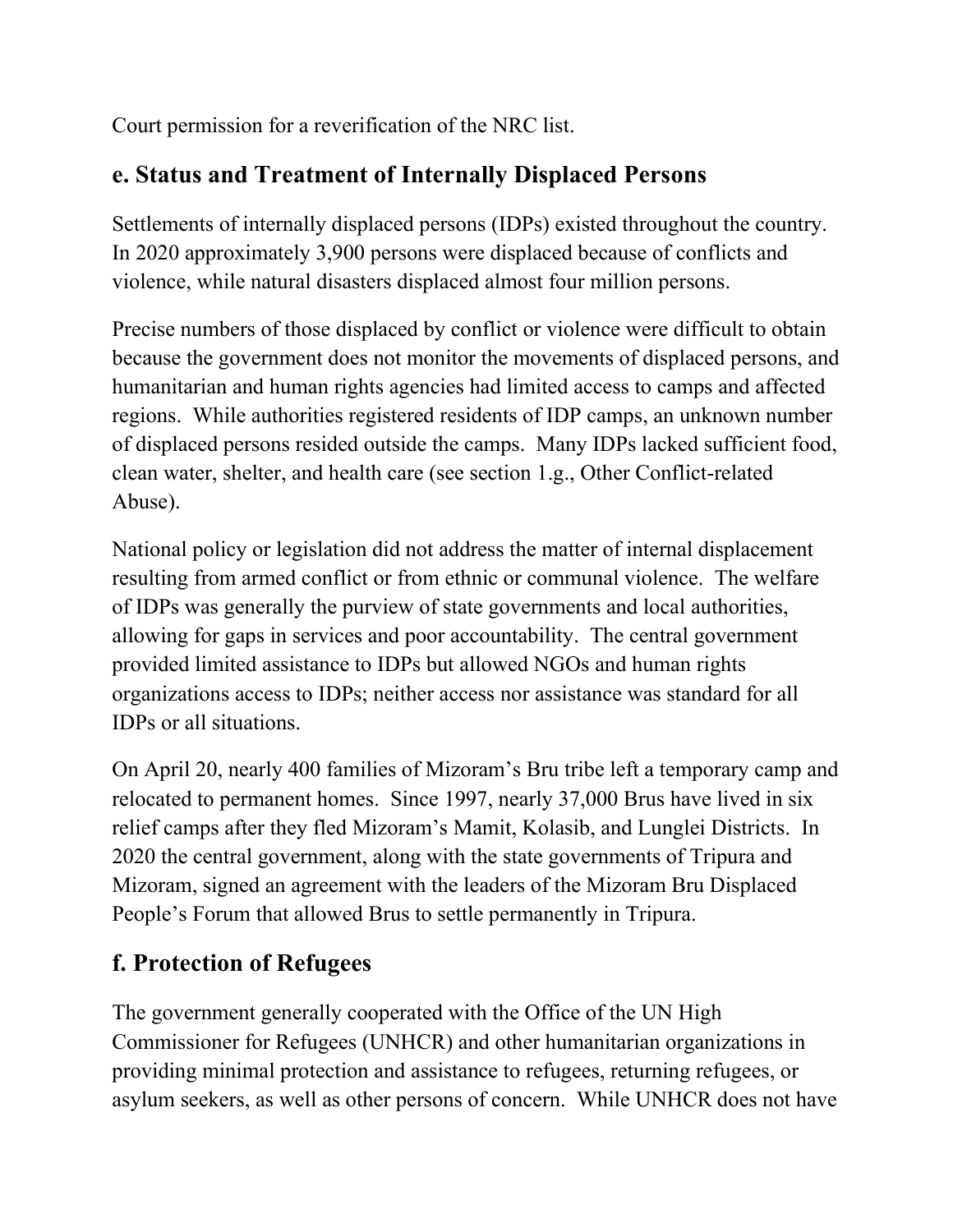Court permission for a reverification of the NRC list.

## e. Status and Treatment of Internally Displaced Persons

Settlements of internally displaced persons (IDPs) existed throughout the country. In 2020 approximately 3,900 persons were displaced because of conflicts and violence, while natural disasters displaced almost four million persons.

Precise numbers of those displaced by conflict or violence were difficult to obtain because the government does not monitor the movements of displaced persons, and humanitarian and human rights agencies had limited access to camps and affected regions. While authorities registered residents of IDP camps, an unknown number of displaced persons resided outside the camps. Many IDPs lacked sufficient food, clean water, shelter, and health care (see section 1.g., Other Conflict-related Abuse).

National policy or legislation did not address the matter of internal displacement resulting from armed conflict or from ethnic or communal violence. The welfare of IDPs was generally the purview of state governments and local authorities, allowing for gaps in services and poor accountability. The central government provided limited assistance to IDPs but allowed NGOs and human rights organizations access to IDPs; neither access nor assistance was standard for all IDPs or all situations.

On April 20, nearly 400 families of Mizoram's Bru tribe left a temporary camp and relocated to permanent homes. Since 1997, nearly 37,000 Brus have lived in six relief camps after they fled Mizoram's Mamit, Kolasib, and Lunglei Districts. In 2020 the central government, along with the state governments of Tripura and Mizoram, signed an agreement with the leaders of the Mizoram Bru Displaced People's Forum that allowed Brus to settle permanently in Tripura.

## f. Protection of Refugees

The government generally cooperated with the Office of the UN High Commissioner for Refugees (UNHCR) and other humanitarian organizations in providing minimal protection and assistance to refugees, returning refugees, or asylum seekers, as well as other persons of concern. While UNHCR does not have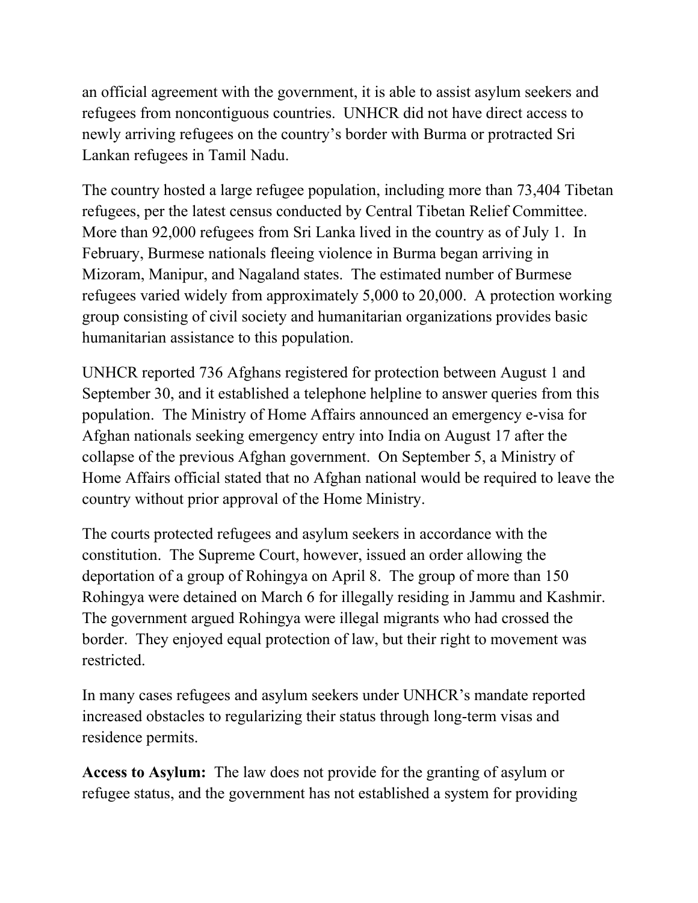an official agreement with the government, it is able to assist asylum seekers and refugees from noncontiguous countries. UNHCR did not have direct access to newly arriving refugees on the country's border with Burma or protracted Sri Lankan refugees in Tamil Nadu.

The country hosted a large refugee population, including more than 73,404 Tibetan refugees, per the latest census conducted by Central Tibetan Relief Committee. More than 92,000 refugees from Sri Lanka lived in the country as of July 1. In February, Burmese nationals fleeing violence in Burma began arriving in Mizoram, Manipur, and Nagaland states. The estimated number of Burmese refugees varied widely from approximately 5,000 to 20,000. A protection working group consisting of civil society and humanitarian organizations provides basic humanitarian assistance to this population.

UNHCR reported 736 Afghans registered for protection between August 1 and September 30, and it established a telephone helpline to answer queries from this population. The Ministry of Home Affairs announced an emergency e-visa for Afghan nationals seeking emergency entry into India on August 17 after the collapse of the previous Afghan government. On September 5, a Ministry of Home Affairs official stated that no Afghan national would be required to leave the country without prior approval of the Home Ministry.

The courts protected refugees and asylum seekers in accordance with the constitution. The Supreme Court, however, issued an order allowing the deportation of a group of Rohingya on April 8. The group of more than 150 Rohingya were detained on March 6 for illegally residing in Jammu and Kashmir. The government argued Rohingya were illegal migrants who had crossed the border. They enjoyed equal protection of law, but their right to movement was restricted.

In many cases refugees and asylum seekers under UNHCR's mandate reported increased obstacles to regularizing their status through long-term visas and residence permits.

**Access to Asylum:** The law does not provide for the granting of asylum or refugee status, and the government has not established a system for providing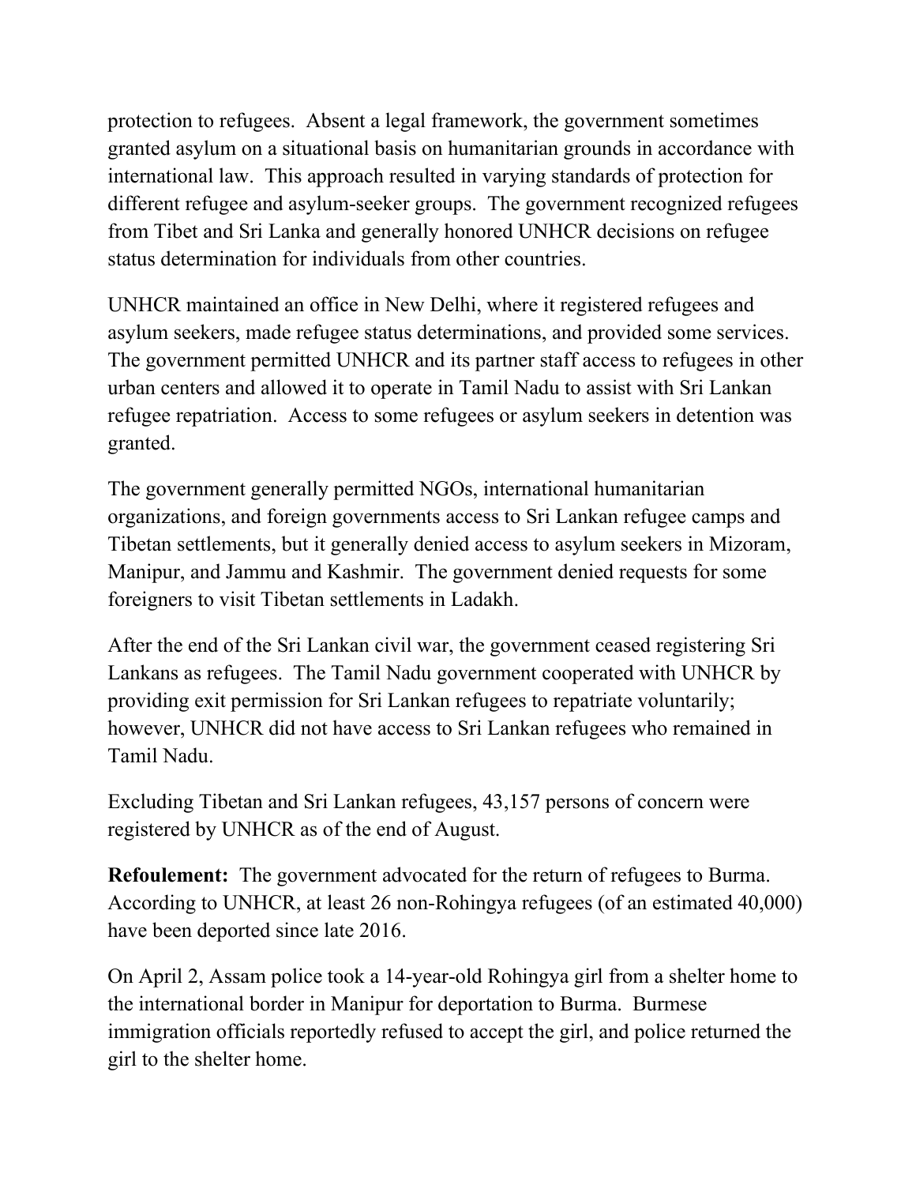protection to refugees. Absent a legal framework, the government sometimes granted asylum on a situational basis on humanitarian grounds in accordance with international law. This approach resulted in varying standards of protection for different refugee and asylum-seeker groups. The government recognized refugees from Tibet and Sri Lanka and generally honored UNHCR decisions on refugee status determination for individuals from other countries.

UNHCR maintained an office in New Delhi, where it registered refugees and asylum seekers, made refugee status determinations, and provided some services. The government permitted UNHCR and its partner staff access to refugees in other urban centers and allowed it to operate in Tamil Nadu to assist with Sri Lankan refugee repatriation. Access to some refugees or asylum seekers in detention was granted.

The government generally permitted NGOs, international humanitarian organizations, and foreign governments access to Sri Lankan refugee camps and Tibetan settlements, but it generally denied access to asylum seekers in Mizoram, Manipur, and Jammu and Kashmir. The government denied requests for some foreigners to visit Tibetan settlements in Ladakh.

After the end of the Sri Lankan civil war, the government ceased registering Sri Lankans as refugees. The Tamil Nadu government cooperated with UNHCR by providing exit permission for Sri Lankan refugees to repatriate voluntarily; however, UNHCR did not have access to Sri Lankan refugees who remained in Tamil Nadu.

Excluding Tibetan and Sri Lankan refugees, 43,157 persons of concern were registered by UNHCR as of the end of August.

**Refoulement:** The government advocated for the return of refugees to Burma. According to UNHCR, at least 26 non-Rohingya refugees (of an estimated 40,000) have been deported since late 2016.

On April 2, Assam police took a 14-year-old Rohingya girl from a shelter home to the international border in Manipur for deportation to Burma. Burmese immigration officials reportedly refused to accept the girl, and police returned the girl to the shelter home.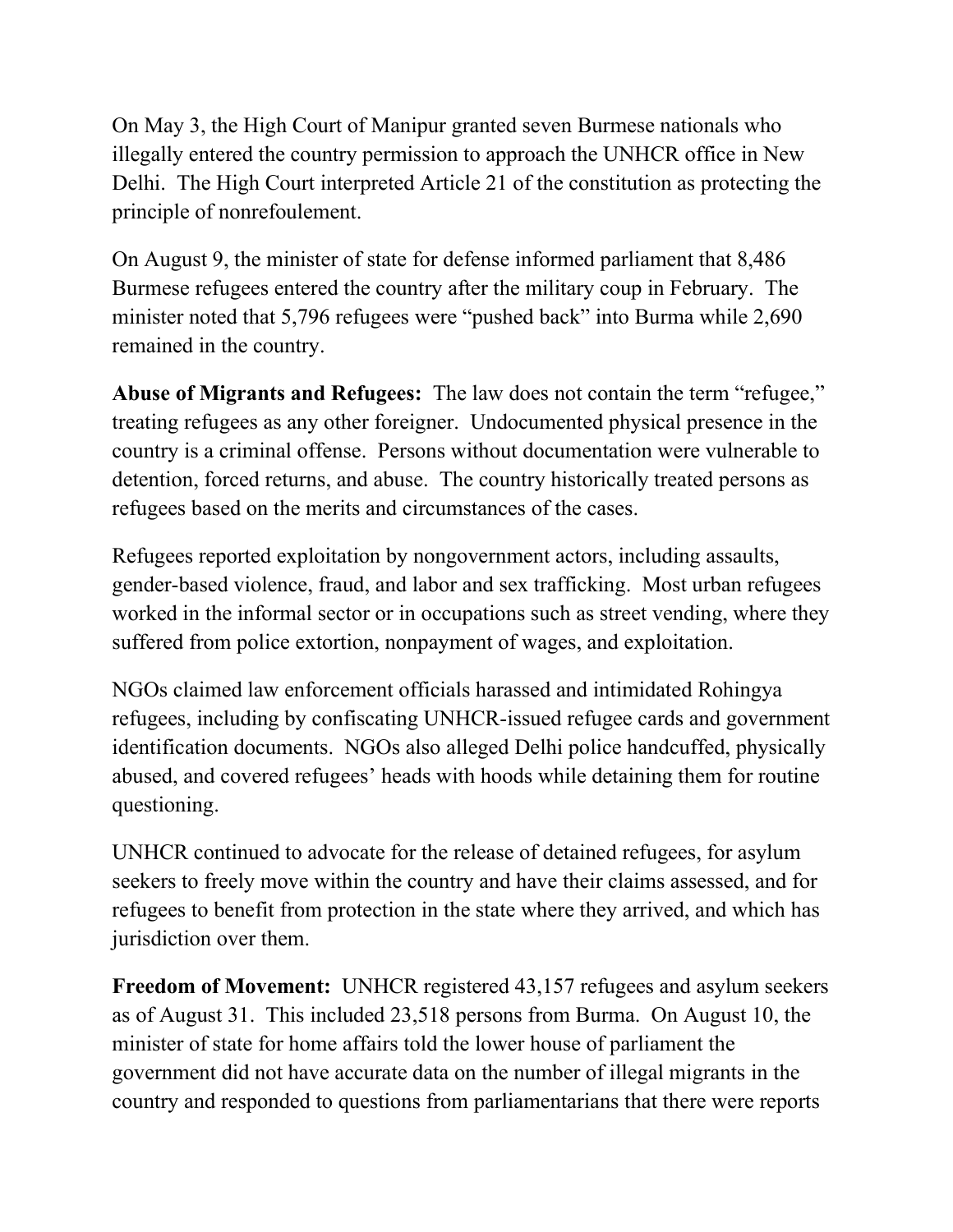On May 3, the High Court of Manipur granted seven Burmese nationals who illegally entered the country permission to approach the UNHCR office in New Delhi. The High Court interpreted Article 21 of the constitution as protecting the principle of nonrefoulement.

On August 9, the minister of state for defense informed parliament that 8,486 Burmese refugees entered the country after the military coup in February. The minister noted that 5,796 refugees were "pushed back" into Burma while 2,690 remained in the country.

**Abuse of Migrants and Refugees:** The law does not contain the term "refugee," treating refugees as any other foreigner. Undocumented physical presence in the country is a criminal offense. Persons without documentation were vulnerable to detention, forced returns, and abuse. The country historically treated persons as refugees based on the merits and circumstances of the cases.

Refugees reported exploitation by nongovernment actors, including assaults, gender-based violence, fraud, and labor and sex trafficking. Most urban refugees worked in the informal sector or in occupations such as street vending, where they suffered from police extortion, nonpayment of wages, and exploitation.

NGOs claimed law enforcement officials harassed and intimidated Rohingya refugees, including by confiscating UNHCR-issued refugee cards and government identification documents. NGOs also alleged Delhi police handcuffed, physically abused, and covered refugees' heads with hoods while detaining them for routine questioning.

UNHCR continued to advocate for the release of detained refugees, for asylum seekers to freely move within the country and have their claims assessed, and for refugees to benefit from protection in the state where they arrived, and which has jurisdiction over them.

**Freedom of Movement:** UNHCR registered 43,157 refugees and asylum seekers as of August 31. This included 23,518 persons from Burma. On August 10, the minister of state for home affairs told the lower house of parliament the government did not have accurate data on the number of illegal migrants in the country and responded to questions from parliamentarians that there were reports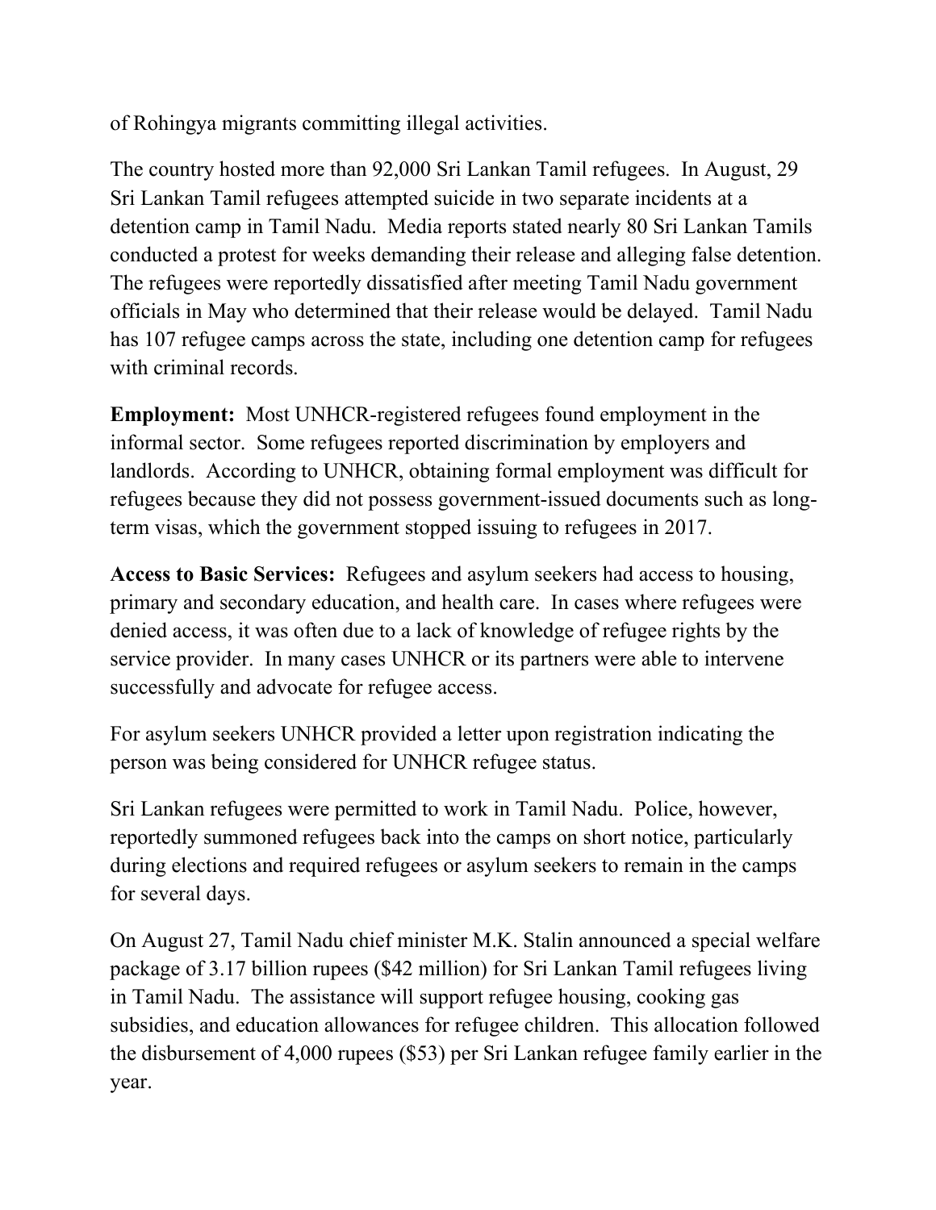of Rohingya migrants committing illegal activities.

The country hosted more than 92,000 Sri Lankan Tamil refugees. In August, 29 Sri Lankan Tamil refugees attempted suicide in two separate incidents at a detention camp in Tamil Nadu. Media reports stated nearly 80 Sri Lankan Tamils conducted a protest for weeks demanding their release and alleging false detention. The refugees were reportedly dissatisfied after meeting Tamil Nadu government officials in May who determined that their release would be delayed. Tamil Nadu has 107 refugee camps across the state, including one detention camp for refugees with criminal records.

**Employment:** Most UNHCR-registered refugees found employment in the informal sector. Some refugees reported discrimination by employers and landlords. According to UNHCR, obtaining formal employment was difficult for refugees because they did not possess government-issued documents such as long-term visas, which the government stopped issuing to refugees in 2017.

**Access to Basic Services:** Refugees and asylum seekers had access to housing, primary and secondary education, and health care. In cases where refugees were denied access, it was often due to a lack of knowledge of refugee rights by the service provider. In many cases UNHCR or its partners were able to intervene successfully and advocate for refugee access.

For asylum seekers UNHCR provided a letter upon registration indicating the person was being considered for UNHCR refugee status.

Sri Lankan refugees were permitted to work in Tamil Nadu. Police, however, reportedly summoned refugees back into the camps on short notice, particularly during elections and required refugees or asylum seekers to remain in the camps for several days.

On August 27, Tamil Nadu chief minister M.K. Stalin announced a special welfare package of 3.17 billion rupees ($42 million) for Sri Lankan Tamil refugees living in Tamil Nadu. The assistance will support refugee housing, cooking gas subsidies, and education allowances for refugee children. This allocation followed the disbursement of 4,000 rupees ($53) per Sri Lankan refugee family earlier in the year.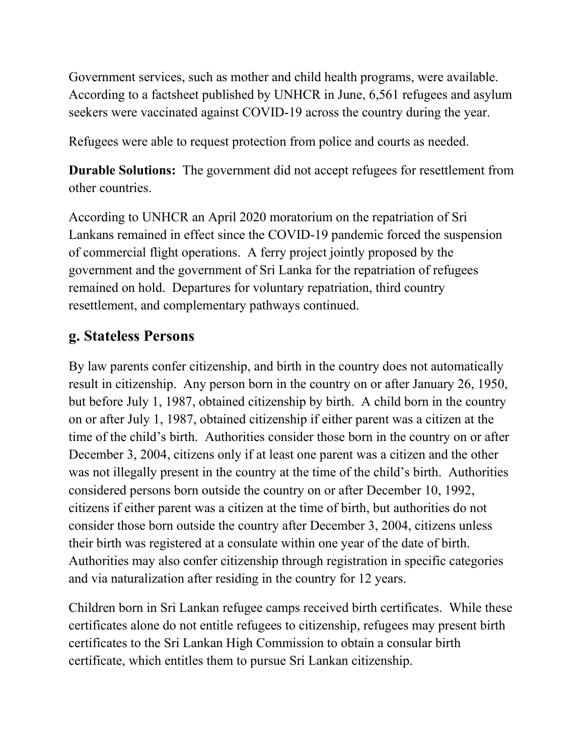Government services, such as mother and child health programs, were available. According to a factsheet published by UNHCR in June, 6,561 refugees and asylum seekers were vaccinated against COVID-19 across the country during the year.

Refugees were able to request protection from police and courts as needed.

**Durable Solutions:** The government did not accept refugees for resettlement from other countries.

According to UNHCR an April 2020 moratorium on the repatriation of Sri Lankans remained in effect since the COVID-19 pandemic forced the suspension of commercial flight operations. A ferry project jointly proposed by the government and the government of Sri Lanka for the repatriation of refugees remained on hold. Departures for voluntary repatriation, third country resettlement, and complementary pathways continued.

## g. Stateless Persons

By law parents confer citizenship, and birth in the country does not automatically result in citizenship. Any person born in the country on or after January 26, 1950, but before July 1, 1987, obtained citizenship by birth. A child born in the country on or after July 1, 1987, obtained citizenship if either parent was a citizen at the time of the child's birth. Authorities consider those born in the country on or after December 3, 2004, citizens only if at least one parent was a citizen and the other was not illegally present in the country at the time of the child's birth. Authorities considered persons born outside the country on or after December 10, 1992, citizens if either parent was a citizen at the time of birth, but authorities do not consider those born outside the country after December 3, 2004, citizens unless their birth was registered at a consulate within one year of the date of birth. Authorities may also confer citizenship through registration in specific categories and via naturalization after residing in the country for 12 years.

Children born in Sri Lankan refugee camps received birth certificates. While these certificates alone do not entitle refugees to citizenship, refugees may present birth certificates to the Sri Lankan High Commission to obtain a consular birth certificate, which entitles them to pursue Sri Lankan citizenship.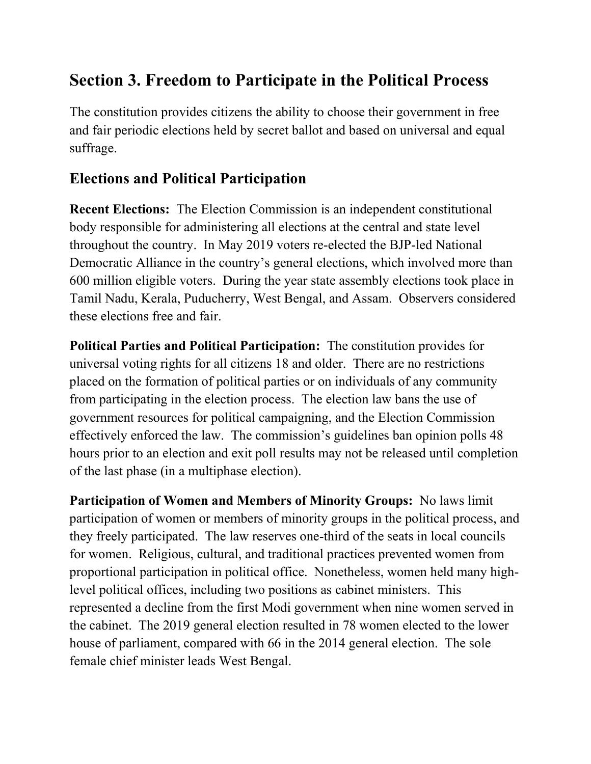## Section 3. Freedom to Participate in the Political Process

The constitution provides citizens the ability to choose their government in free and fair periodic elections held by secret ballot and based on universal and equal suffrage.

### Elections and Political Participation

**Recent Elections:** The Election Commission is an independent constitutional body responsible for administering all elections at the central and state level throughout the country. In May 2019 voters re-elected the BJP-led National Democratic Alliance in the country's general elections, which involved more than 600 million eligible voters. During the year state assembly elections took place in Tamil Nadu, Kerala, Puducherry, West Bengal, and Assam. Observers considered these elections free and fair.

**Political Parties and Political Participation:** The constitution provides for universal voting rights for all citizens 18 and older. There are no restrictions placed on the formation of political parties or on individuals of any community from participating in the election process. The election law bans the use of government resources for political campaigning, and the Election Commission effectively enforced the law. The commission's guidelines ban opinion polls 48 hours prior to an election and exit poll results may not be released until completion of the last phase (in a multiphase election).

**Participation of Women and Members of Minority Groups:** No laws limit participation of women or members of minority groups in the political process, and they freely participated. The law reserves one-third of the seats in local councils for women. Religious, cultural, and traditional practices prevented women from proportional participation in political office. Nonetheless, women held many high-level political offices, including two positions as cabinet ministers. This represented a decline from the first Modi government when nine women served in the cabinet. The 2019 general election resulted in 78 women elected to the lower house of parliament, compared with 66 in the 2014 general election. The sole female chief minister leads West Bengal.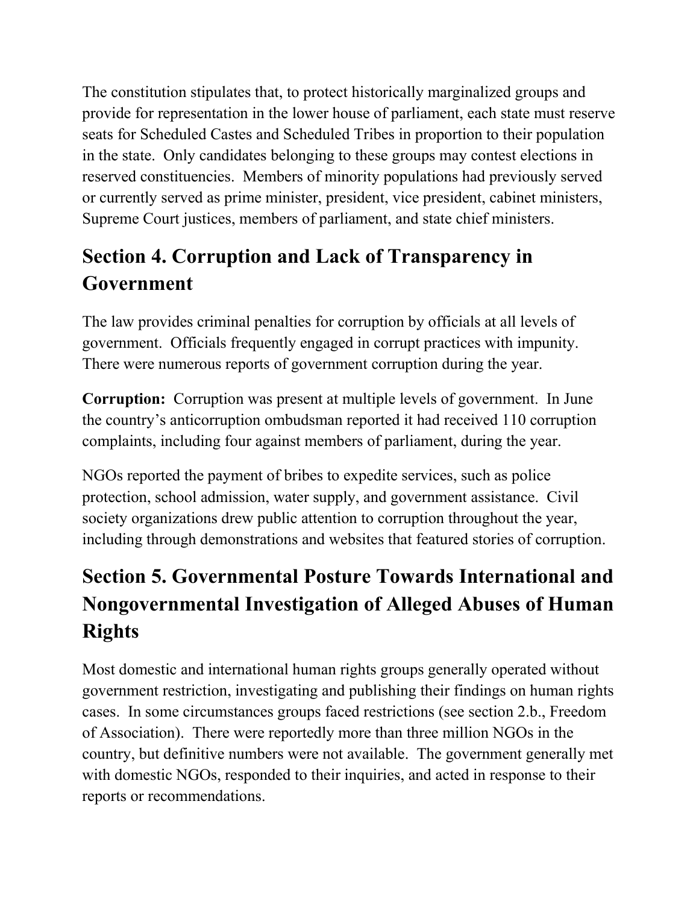The constitution stipulates that, to protect historically marginalized groups and provide for representation in the lower house of parliament, each state must reserve seats for Scheduled Castes and Scheduled Tribes in proportion to their population in the state. Only candidates belonging to these groups may contest elections in reserved constituencies. Members of minority populations had previously served or currently served as prime minister, president, vice president, cabinet ministers, Supreme Court justices, members of parliament, and state chief ministers.

## Section 4. Corruption and Lack of Transparency in Government

The law provides criminal penalties for corruption by officials at all levels of government. Officials frequently engaged in corrupt practices with impunity. There were numerous reports of government corruption during the year.

**Corruption:** Corruption was present at multiple levels of government. In June the country's anticorruption ombudsman reported it had received 110 corruption complaints, including four against members of parliament, during the year.

NGOs reported the payment of bribes to expedite services, such as police protection, school admission, water supply, and government assistance. Civil society organizations drew public attention to corruption throughout the year, including through demonstrations and websites that featured stories of corruption.

## Section 5. Governmental Posture Towards International and Nongovernmental Investigation of Alleged Abuses of Human Rights

Most domestic and international human rights groups generally operated without government restriction, investigating and publishing their findings on human rights cases. In some circumstances groups faced restrictions (see section 2.b., Freedom of Association). There were reportedly more than three million NGOs in the country, but definitive numbers were not available. The government generally met with domestic NGOs, responded to their inquiries, and acted in response to their reports or recommendations.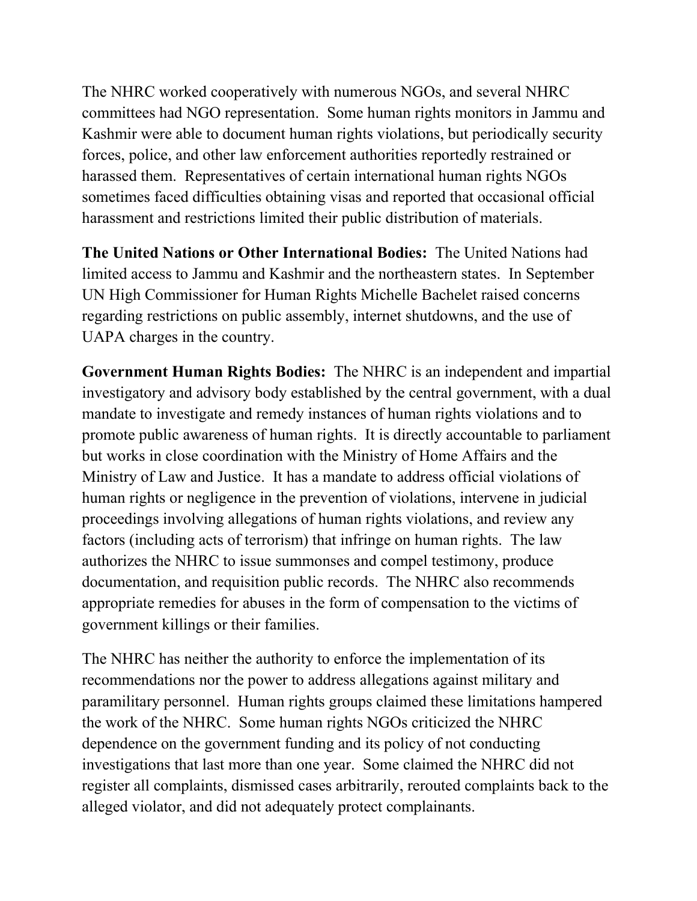The NHRC worked cooperatively with numerous NGOs, and several NHRC committees had NGO representation. Some human rights monitors in Jammu and Kashmir were able to document human rights violations, but periodically security forces, police, and other law enforcement authorities reportedly restrained or harassed them. Representatives of certain international human rights NGOs sometimes faced difficulties obtaining visas and reported that occasional official harassment and restrictions limited their public distribution of materials.

**The United Nations or Other International Bodies:** The United Nations had limited access to Jammu and Kashmir and the northeastern states. In September UN High Commissioner for Human Rights Michelle Bachelet raised concerns regarding restrictions on public assembly, internet shutdowns, and the use of UAPA charges in the country.

**Government Human Rights Bodies:** The NHRC is an independent and impartial investigatory and advisory body established by the central government, with a dual mandate to investigate and remedy instances of human rights violations and to promote public awareness of human rights. It is directly accountable to parliament but works in close coordination with the Ministry of Home Affairs and the Ministry of Law and Justice. It has a mandate to address official violations of human rights or negligence in the prevention of violations, intervene in judicial proceedings involving allegations of human rights violations, and review any factors (including acts of terrorism) that infringe on human rights. The law authorizes the NHRC to issue summonses and compel testimony, produce documentation, and requisition public records. The NHRC also recommends appropriate remedies for abuses in the form of compensation to the victims of government killings or their families.

The NHRC has neither the authority to enforce the implementation of its recommendations nor the power to address allegations against military and paramilitary personnel. Human rights groups claimed these limitations hampered the work of the NHRC. Some human rights NGOs criticized the NHRC dependence on the government funding and its policy of not conducting investigations that last more than one year. Some claimed the NHRC did not register all complaints, dismissed cases arbitrarily, rerouted complaints back to the alleged violator, and did not adequately protect complainants.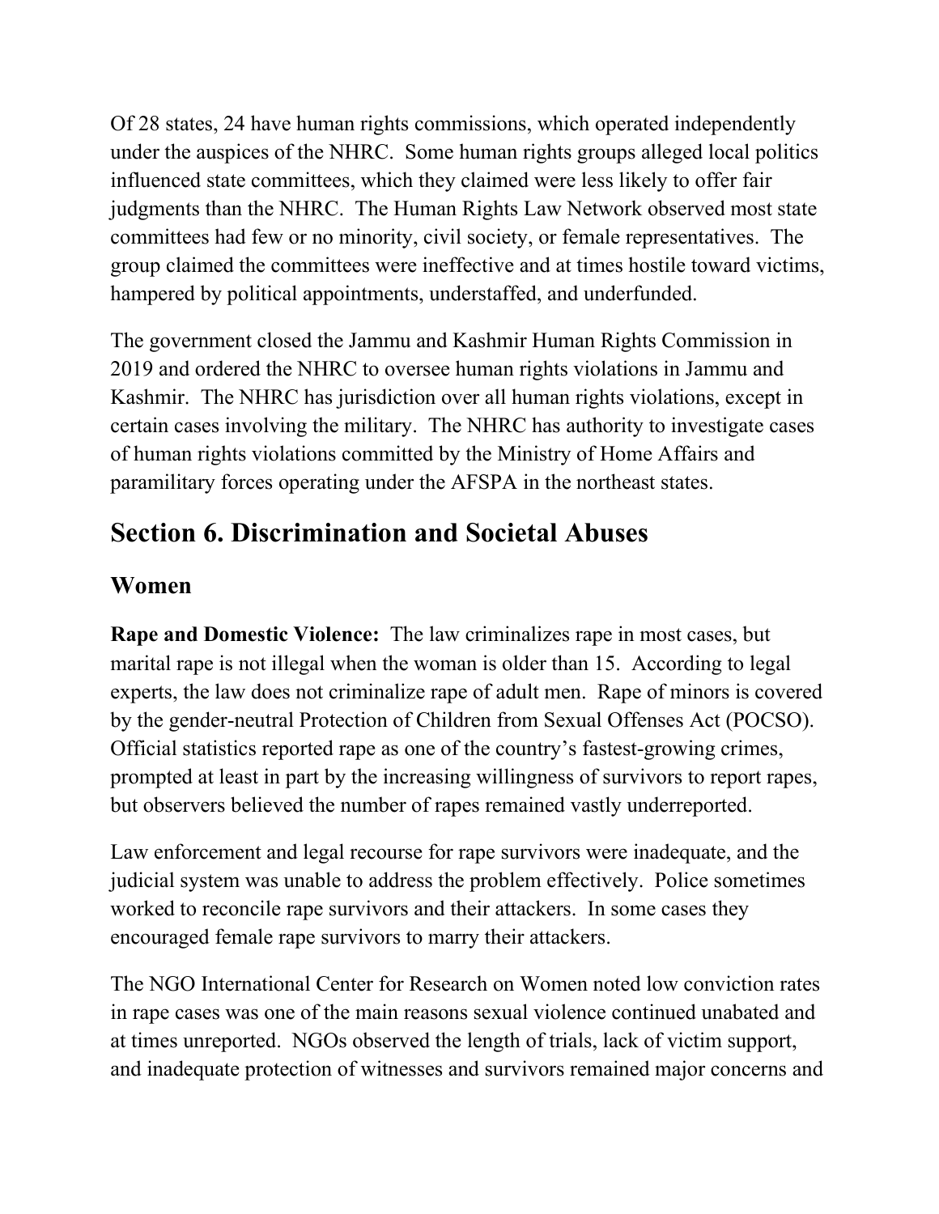Of 28 states, 24 have human rights commissions, which operated independently under the auspices of the NHRC. Some human rights groups alleged local politics influenced state committees, which they claimed were less likely to offer fair judgments than the NHRC. The Human Rights Law Network observed most state committees had few or no minority, civil society, or female representatives. The group claimed the committees were ineffective and at times hostile toward victims, hampered by political appointments, understaffed, and underfunded.

The government closed the Jammu and Kashmir Human Rights Commission in 2019 and ordered the NHRC to oversee human rights violations in Jammu and Kashmir. The NHRC has jurisdiction over all human rights violations, except in certain cases involving the military. The NHRC has authority to investigate cases of human rights violations committed by the Ministry of Home Affairs and paramilitary forces operating under the AFSPA in the northeast states.

## Section 6. Discrimination and Societal Abuses

### Women

**Rape and Domestic Violence:** The law criminalizes rape in most cases, but marital rape is not illegal when the woman is older than 15. According to legal experts, the law does not criminalize rape of adult men. Rape of minors is covered by the gender-neutral Protection of Children from Sexual Offenses Act (POCSO). Official statistics reported rape as one of the country's fastest-growing crimes, prompted at least in part by the increasing willingness of survivors to report rapes, but observers believed the number of rapes remained vastly underreported.

Law enforcement and legal recourse for rape survivors were inadequate, and the judicial system was unable to address the problem effectively. Police sometimes worked to reconcile rape survivors and their attackers. In some cases they encouraged female rape survivors to marry their attackers.

The NGO International Center for Research on Women noted low conviction rates in rape cases was one of the main reasons sexual violence continued unabated and at times unreported. NGOs observed the length of trials, lack of victim support, and inadequate protection of witnesses and survivors remained major concerns and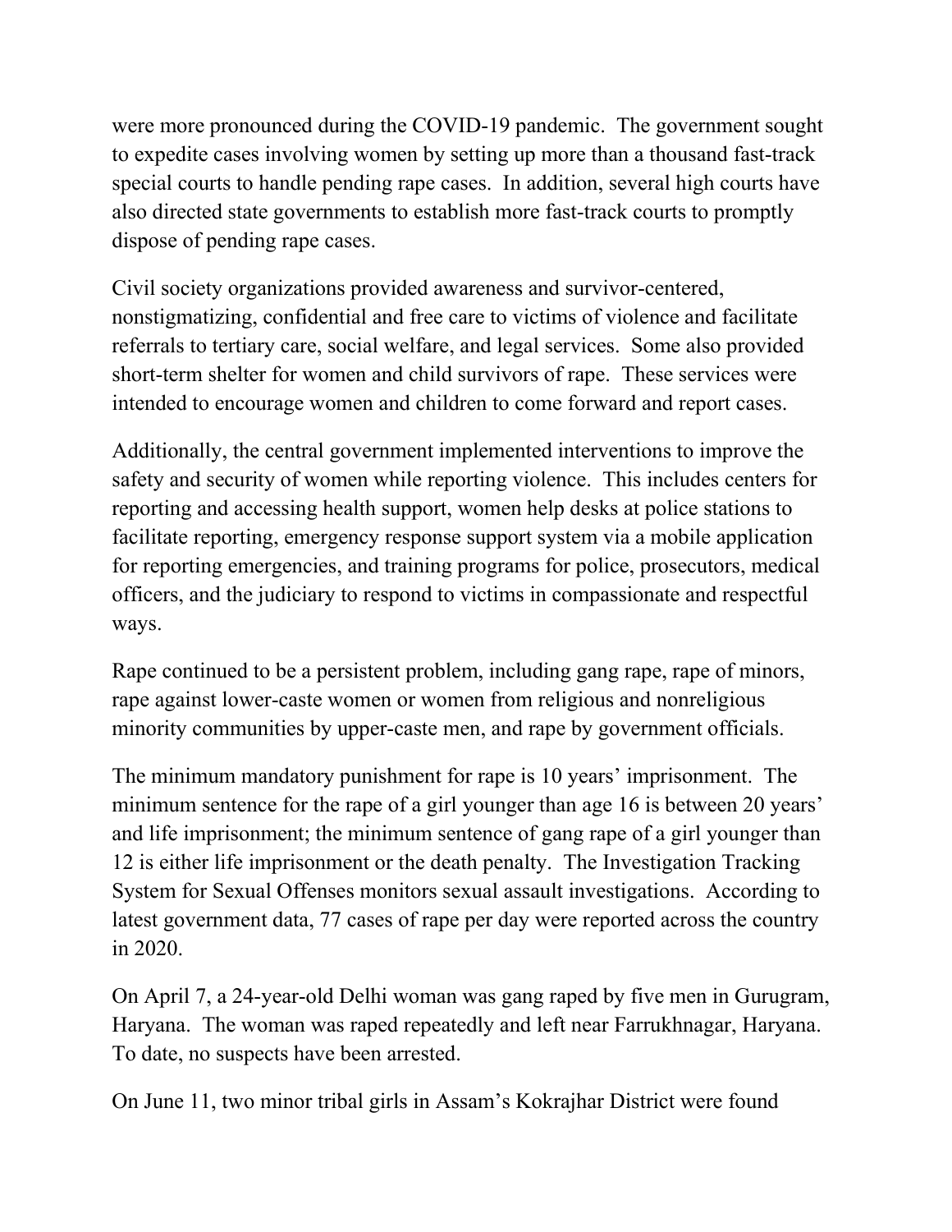were more pronounced during the COVID-19 pandemic. The government sought to expedite cases involving women by setting up more than a thousand fast-track special courts to handle pending rape cases. In addition, several high courts have also directed state governments to establish more fast-track courts to promptly dispose of pending rape cases.

Civil society organizations provided awareness and survivor-centered, nonstigmatizing, confidential and free care to victims of violence and facilitate referrals to tertiary care, social welfare, and legal services. Some also provided short-term shelter for women and child survivors of rape. These services were intended to encourage women and children to come forward and report cases.

Additionally, the central government implemented interventions to improve the safety and security of women while reporting violence. This includes centers for reporting and accessing health support, women help desks at police stations to facilitate reporting, emergency response support system via a mobile application for reporting emergencies, and training programs for police, prosecutors, medical officers, and the judiciary to respond to victims in compassionate and respectful ways.

Rape continued to be a persistent problem, including gang rape, rape of minors, rape against lower-caste women or women from religious and nonreligious minority communities by upper-caste men, and rape by government officials.

The minimum mandatory punishment for rape is 10 years' imprisonment. The minimum sentence for the rape of a girl younger than age 16 is between 20 years' and life imprisonment; the minimum sentence of gang rape of a girl younger than 12 is either life imprisonment or the death penalty. The Investigation Tracking System for Sexual Offenses monitors sexual assault investigations. According to latest government data, 77 cases of rape per day were reported across the country in 2020.

On April 7, a 24-year-old Delhi woman was gang raped by five men in Gurugram, Haryana. The woman was raped repeatedly and left near Farrukhnagar, Haryana. To date, no suspects have been arrested.

On June 11, two minor tribal girls in Assam's Kokrajhar District were found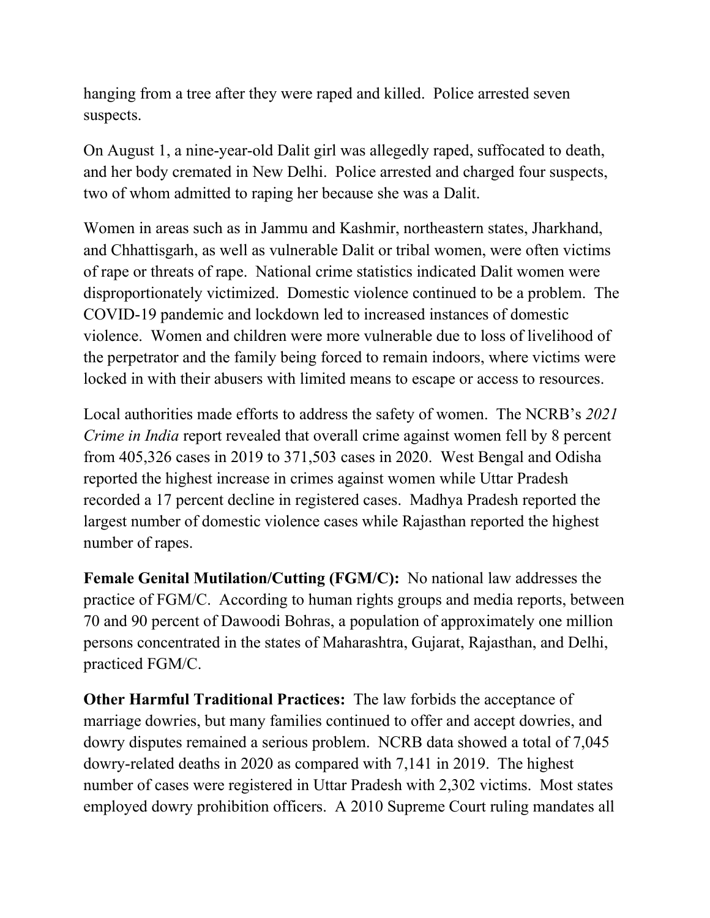hanging from a tree after they were raped and killed. Police arrested seven suspects.

On August 1, a nine-year-old Dalit girl was allegedly raped, suffocated to death, and her body cremated in New Delhi. Police arrested and charged four suspects, two of whom admitted to raping her because she was a Dalit.

Women in areas such as in Jammu and Kashmir, northeastern states, Jharkhand, and Chhattisgarh, as well as vulnerable Dalit or tribal women, were often victims of rape or threats of rape. National crime statistics indicated Dalit women were disproportionately victimized. Domestic violence continued to be a problem. The COVID-19 pandemic and lockdown led to increased instances of domestic violence. Women and children were more vulnerable due to loss of livelihood of the perpetrator and the family being forced to remain indoors, where victims were locked in with their abusers with limited means to escape or access to resources.

Local authorities made efforts to address the safety of women. The NCRB's *2021 Crime in India* report revealed that overall crime against women fell by 8 percent from 405,326 cases in 2019 to 371,503 cases in 2020. West Bengal and Odisha reported the highest increase in crimes against women while Uttar Pradesh recorded a 17 percent decline in registered cases. Madhya Pradesh reported the largest number of domestic violence cases while Rajasthan reported the highest number of rapes.

**Female Genital Mutilation/Cutting (FGM/C):** No national law addresses the practice of FGM/C. According to human rights groups and media reports, between 70 and 90 percent of Dawoodi Bohras, a population of approximately one million persons concentrated in the states of Maharashtra, Gujarat, Rajasthan, and Delhi, practiced FGM/C.

**Other Harmful Traditional Practices:** The law forbids the acceptance of marriage dowries, but many families continued to offer and accept dowries, and dowry disputes remained a serious problem. NCRB data showed a total of 7,045 dowry-related deaths in 2020 as compared with 7,141 in 2019. The highest number of cases were registered in Uttar Pradesh with 2,302 victims. Most states employed dowry prohibition officers. A 2010 Supreme Court ruling mandates all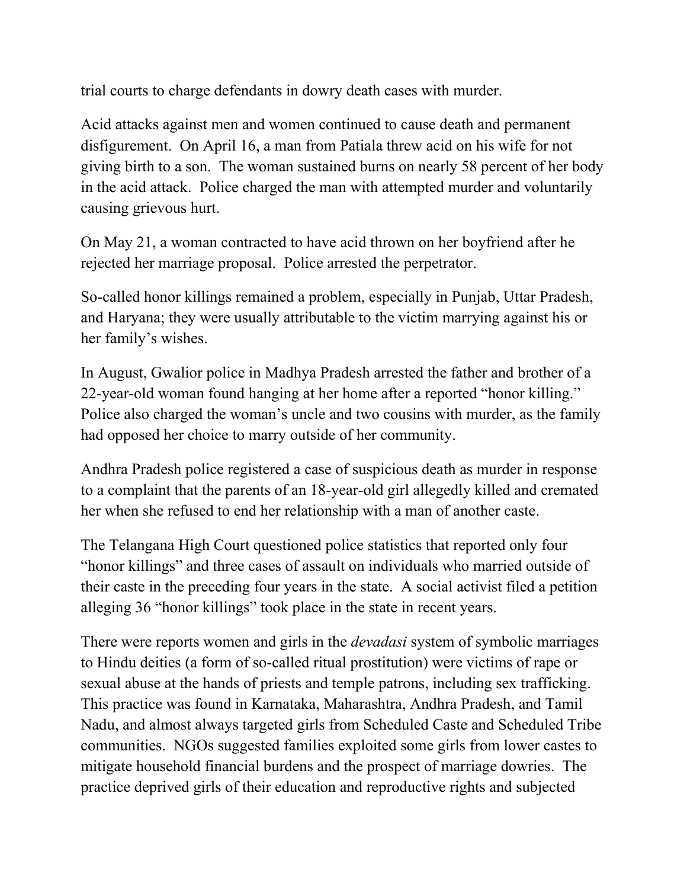trial courts to charge defendants in dowry death cases with murder.

Acid attacks against men and women continued to cause death and permanent disfigurement. On April 16, a man from Patiala threw acid on his wife for not giving birth to a son. The woman sustained burns on nearly 58 percent of her body in the acid attack. Police charged the man with attempted murder and voluntarily causing grievous hurt.

On May 21, a woman contracted to have acid thrown on her boyfriend after he rejected her marriage proposal. Police arrested the perpetrator.

So-called honor killings remained a problem, especially in Punjab, Uttar Pradesh, and Haryana; they were usually attributable to the victim marrying against his or her family's wishes.

In August, Gwalior police in Madhya Pradesh arrested the father and brother of a 22-year-old woman found hanging at her home after a reported "honor killing." Police also charged the woman's uncle and two cousins with murder, as the family had opposed her choice to marry outside of her community.

Andhra Pradesh police registered a case of suspicious death as murder in response to a complaint that the parents of an 18-year-old girl allegedly killed and cremated her when she refused to end her relationship with a man of another caste.

The Telangana High Court questioned police statistics that reported only four "honor killings" and three cases of assault on individuals who married outside of their caste in the preceding four years in the state. A social activist filed a petition alleging 36 "honor killings" took place in the state in recent years.

There were reports women and girls in the *devadasi* system of symbolic marriages to Hindu deities (a form of so-called ritual prostitution) were victims of rape or sexual abuse at the hands of priests and temple patrons, including sex trafficking. This practice was found in Karnataka, Maharashtra, Andhra Pradesh, and Tamil Nadu, and almost always targeted girls from Scheduled Caste and Scheduled Tribe communities. NGOs suggested families exploited some girls from lower castes to mitigate household financial burdens and the prospect of marriage dowries. The practice deprived girls of their education and reproductive rights and subjected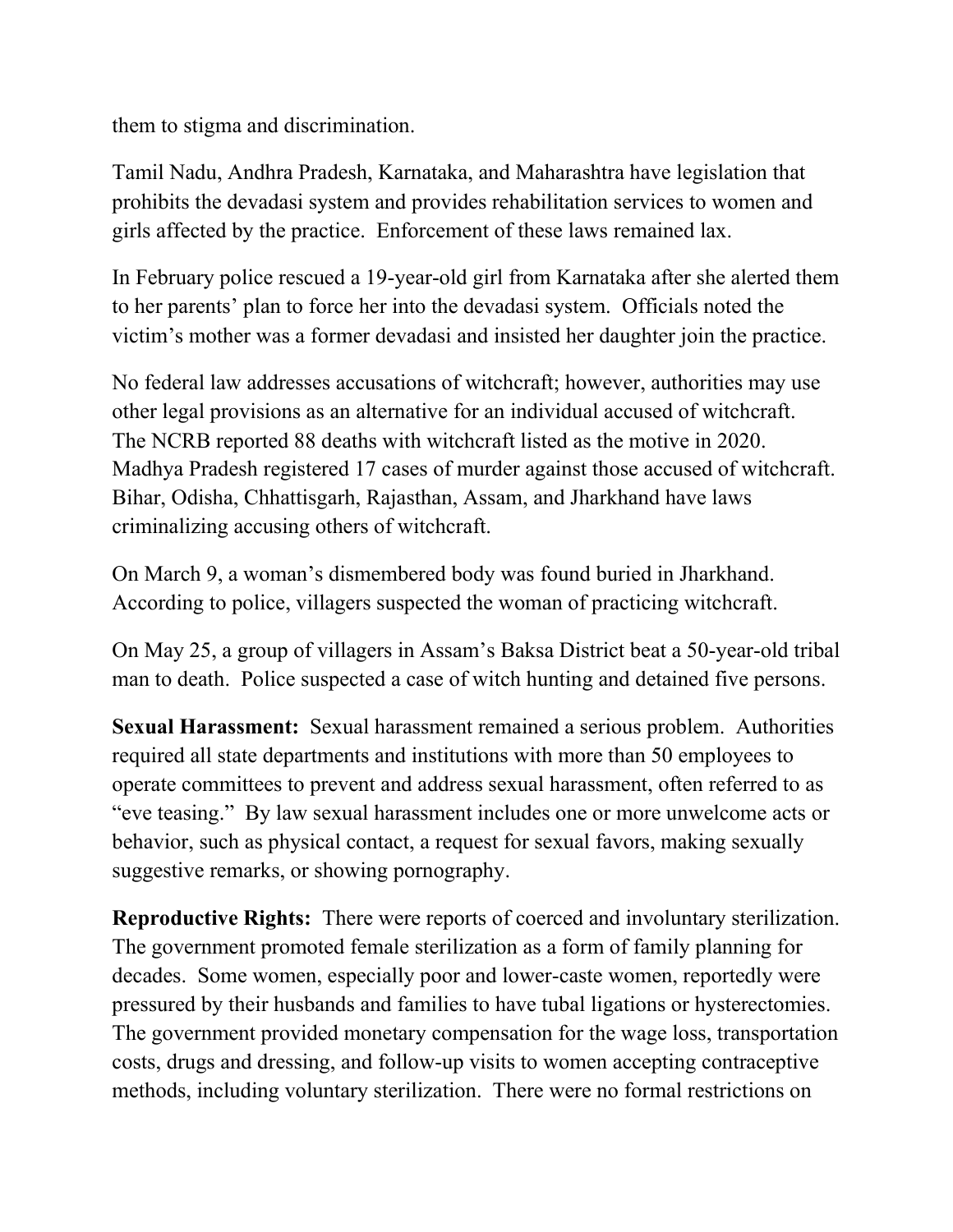them to stigma and discrimination.

Tamil Nadu, Andhra Pradesh, Karnataka, and Maharashtra have legislation that prohibits the devadasi system and provides rehabilitation services to women and girls affected by the practice. Enforcement of these laws remained lax.

In February police rescued a 19-year-old girl from Karnataka after she alerted them to her parents' plan to force her into the devadasi system. Officials noted the victim's mother was a former devadasi and insisted her daughter join the practice.

No federal law addresses accusations of witchcraft; however, authorities may use other legal provisions as an alternative for an individual accused of witchcraft. The NCRB reported 88 deaths with witchcraft listed as the motive in 2020. Madhya Pradesh registered 17 cases of murder against those accused of witchcraft. Bihar, Odisha, Chhattisgarh, Rajasthan, Assam, and Jharkhand have laws criminalizing accusing others of witchcraft.

On March 9, a woman's dismembered body was found buried in Jharkhand. According to police, villagers suspected the woman of practicing witchcraft.

On May 25, a group of villagers in Assam's Baksa District beat a 50-year-old tribal man to death. Police suspected a case of witch hunting and detained five persons.

**Sexual Harassment:** Sexual harassment remained a serious problem. Authorities required all state departments and institutions with more than 50 employees to operate committees to prevent and address sexual harassment, often referred to as "eve teasing." By law sexual harassment includes one or more unwelcome acts or behavior, such as physical contact, a request for sexual favors, making sexually suggestive remarks, or showing pornography.

**Reproductive Rights:** There were reports of coerced and involuntary sterilization. The government promoted female sterilization as a form of family planning for decades. Some women, especially poor and lower-caste women, reportedly were pressured by their husbands and families to have tubal ligations or hysterectomies. The government provided monetary compensation for the wage loss, transportation costs, drugs and dressing, and follow-up visits to women accepting contraceptive methods, including voluntary sterilization. There were no formal restrictions on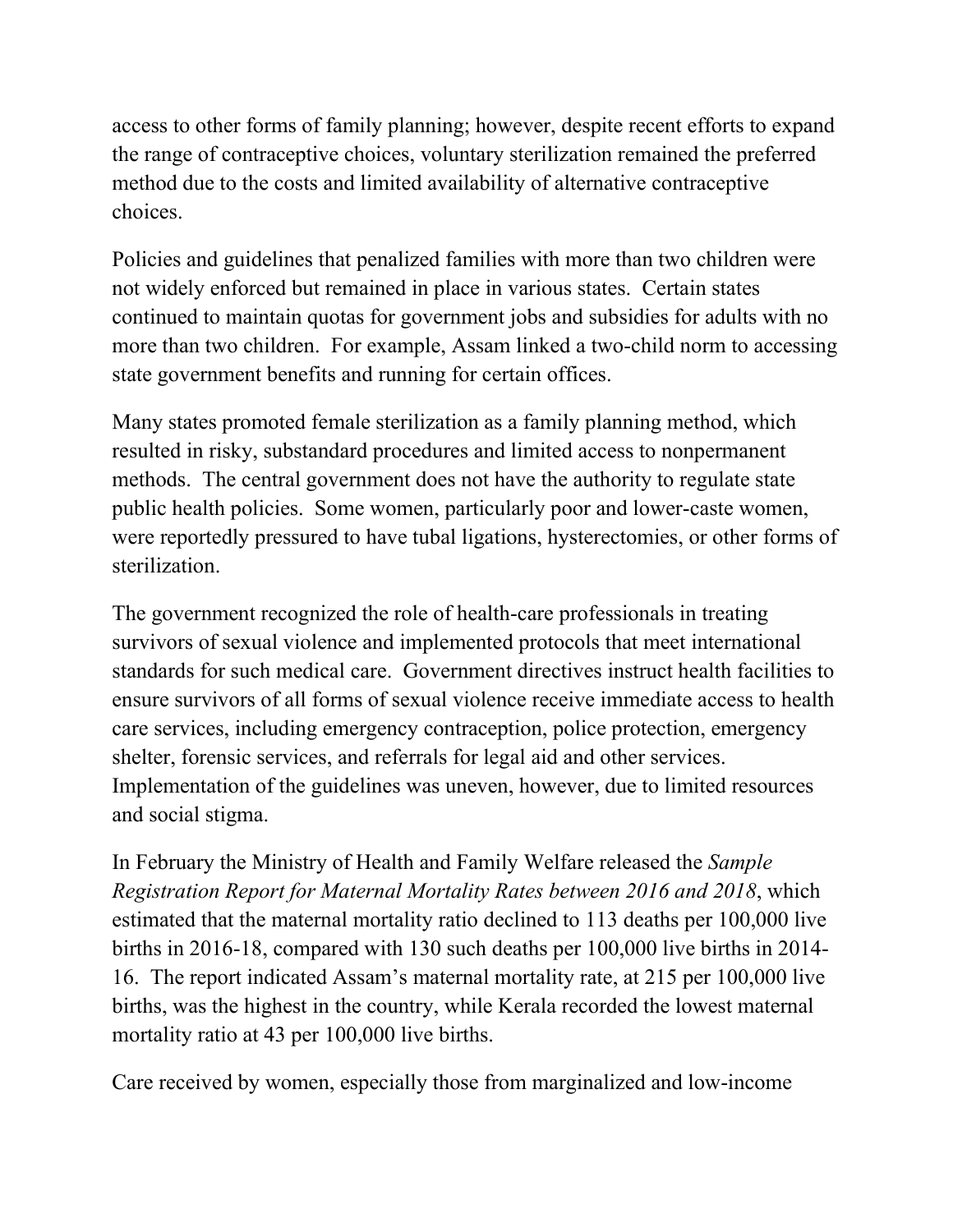access to other forms of family planning; however, despite recent efforts to expand the range of contraceptive choices, voluntary sterilization remained the preferred method due to the costs and limited availability of alternative contraceptive choices.

Policies and guidelines that penalized families with more than two children were not widely enforced but remained in place in various states. Certain states continued to maintain quotas for government jobs and subsidies for adults with no more than two children. For example, Assam linked a two-child norm to accessing state government benefits and running for certain offices.

Many states promoted female sterilization as a family planning method, which resulted in risky, substandard procedures and limited access to nonpermanent methods. The central government does not have the authority to regulate state public health policies. Some women, particularly poor and lower-caste women, were reportedly pressured to have tubal ligations, hysterectomies, or other forms of sterilization.

The government recognized the role of health-care professionals in treating survivors of sexual violence and implemented protocols that meet international standards for such medical care. Government directives instruct health facilities to ensure survivors of all forms of sexual violence receive immediate access to health care services, including emergency contraception, police protection, emergency shelter, forensic services, and referrals for legal aid and other services. Implementation of the guidelines was uneven, however, due to limited resources and social stigma.

In February the Ministry of Health and Family Welfare released the *Sample Registration Report for Maternal Mortality Rates between 2016 and 2018*, which estimated that the maternal mortality ratio declined to 113 deaths per 100,000 live births in 2016-18, compared with 130 such deaths per 100,000 live births in 2014-16. The report indicated Assam's maternal mortality rate, at 215 per 100,000 live births, was the highest in the country, while Kerala recorded the lowest maternal mortality ratio at 43 per 100,000 live births.

Care received by women, especially those from marginalized and low-income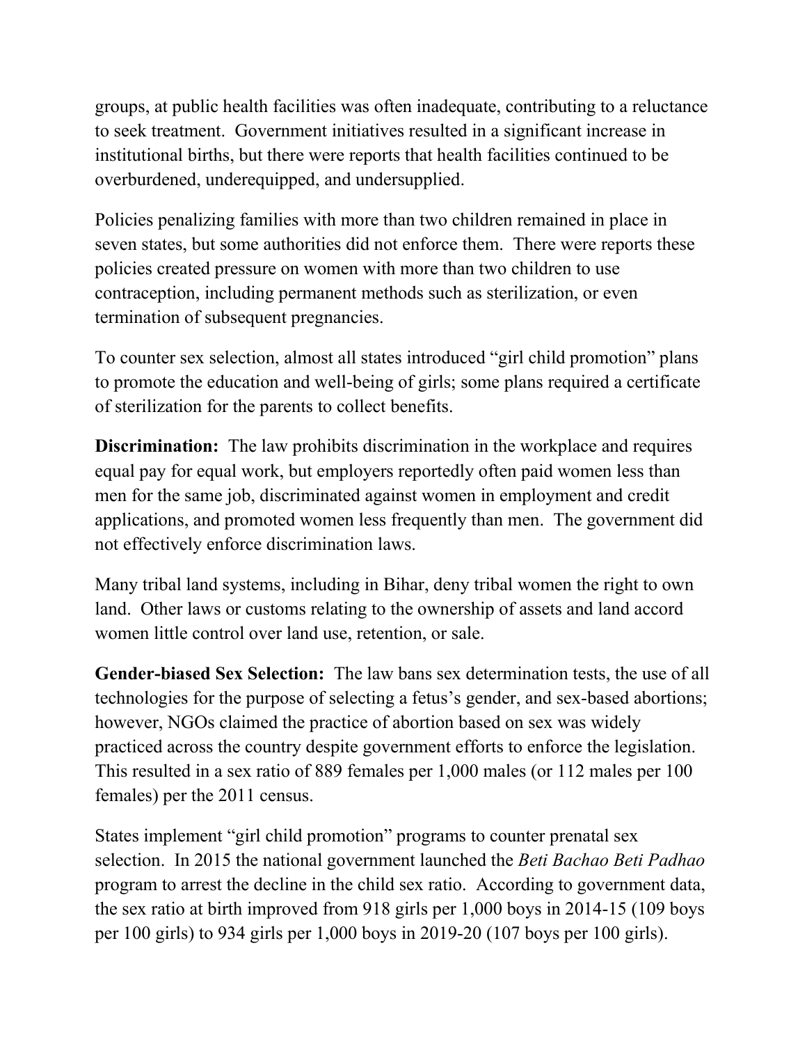groups, at public health facilities was often inadequate, contributing to a reluctance to seek treatment. Government initiatives resulted in a significant increase in institutional births, but there were reports that health facilities continued to be overburdened, underequipped, and undersupplied.

Policies penalizing families with more than two children remained in place in seven states, but some authorities did not enforce them. There were reports these policies created pressure on women with more than two children to use contraception, including permanent methods such as sterilization, or even termination of subsequent pregnancies.

To counter sex selection, almost all states introduced "girl child promotion" plans to promote the education and well-being of girls; some plans required a certificate of sterilization for the parents to collect benefits.

**Discrimination:** The law prohibits discrimination in the workplace and requires equal pay for equal work, but employers reportedly often paid women less than men for the same job, discriminated against women in employment and credit applications, and promoted women less frequently than men. The government did not effectively enforce discrimination laws.

Many tribal land systems, including in Bihar, deny tribal women the right to own land. Other laws or customs relating to the ownership of assets and land accord women little control over land use, retention, or sale.

**Gender-biased Sex Selection:** The law bans sex determination tests, the use of all technologies for the purpose of selecting a fetus's gender, and sex-based abortions; however, NGOs claimed the practice of abortion based on sex was widely practiced across the country despite government efforts to enforce the legislation. This resulted in a sex ratio of 889 females per 1,000 males (or 112 males per 100 females) per the 2011 census.

States implement "girl child promotion" programs to counter prenatal sex selection. In 2015 the national government launched the *Beti Bachao Beti Padhao* program to arrest the decline in the child sex ratio. According to government data, the sex ratio at birth improved from 918 girls per 1,000 boys in 2014-15 (109 boys per 100 girls) to 934 girls per 1,000 boys in 2019-20 (107 boys per 100 girls).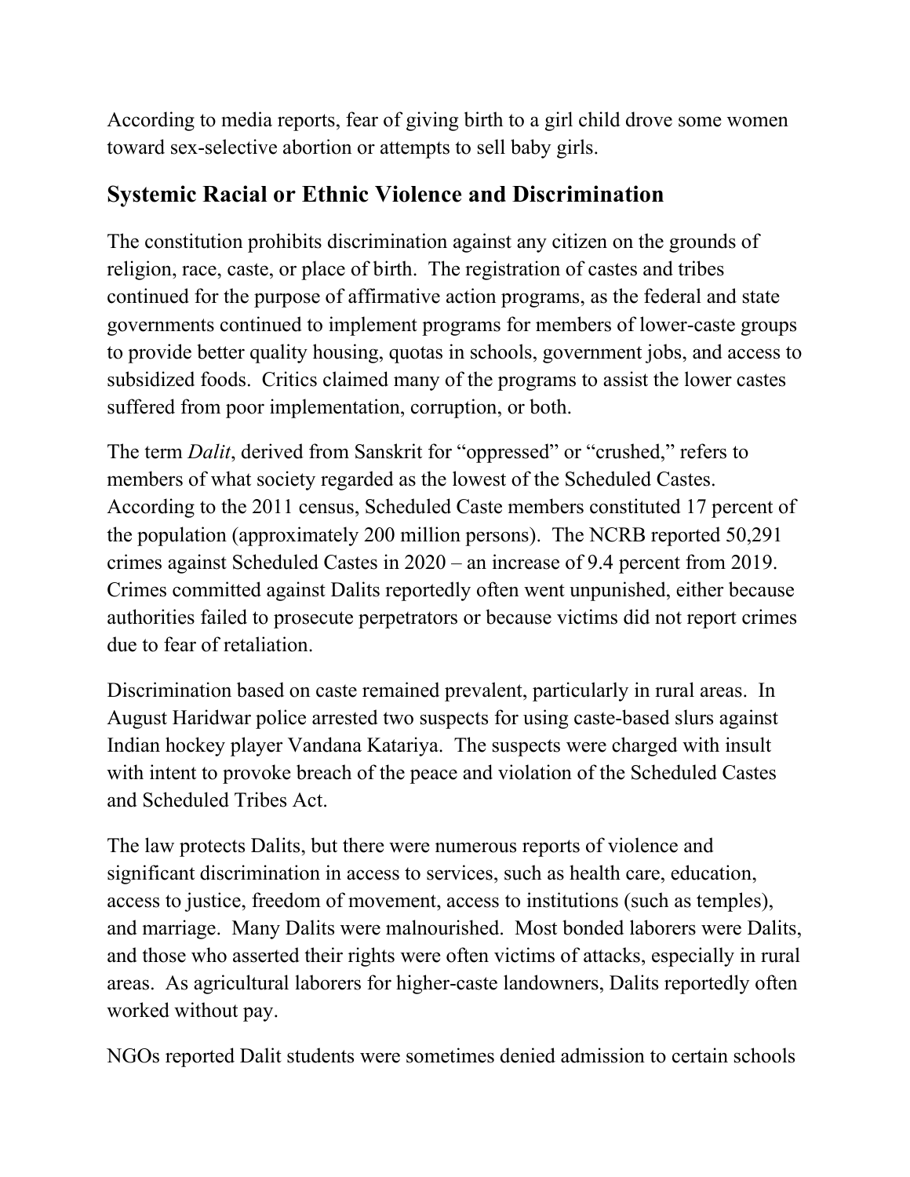According to media reports, fear of giving birth to a girl child drove some women toward sex-selective abortion or attempts to sell baby girls.

## Systemic Racial or Ethnic Violence and Discrimination

The constitution prohibits discrimination against any citizen on the grounds of religion, race, caste, or place of birth. The registration of castes and tribes continued for the purpose of affirmative action programs, as the federal and state governments continued to implement programs for members of lower-caste groups to provide better quality housing, quotas in schools, government jobs, and access to subsidized foods. Critics claimed many of the programs to assist the lower castes suffered from poor implementation, corruption, or both.

The term *Dalit*, derived from Sanskrit for "oppressed" or "crushed," refers to members of what society regarded as the lowest of the Scheduled Castes. According to the 2011 census, Scheduled Caste members constituted 17 percent of the population (approximately 200 million persons). The NCRB reported 50,291 crimes against Scheduled Castes in 2020 – an increase of 9.4 percent from 2019. Crimes committed against Dalits reportedly often went unpunished, either because authorities failed to prosecute perpetrators or because victims did not report crimes due to fear of retaliation.

Discrimination based on caste remained prevalent, particularly in rural areas. In August Haridwar police arrested two suspects for using caste-based slurs against Indian hockey player Vandana Katariya. The suspects were charged with insult with intent to provoke breach of the peace and violation of the Scheduled Castes and Scheduled Tribes Act.

The law protects Dalits, but there were numerous reports of violence and significant discrimination in access to services, such as health care, education, access to justice, freedom of movement, access to institutions (such as temples), and marriage. Many Dalits were malnourished. Most bonded laborers were Dalits, and those who asserted their rights were often victims of attacks, especially in rural areas. As agricultural laborers for higher-caste landowners, Dalits reportedly often worked without pay.

NGOs reported Dalit students were sometimes denied admission to certain schools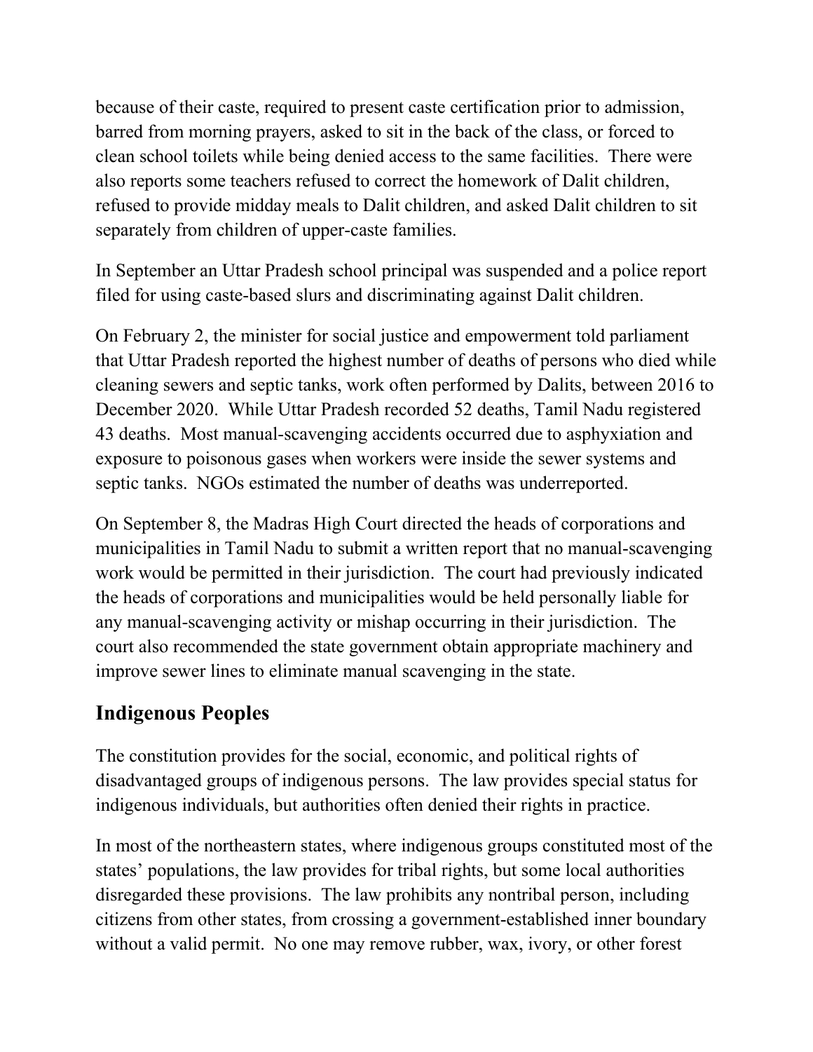because of their caste, required to present caste certification prior to admission, barred from morning prayers, asked to sit in the back of the class, or forced to clean school toilets while being denied access to the same facilities. There were also reports some teachers refused to correct the homework of Dalit children, refused to provide midday meals to Dalit children, and asked Dalit children to sit separately from children of upper-caste families.

In September an Uttar Pradesh school principal was suspended and a police report filed for using caste-based slurs and discriminating against Dalit children.

On February 2, the minister for social justice and empowerment told parliament that Uttar Pradesh reported the highest number of deaths of persons who died while cleaning sewers and septic tanks, work often performed by Dalits, between 2016 to December 2020. While Uttar Pradesh recorded 52 deaths, Tamil Nadu registered 43 deaths. Most manual-scavenging accidents occurred due to asphyxiation and exposure to poisonous gases when workers were inside the sewer systems and septic tanks. NGOs estimated the number of deaths was underreported.

On September 8, the Madras High Court directed the heads of corporations and municipalities in Tamil Nadu to submit a written report that no manual-scavenging work would be permitted in their jurisdiction. The court had previously indicated the heads of corporations and municipalities would be held personally liable for any manual-scavenging activity or mishap occurring in their jurisdiction. The court also recommended the state government obtain appropriate machinery and improve sewer lines to eliminate manual scavenging in the state.

## Indigenous Peoples

The constitution provides for the social, economic, and political rights of disadvantaged groups of indigenous persons. The law provides special status for indigenous individuals, but authorities often denied their rights in practice.

In most of the northeastern states, where indigenous groups constituted most of the states' populations, the law provides for tribal rights, but some local authorities disregarded these provisions. The law prohibits any nontribal person, including citizens from other states, from crossing a government-established inner boundary without a valid permit. No one may remove rubber, wax, ivory, or other forest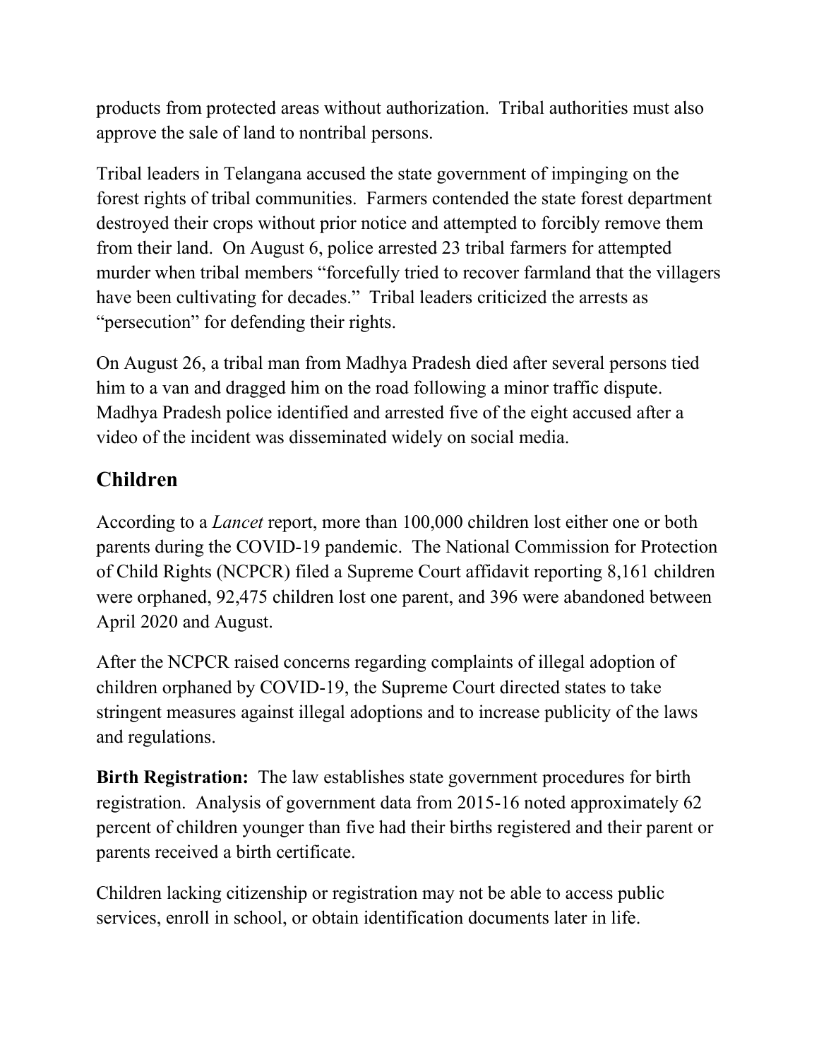products from protected areas without authorization. Tribal authorities must also approve the sale of land to nontribal persons.

Tribal leaders in Telangana accused the state government of impinging on the forest rights of tribal communities. Farmers contended the state forest department destroyed their crops without prior notice and attempted to forcibly remove them from their land. On August 6, police arrested 23 tribal farmers for attempted murder when tribal members "forcefully tried to recover farmland that the villagers have been cultivating for decades." Tribal leaders criticized the arrests as "persecution" for defending their rights.

On August 26, a tribal man from Madhya Pradesh died after several persons tied him to a van and dragged him on the road following a minor traffic dispute. Madhya Pradesh police identified and arrested five of the eight accused after a video of the incident was disseminated widely on social media.

## Children

According to a *Lancet* report, more than 100,000 children lost either one or both parents during the COVID-19 pandemic. The National Commission for Protection of Child Rights (NCPCR) filed a Supreme Court affidavit reporting 8,161 children were orphaned, 92,475 children lost one parent, and 396 were abandoned between April 2020 and August.

After the NCPCR raised concerns regarding complaints of illegal adoption of children orphaned by COVID-19, the Supreme Court directed states to take stringent measures against illegal adoptions and to increase publicity of the laws and regulations.

**Birth Registration:** The law establishes state government procedures for birth registration. Analysis of government data from 2015-16 noted approximately 62 percent of children younger than five had their births registered and their parent or parents received a birth certificate.

Children lacking citizenship or registration may not be able to access public services, enroll in school, or obtain identification documents later in life.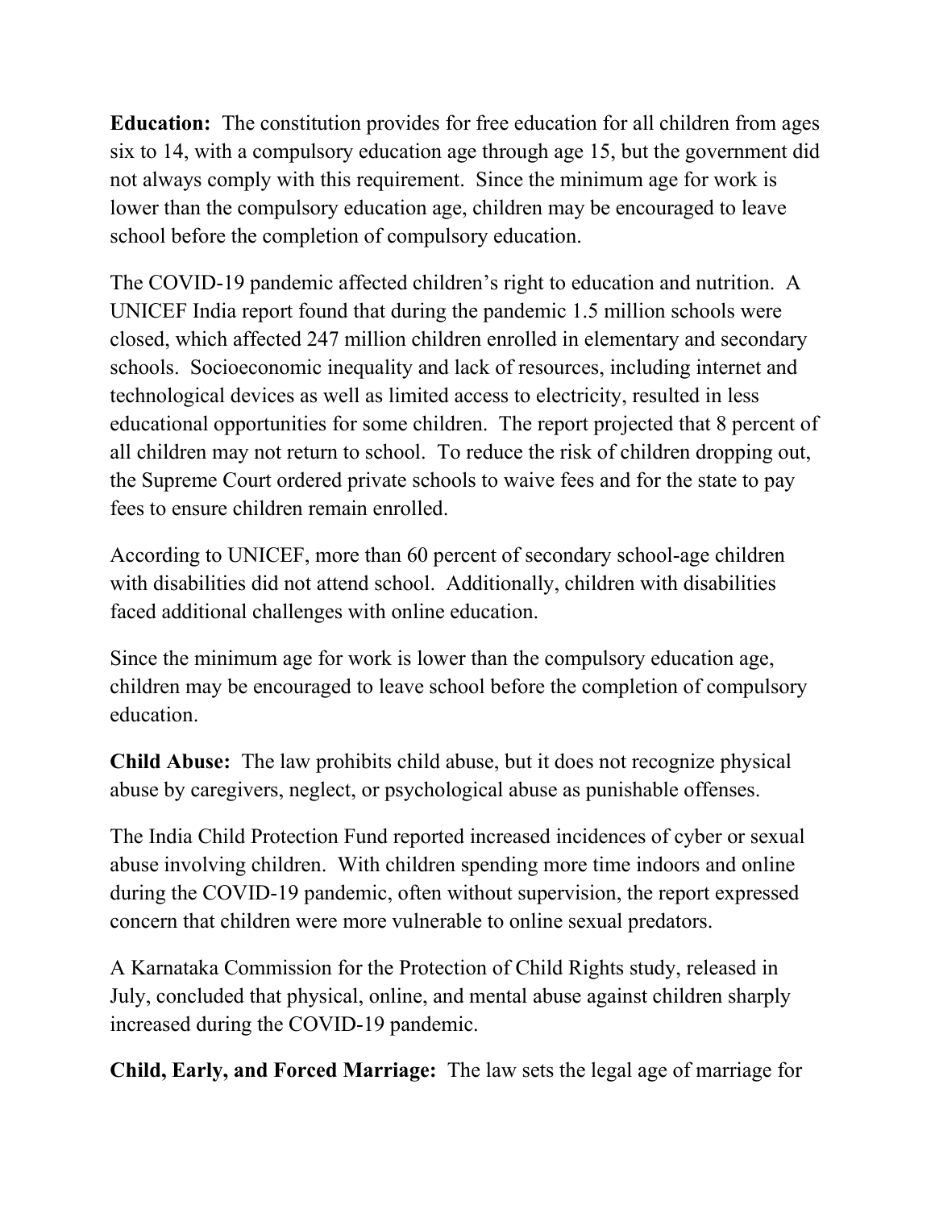**Education:** The constitution provides for free education for all children from ages six to 14, with a compulsory education age through age 15, but the government did not always comply with this requirement. Since the minimum age for work is lower than the compulsory education age, children may be encouraged to leave school before the completion of compulsory education.

The COVID-19 pandemic affected children's right to education and nutrition. A UNICEF India report found that during the pandemic 1.5 million schools were closed, which affected 247 million children enrolled in elementary and secondary schools. Socioeconomic inequality and lack of resources, including internet and technological devices as well as limited access to electricity, resulted in less educational opportunities for some children. The report projected that 8 percent of all children may not return to school. To reduce the risk of children dropping out, the Supreme Court ordered private schools to waive fees and for the state to pay fees to ensure children remain enrolled.

According to UNICEF, more than 60 percent of secondary school-age children with disabilities did not attend school. Additionally, children with disabilities faced additional challenges with online education.

Since the minimum age for work is lower than the compulsory education age, children may be encouraged to leave school before the completion of compulsory education.

**Child Abuse:** The law prohibits child abuse, but it does not recognize physical abuse by caregivers, neglect, or psychological abuse as punishable offenses.

The India Child Protection Fund reported increased incidences of cyber or sexual abuse involving children. With children spending more time indoors and online during the COVID-19 pandemic, often without supervision, the report expressed concern that children were more vulnerable to online sexual predators.

A Karnataka Commission for the Protection of Child Rights study, released in July, concluded that physical, online, and mental abuse against children sharply increased during the COVID-19 pandemic.

**Child, Early, and Forced Marriage:** The law sets the legal age of marriage for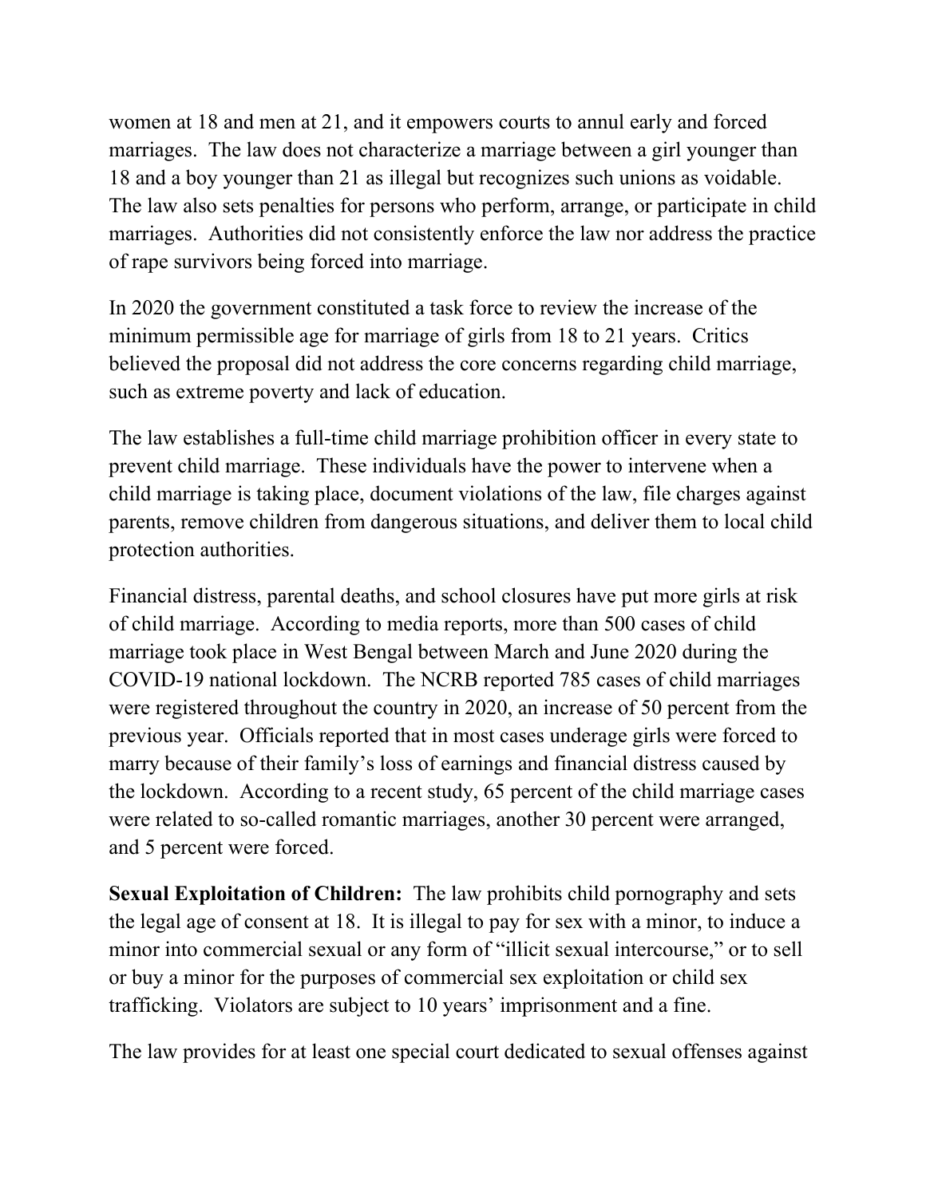women at 18 and men at 21, and it empowers courts to annul early and forced marriages. The law does not characterize a marriage between a girl younger than 18 and a boy younger than 21 as illegal but recognizes such unions as voidable. The law also sets penalties for persons who perform, arrange, or participate in child marriages. Authorities did not consistently enforce the law nor address the practice of rape survivors being forced into marriage.

In 2020 the government constituted a task force to review the increase of the minimum permissible age for marriage of girls from 18 to 21 years. Critics believed the proposal did not address the core concerns regarding child marriage, such as extreme poverty and lack of education.

The law establishes a full-time child marriage prohibition officer in every state to prevent child marriage. These individuals have the power to intervene when a child marriage is taking place, document violations of the law, file charges against parents, remove children from dangerous situations, and deliver them to local child protection authorities.

Financial distress, parental deaths, and school closures have put more girls at risk of child marriage. According to media reports, more than 500 cases of child marriage took place in West Bengal between March and June 2020 during the COVID-19 national lockdown. The NCRB reported 785 cases of child marriages were registered throughout the country in 2020, an increase of 50 percent from the previous year. Officials reported that in most cases underage girls were forced to marry because of their family's loss of earnings and financial distress caused by the lockdown. According to a recent study, 65 percent of the child marriage cases were related to so-called romantic marriages, another 30 percent were arranged, and 5 percent were forced.

**Sexual Exploitation of Children:** The law prohibits child pornography and sets the legal age of consent at 18. It is illegal to pay for sex with a minor, to induce a minor into commercial sexual or any form of "illicit sexual intercourse," or to sell or buy a minor for the purposes of commercial sex exploitation or child sex trafficking. Violators are subject to 10 years' imprisonment and a fine.

The law provides for at least one special court dedicated to sexual offenses against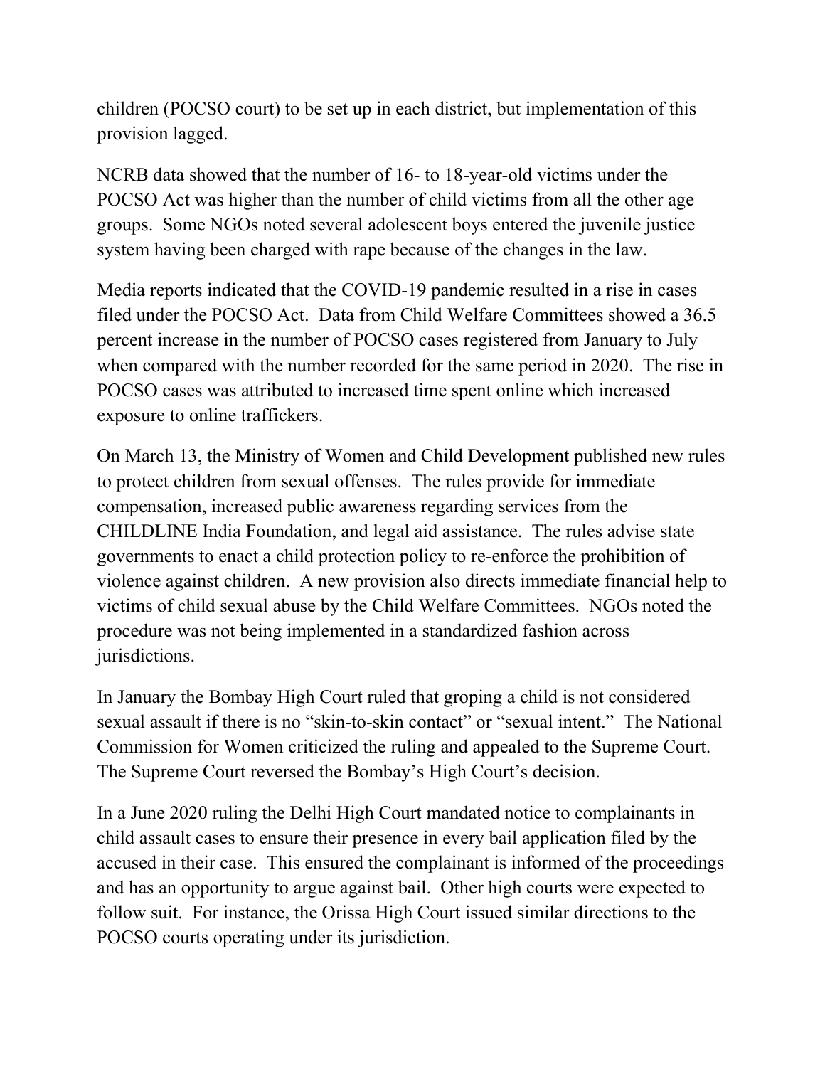children (POCSO court) to be set up in each district, but implementation of this provision lagged.

NCRB data showed that the number of 16- to 18-year-old victims under the POCSO Act was higher than the number of child victims from all the other age groups. Some NGOs noted several adolescent boys entered the juvenile justice system having been charged with rape because of the changes in the law.

Media reports indicated that the COVID-19 pandemic resulted in a rise in cases filed under the POCSO Act. Data from Child Welfare Committees showed a 36.5 percent increase in the number of POCSO cases registered from January to July when compared with the number recorded for the same period in 2020. The rise in POCSO cases was attributed to increased time spent online which increased exposure to online traffickers.

On March 13, the Ministry of Women and Child Development published new rules to protect children from sexual offenses. The rules provide for immediate compensation, increased public awareness regarding services from the CHILDLINE India Foundation, and legal aid assistance. The rules advise state governments to enact a child protection policy to re-enforce the prohibition of violence against children. A new provision also directs immediate financial help to victims of child sexual abuse by the Child Welfare Committees. NGOs noted the procedure was not being implemented in a standardized fashion across jurisdictions.

In January the Bombay High Court ruled that groping a child is not considered sexual assault if there is no "skin-to-skin contact" or "sexual intent." The National Commission for Women criticized the ruling and appealed to the Supreme Court. The Supreme Court reversed the Bombay's High Court's decision.

In a June 2020 ruling the Delhi High Court mandated notice to complainants in child assault cases to ensure their presence in every bail application filed by the accused in their case. This ensured the complainant is informed of the proceedings and has an opportunity to argue against bail. Other high courts were expected to follow suit. For instance, the Orissa High Court issued similar directions to the POCSO courts operating under its jurisdiction.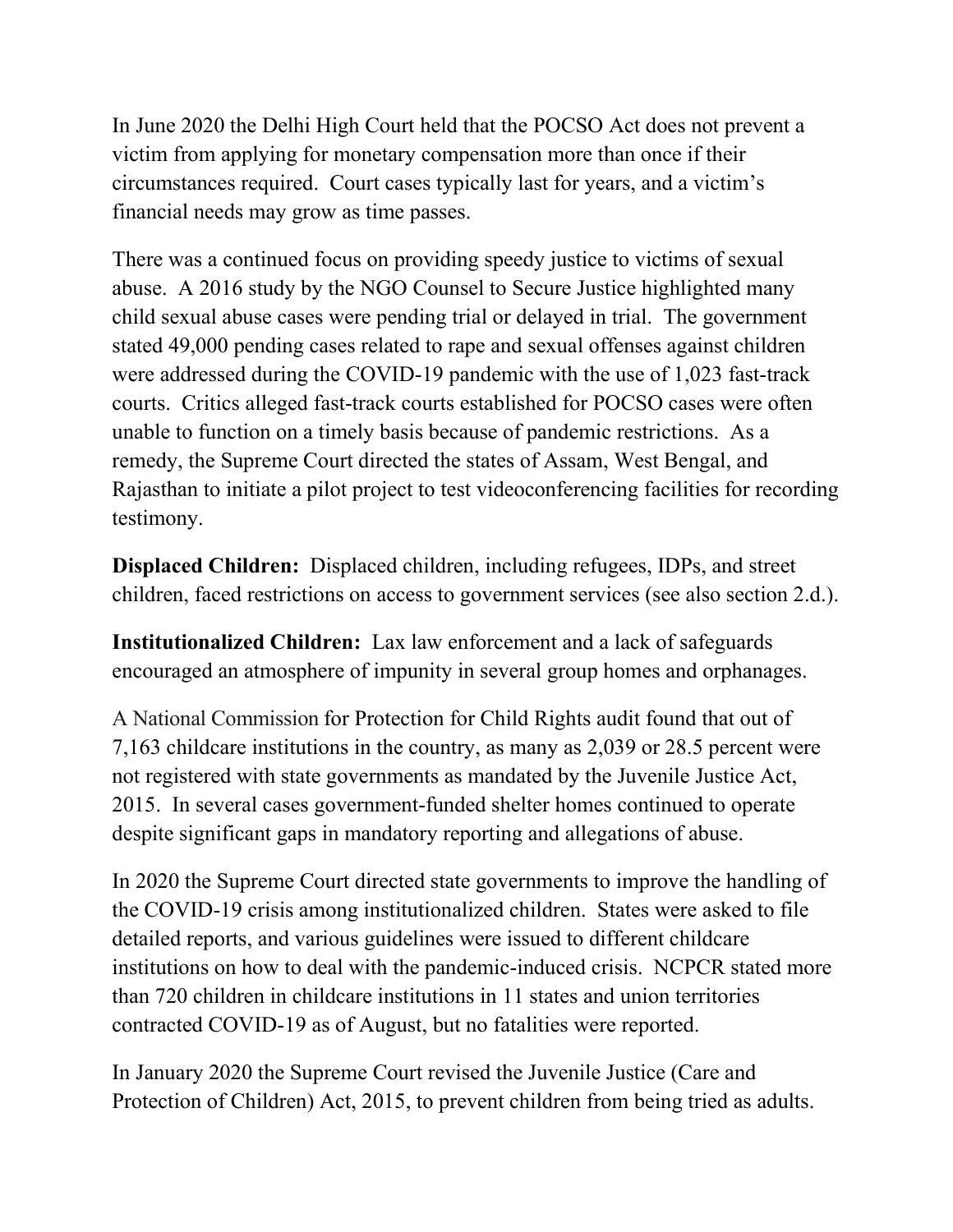In June 2020 the Delhi High Court held that the POCSO Act does not prevent a victim from applying for monetary compensation more than once if their circumstances required. Court cases typically last for years, and a victim's financial needs may grow as time passes.

There was a continued focus on providing speedy justice to victims of sexual abuse. A 2016 study by the NGO Counsel to Secure Justice highlighted many child sexual abuse cases were pending trial or delayed in trial. The government stated 49,000 pending cases related to rape and sexual offenses against children were addressed during the COVID-19 pandemic with the use of 1,023 fast-track courts. Critics alleged fast-track courts established for POCSO cases were often unable to function on a timely basis because of pandemic restrictions. As a remedy, the Supreme Court directed the states of Assam, West Bengal, and Rajasthan to initiate a pilot project to test videoconferencing facilities for recording testimony.

**Displaced Children:** Displaced children, including refugees, IDPs, and street children, faced restrictions on access to government services (see also section 2.d.).

**Institutionalized Children:** Lax law enforcement and a lack of safeguards encouraged an atmosphere of impunity in several group homes and orphanages.

A National Commission for Protection for Child Rights audit found that out of 7,163 childcare institutions in the country, as many as 2,039 or 28.5 percent were not registered with state governments as mandated by the Juvenile Justice Act, 2015. In several cases government-funded shelter homes continued to operate despite significant gaps in mandatory reporting and allegations of abuse.

In 2020 the Supreme Court directed state governments to improve the handling of the COVID-19 crisis among institutionalized children. States were asked to file detailed reports, and various guidelines were issued to different childcare institutions on how to deal with the pandemic-induced crisis. NCPCR stated more than 720 children in childcare institutions in 11 states and union territories contracted COVID-19 as of August, but no fatalities were reported.

In January 2020 the Supreme Court revised the Juvenile Justice (Care and Protection of Children) Act, 2015, to prevent children from being tried as adults.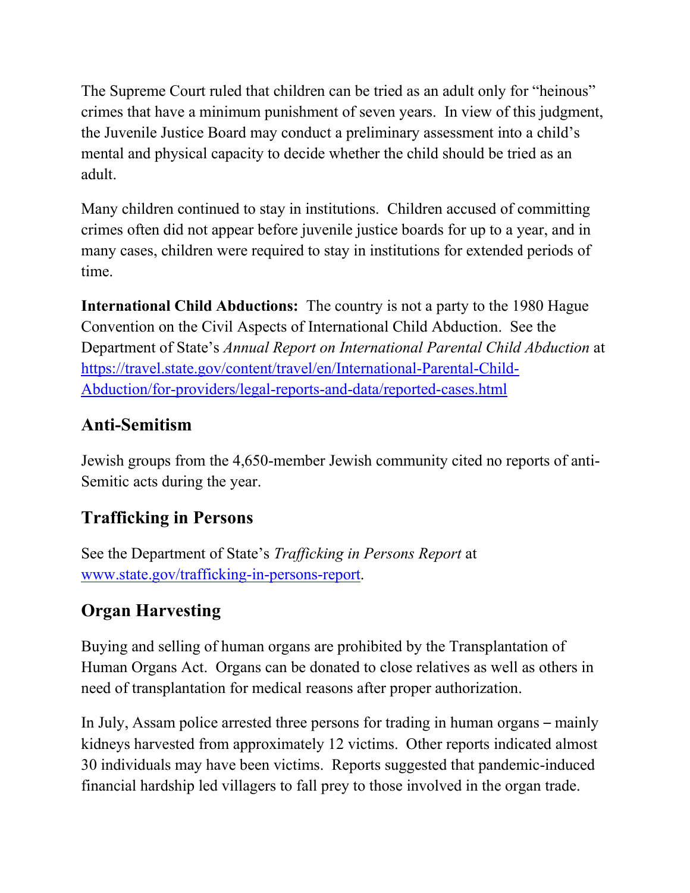The Supreme Court ruled that children can be tried as an adult only for "heinous" crimes that have a minimum punishment of seven years. In view of this judgment, the Juvenile Justice Board may conduct a preliminary assessment into a child's mental and physical capacity to decide whether the child should be tried as an adult.

Many children continued to stay in institutions. Children accused of committing crimes often did not appear before juvenile justice boards for up to a year, and in many cases, children were required to stay in institutions for extended periods of time.

**International Child Abductions:** The country is not a party to the 1980 Hague Convention on the Civil Aspects of International Child Abduction. See the Department of State's *Annual Report on International Parental Child Abduction* at [https://travel.state.gov/content/travel/en/International-Parental-Child-Abduction/for-providers/legal-reports-and-data/reported-cases.html](https://travel.state.gov/content/travel/en/International-Parental-Child-Abduction/for-providers/legal-reports-and-data/reported-cases.html)

## Anti-Semitism

Jewish groups from the 4,650-member Jewish community cited no reports of anti-Semitic acts during the year.

## Trafficking in Persons

See the Department of State's *Trafficking in Persons Report* at [www.state.gov/trafficking-in-persons-report](www.state.gov/trafficking-in-persons-report).

## Organ Harvesting

Buying and selling of human organs are prohibited by the Transplantation of Human Organs Act. Organs can be donated to close relatives as well as others in need of transplantation for medical reasons after proper authorization.

In July, Assam police arrested three persons for trading in human organs – mainly kidneys harvested from approximately 12 victims. Other reports indicated almost 30 individuals may have been victims. Reports suggested that pandemic-induced financial hardship led villagers to fall prey to those involved in the organ trade.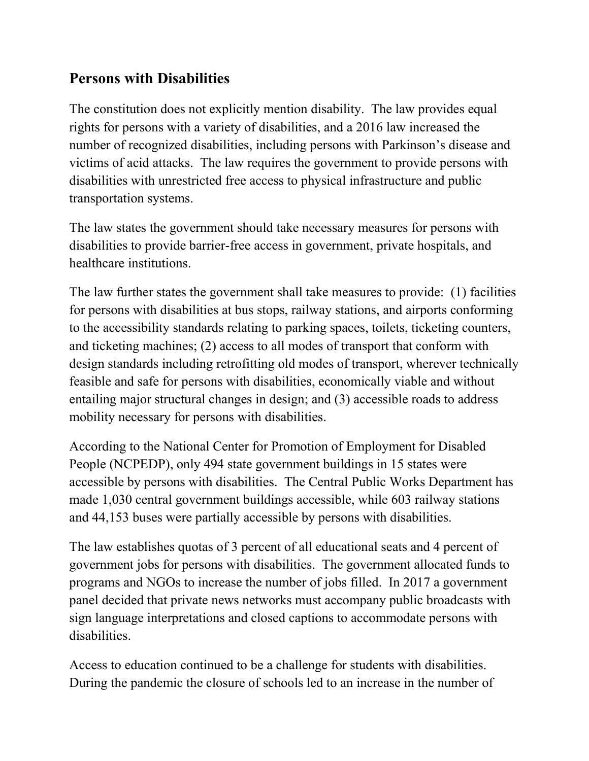## Persons with Disabilities

The constitution does not explicitly mention disability. The law provides equal rights for persons with a variety of disabilities, and a 2016 law increased the number of recognized disabilities, including persons with Parkinson's disease and victims of acid attacks. The law requires the government to provide persons with disabilities with unrestricted free access to physical infrastructure and public transportation systems.

The law states the government should take necessary measures for persons with disabilities to provide barrier-free access in government, private hospitals, and healthcare institutions.

The law further states the government shall take measures to provide: (1) facilities for persons with disabilities at bus stops, railway stations, and airports conforming to the accessibility standards relating to parking spaces, toilets, ticketing counters, and ticketing machines; (2) access to all modes of transport that conform with design standards including retrofitting old modes of transport, wherever technically feasible and safe for persons with disabilities, economically viable and without entailing major structural changes in design; and (3) accessible roads to address mobility necessary for persons with disabilities.

According to the National Center for Promotion of Employment for Disabled People (NCPEDP), only 494 state government buildings in 15 states were accessible by persons with disabilities. The Central Public Works Department has made 1,030 central government buildings accessible, while 603 railway stations and 44,153 buses were partially accessible by persons with disabilities.

The law establishes quotas of 3 percent of all educational seats and 4 percent of government jobs for persons with disabilities. The government allocated funds to programs and NGOs to increase the number of jobs filled. In 2017 a government panel decided that private news networks must accompany public broadcasts with sign language interpretations and closed captions to accommodate persons with disabilities.

Access to education continued to be a challenge for students with disabilities. During the pandemic the closure of schools led to an increase in the number of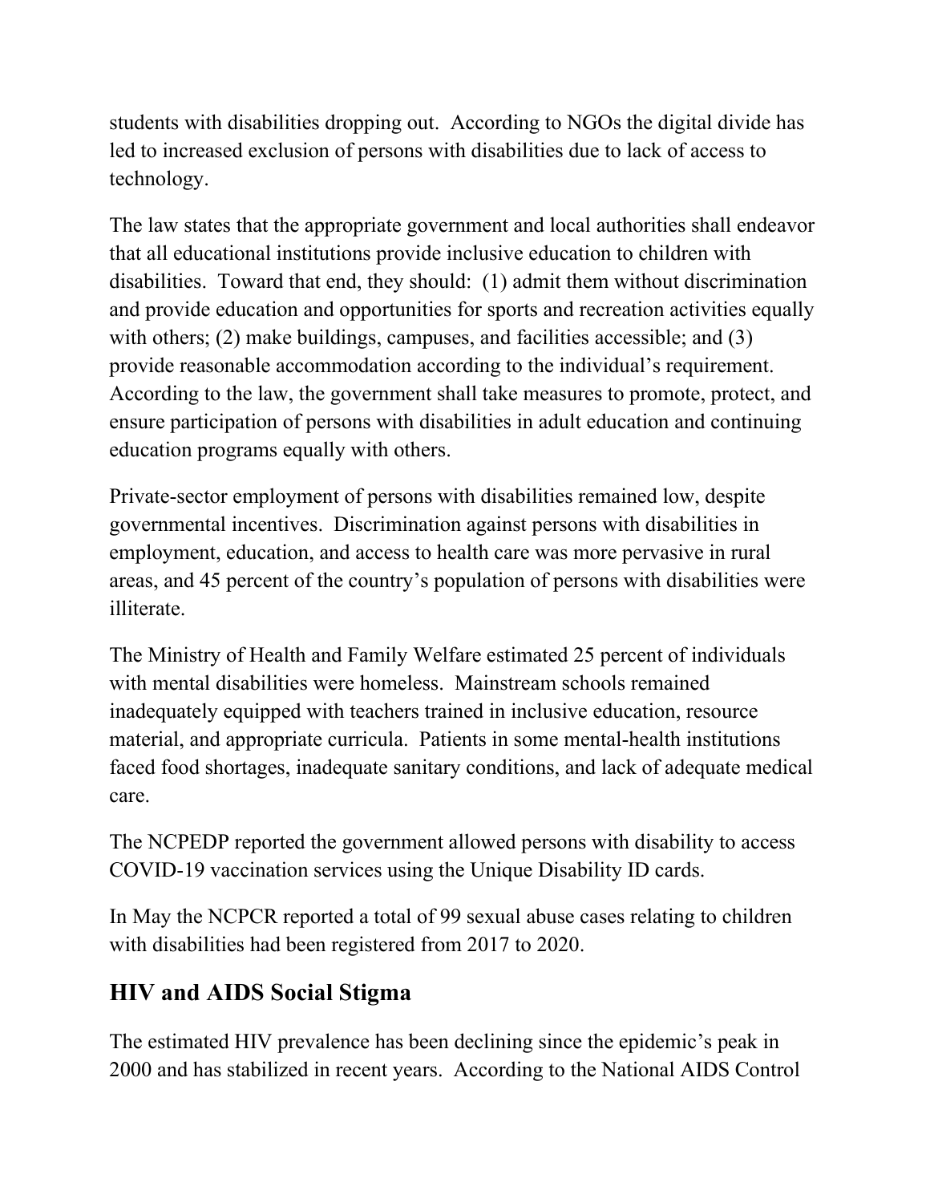students with disabilities dropping out. According to NGOs the digital divide has led to increased exclusion of persons with disabilities due to lack of access to technology.

The law states that the appropriate government and local authorities shall endeavor that all educational institutions provide inclusive education to children with disabilities. Toward that end, they should: (1) admit them without discrimination and provide education and opportunities for sports and recreation activities equally with others; (2) make buildings, campuses, and facilities accessible; and (3) provide reasonable accommodation according to the individual's requirement. According to the law, the government shall take measures to promote, protect, and ensure participation of persons with disabilities in adult education and continuing education programs equally with others.

Private-sector employment of persons with disabilities remained low, despite governmental incentives. Discrimination against persons with disabilities in employment, education, and access to health care was more pervasive in rural areas, and 45 percent of the country's population of persons with disabilities were illiterate.

The Ministry of Health and Family Welfare estimated 25 percent of individuals with mental disabilities were homeless. Mainstream schools remained inadequately equipped with teachers trained in inclusive education, resource material, and appropriate curricula. Patients in some mental-health institutions faced food shortages, inadequate sanitary conditions, and lack of adequate medical care.

The NCPEDP reported the government allowed persons with disability to access COVID-19 vaccination services using the Unique Disability ID cards.

In May the NCPCR reported a total of 99 sexual abuse cases relating to children with disabilities had been registered from 2017 to 2020.

## HIV and AIDS Social Stigma

The estimated HIV prevalence has been declining since the epidemic's peak in 2000 and has stabilized in recent years. According to the National AIDS Control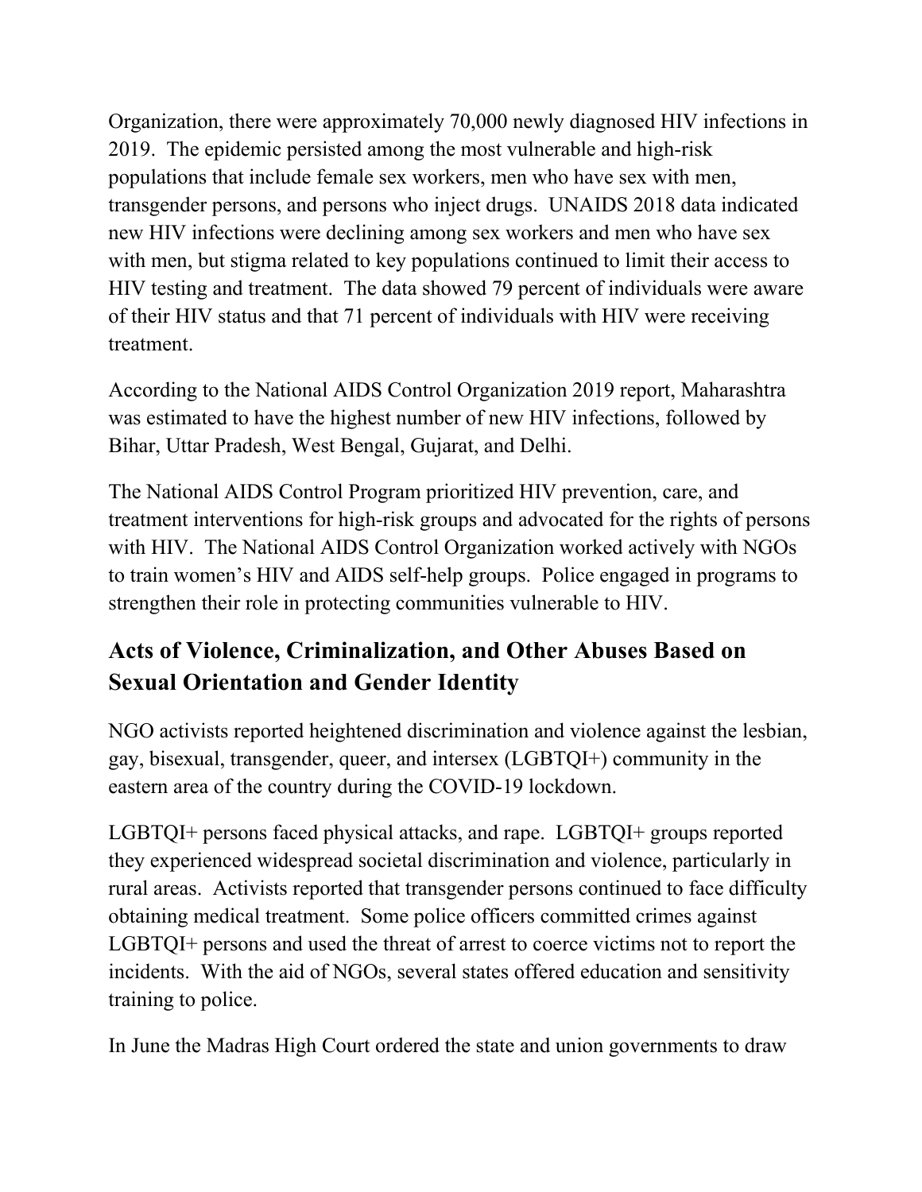Organization, there were approximately 70,000 newly diagnosed HIV infections in 2019. The epidemic persisted among the most vulnerable and high-risk populations that include female sex workers, men who have sex with men, transgender persons, and persons who inject drugs. UNAIDS 2018 data indicated new HIV infections were declining among sex workers and men who have sex with men, but stigma related to key populations continued to limit their access to HIV testing and treatment. The data showed 79 percent of individuals were aware of their HIV status and that 71 percent of individuals with HIV were receiving treatment.

According to the National AIDS Control Organization 2019 report, Maharashtra was estimated to have the highest number of new HIV infections, followed by Bihar, Uttar Pradesh, West Bengal, Gujarat, and Delhi.

The National AIDS Control Program prioritized HIV prevention, care, and treatment interventions for high-risk groups and advocated for the rights of persons with HIV. The National AIDS Control Organization worked actively with NGOs to train women's HIV and AIDS self-help groups. Police engaged in programs to strengthen their role in protecting communities vulnerable to HIV.

## Acts of Violence, Criminalization, and Other Abuses Based on Sexual Orientation and Gender Identity

NGO activists reported heightened discrimination and violence against the lesbian, gay, bisexual, transgender, queer, and intersex (LGBTQI+) community in the eastern area of the country during the COVID-19 lockdown.

LGBTQI+ persons faced physical attacks, and rape. LGBTQI+ groups reported they experienced widespread societal discrimination and violence, particularly in rural areas. Activists reported that transgender persons continued to face difficulty obtaining medical treatment. Some police officers committed crimes against LGBTQI+ persons and used the threat of arrest to coerce victims not to report the incidents. With the aid of NGOs, several states offered education and sensitivity training to police.

In June the Madras High Court ordered the state and union governments to draw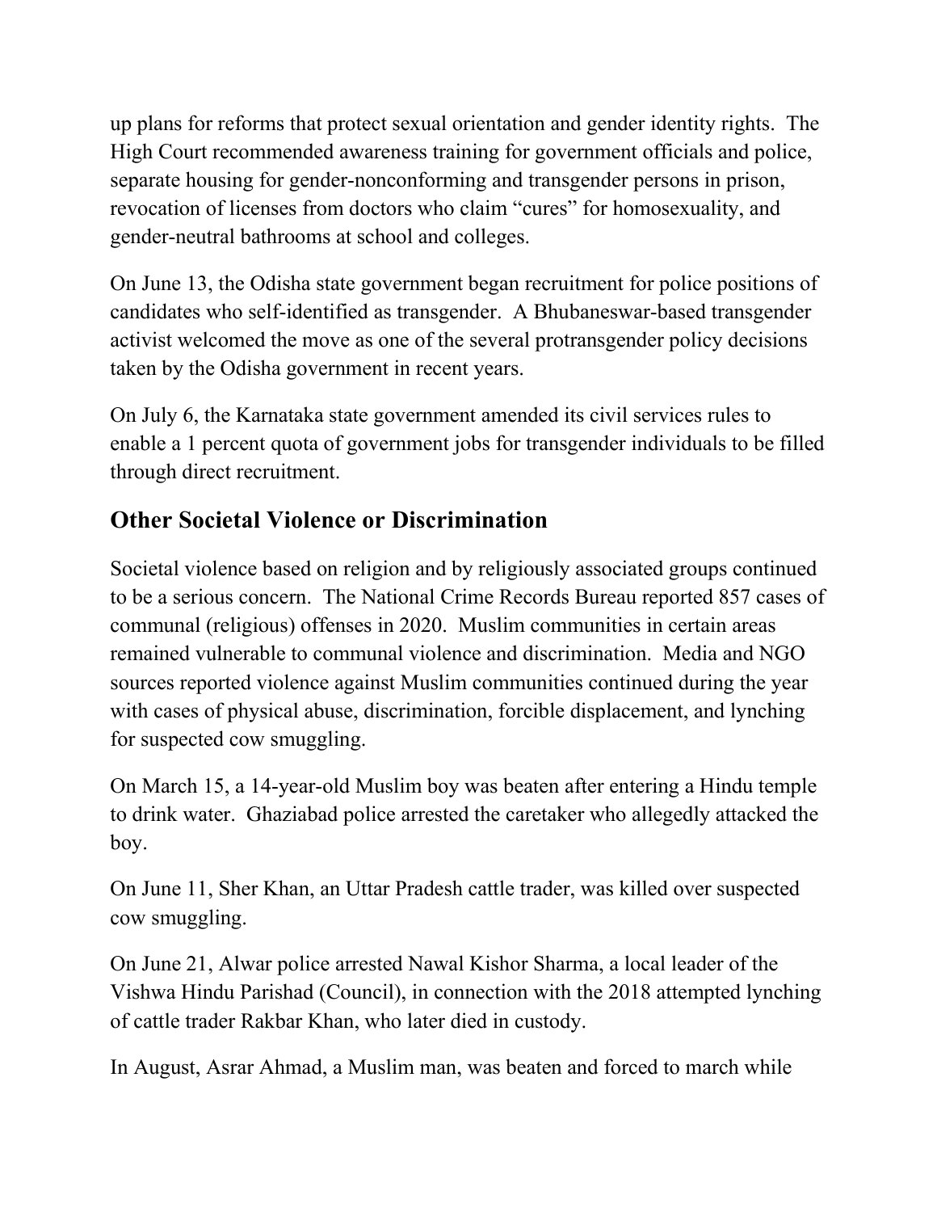up plans for reforms that protect sexual orientation and gender identity rights. The High Court recommended awareness training for government officials and police, separate housing for gender-nonconforming and transgender persons in prison, revocation of licenses from doctors who claim "cures" for homosexuality, and gender-neutral bathrooms at school and colleges.

On June 13, the Odisha state government began recruitment for police positions of candidates who self-identified as transgender. A Bhubaneswar-based transgender activist welcomed the move as one of the several protransgender policy decisions taken by the Odisha government in recent years.

On July 6, the Karnataka state government amended its civil services rules to enable a 1 percent quota of government jobs for transgender individuals to be filled through direct recruitment.

## Other Societal Violence or Discrimination

Societal violence based on religion and by religiously associated groups continued to be a serious concern. The National Crime Records Bureau reported 857 cases of communal (religious) offenses in 2020. Muslim communities in certain areas remained vulnerable to communal violence and discrimination. Media and NGO sources reported violence against Muslim communities continued during the year with cases of physical abuse, discrimination, forcible displacement, and lynching for suspected cow smuggling.

On March 15, a 14-year-old Muslim boy was beaten after entering a Hindu temple to drink water. Ghaziabad police arrested the caretaker who allegedly attacked the boy.

On June 11, Sher Khan, an Uttar Pradesh cattle trader, was killed over suspected cow smuggling.

On June 21, Alwar police arrested Nawal Kishor Sharma, a local leader of the Vishwa Hindu Parishad (Council), in connection with the 2018 attempted lynching of cattle trader Rakbar Khan, who later died in custody.

In August, Asrar Ahmad, a Muslim man, was beaten and forced to march while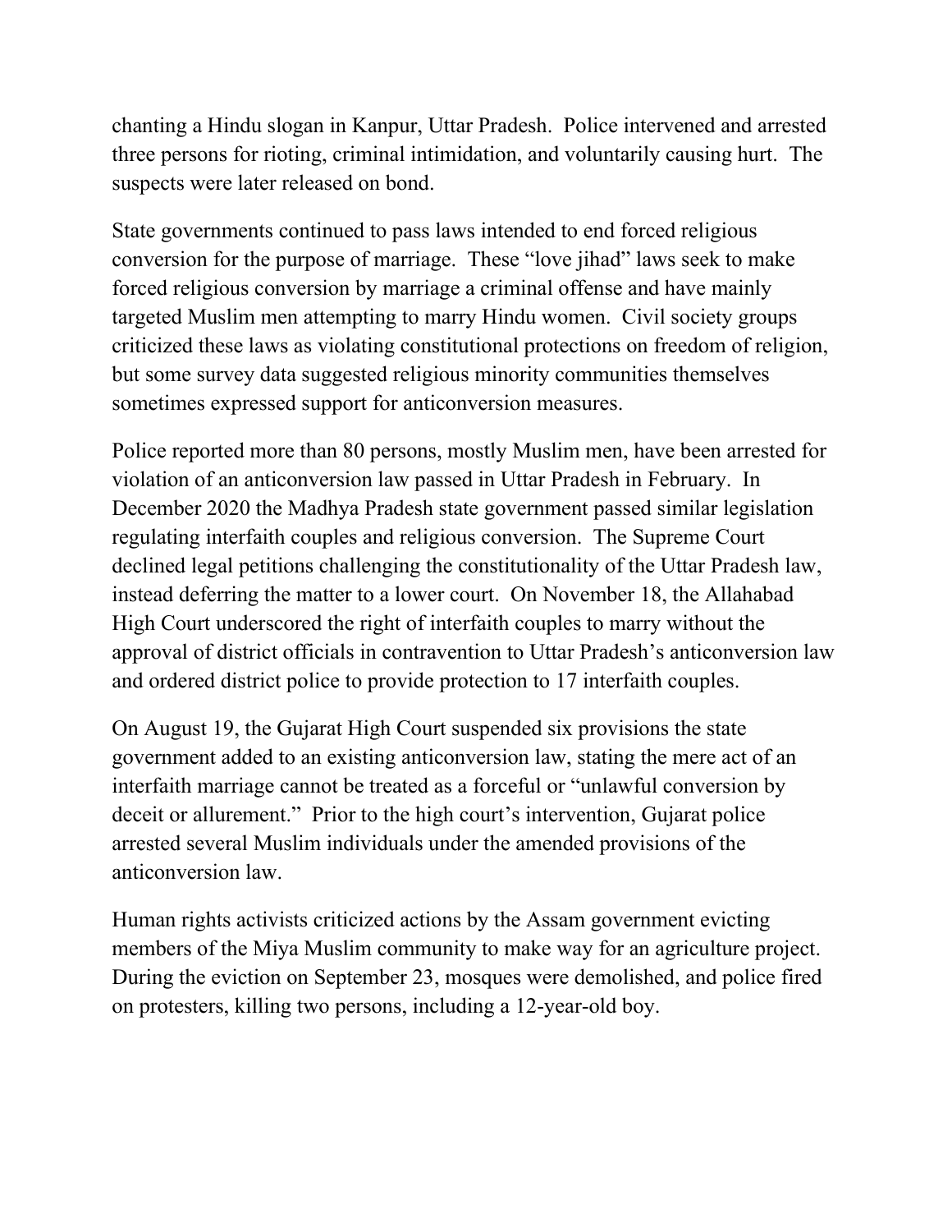chanting a Hindu slogan in Kanpur, Uttar Pradesh. Police intervened and arrested three persons for rioting, criminal intimidation, and voluntarily causing hurt. The suspects were later released on bond.

State governments continued to pass laws intended to end forced religious conversion for the purpose of marriage. These "love jihad" laws seek to make forced religious conversion by marriage a criminal offense and have mainly targeted Muslim men attempting to marry Hindu women. Civil society groups criticized these laws as violating constitutional protections on freedom of religion, but some survey data suggested religious minority communities themselves sometimes expressed support for anticonversion measures.

Police reported more than 80 persons, mostly Muslim men, have been arrested for violation of an anticonversion law passed in Uttar Pradesh in February. In December 2020 the Madhya Pradesh state government passed similar legislation regulating interfaith couples and religious conversion. The Supreme Court declined legal petitions challenging the constitutionality of the Uttar Pradesh law, instead deferring the matter to a lower court. On November 18, the Allahabad High Court underscored the right of interfaith couples to marry without the approval of district officials in contravention to Uttar Pradesh's anticonversion law and ordered district police to provide protection to 17 interfaith couples.

On August 19, the Gujarat High Court suspended six provisions the state government added to an existing anticonversion law, stating the mere act of an interfaith marriage cannot be treated as a forceful or "unlawful conversion by deceit or allurement." Prior to the high court's intervention, Gujarat police arrested several Muslim individuals under the amended provisions of the anticonversion law.

Human rights activists criticized actions by the Assam government evicting members of the Miya Muslim community to make way for an agriculture project. During the eviction on September 23, mosques were demolished, and police fired on protesters, killing two persons, including a 12-year-old boy.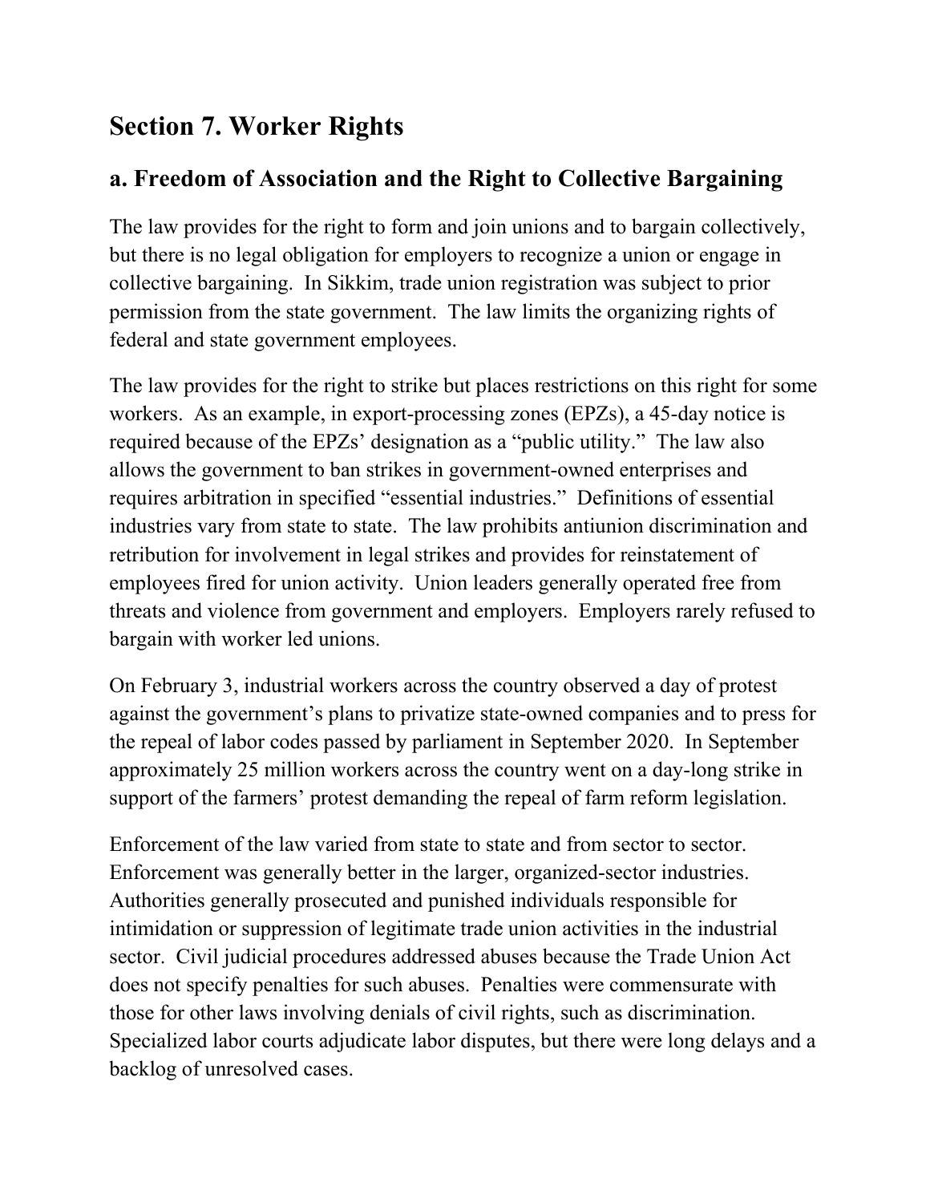## Section 7. Worker Rights

### a. Freedom of Association and the Right to Collective Bargaining

The law provides for the right to form and join unions and to bargain collectively, but there is no legal obligation for employers to recognize a union or engage in collective bargaining. In Sikkim, trade union registration was subject to prior permission from the state government. The law limits the organizing rights of federal and state government employees.

The law provides for the right to strike but places restrictions on this right for some workers. As an example, in export-processing zones (EPZs), a 45-day notice is required because of the EPZs' designation as a "public utility." The law also allows the government to ban strikes in government-owned enterprises and requires arbitration in specified "essential industries." Definitions of essential industries vary from state to state. The law prohibits antiunion discrimination and retribution for involvement in legal strikes and provides for reinstatement of employees fired for union activity. Union leaders generally operated free from threats and violence from government and employers. Employers rarely refused to bargain with worker led unions.

On February 3, industrial workers across the country observed a day of protest against the government's plans to privatize state-owned companies and to press for the repeal of labor codes passed by parliament in September 2020. In September approximately 25 million workers across the country went on a day-long strike in support of the farmers' protest demanding the repeal of farm reform legislation.

Enforcement of the law varied from state to state and from sector to sector. Enforcement was generally better in the larger, organized-sector industries. Authorities generally prosecuted and punished individuals responsible for intimidation or suppression of legitimate trade union activities in the industrial sector. Civil judicial procedures addressed abuses because the Trade Union Act does not specify penalties for such abuses. Penalties were commensurate with those for other laws involving denials of civil rights, such as discrimination. Specialized labor courts adjudicate labor disputes, but there were long delays and a backlog of unresolved cases.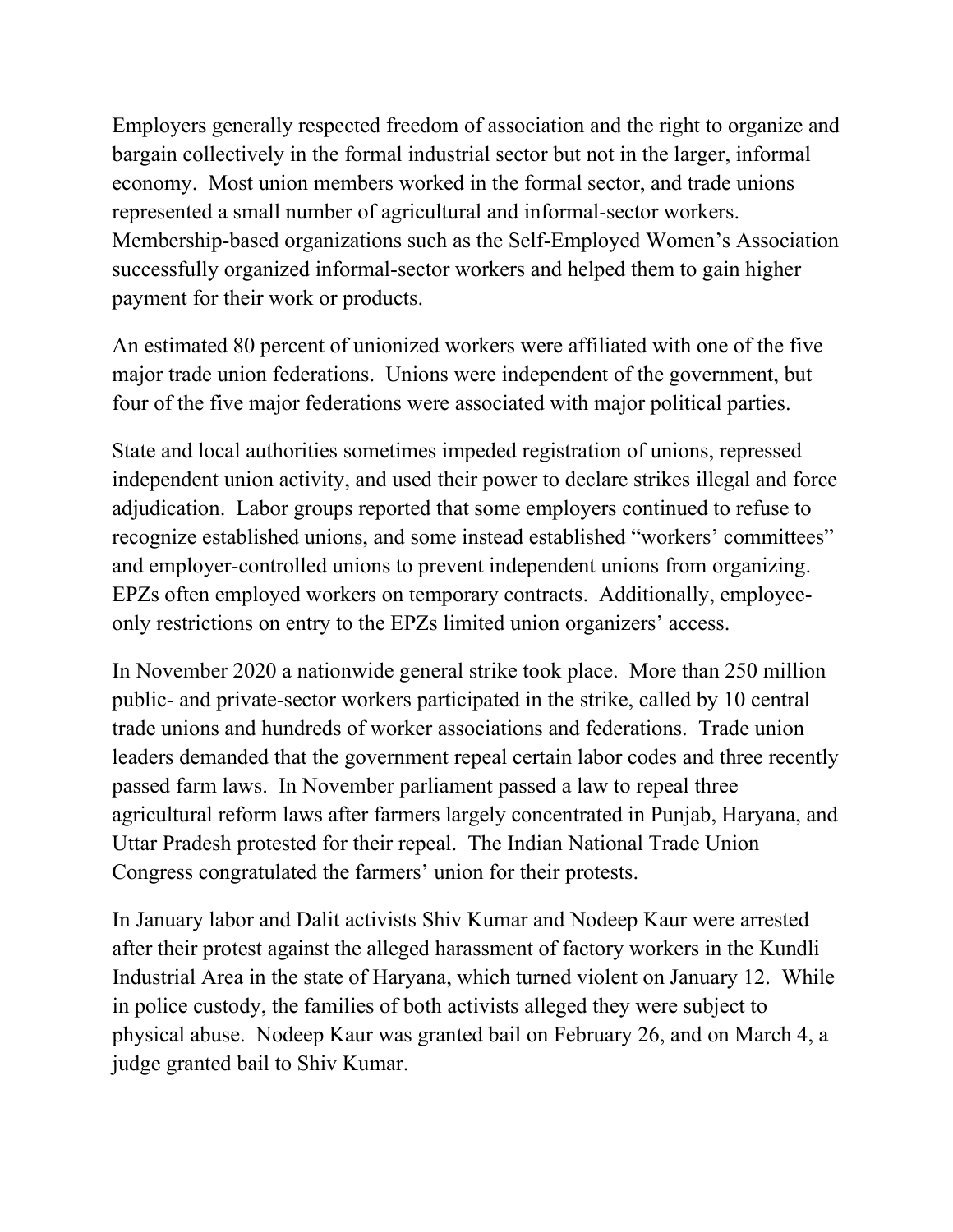Employers generally respected freedom of association and the right to organize and bargain collectively in the formal industrial sector but not in the larger, informal economy. Most union members worked in the formal sector, and trade unions represented a small number of agricultural and informal-sector workers. Membership-based organizations such as the Self-Employed Women's Association successfully organized informal-sector workers and helped them to gain higher payment for their work or products.

An estimated 80 percent of unionized workers were affiliated with one of the five major trade union federations. Unions were independent of the government, but four of the five major federations were associated with major political parties.

State and local authorities sometimes impeded registration of unions, repressed independent union activity, and used their power to declare strikes illegal and force adjudication. Labor groups reported that some employers continued to refuse to recognize established unions, and some instead established "workers' committees" and employer-controlled unions to prevent independent unions from organizing. EPZs often employed workers on temporary contracts. Additionally, employee-only restrictions on entry to the EPZs limited union organizers' access.

In November 2020 a nationwide general strike took place. More than 250 million public- and private-sector workers participated in the strike, called by 10 central trade unions and hundreds of worker associations and federations. Trade union leaders demanded that the government repeal certain labor codes and three recently passed farm laws. In November parliament passed a law to repeal three agricultural reform laws after farmers largely concentrated in Punjab, Haryana, and Uttar Pradesh protested for their repeal. The Indian National Trade Union Congress congratulated the farmers' union for their protests.

In January labor and Dalit activists Shiv Kumar and Nodeep Kaur were arrested after their protest against the alleged harassment of factory workers in the Kundli Industrial Area in the state of Haryana, which turned violent on January 12. While in police custody, the families of both activists alleged they were subject to physical abuse. Nodeep Kaur was granted bail on February 26, and on March 4, a judge granted bail to Shiv Kumar.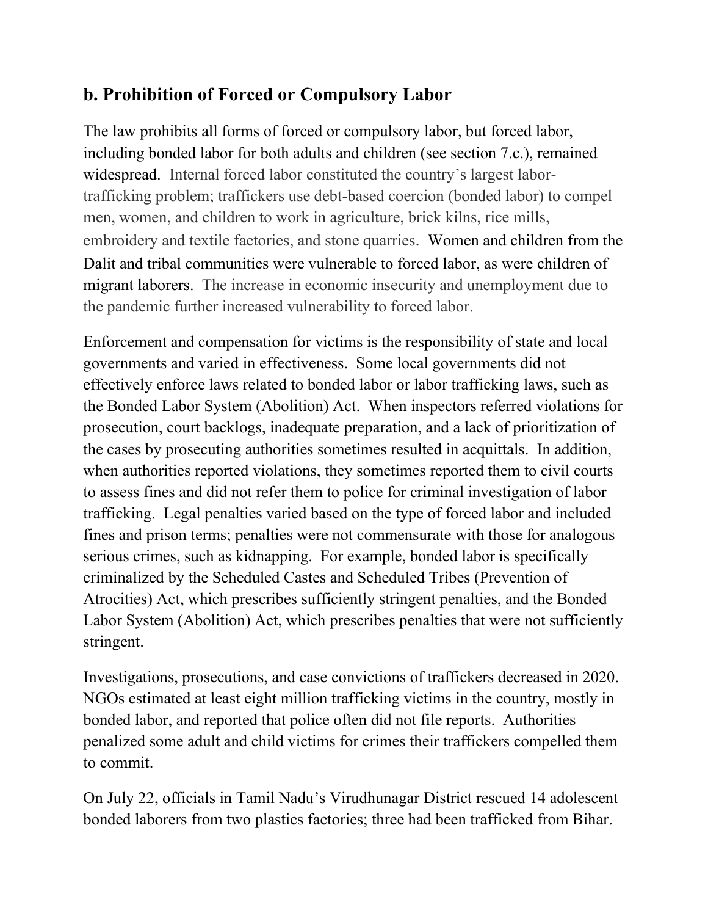## b. Prohibition of Forced or Compulsory Labor

The law prohibits all forms of forced or compulsory labor, but forced labor, including bonded labor for both adults and children (see section 7.c.), remained widespread. Internal forced labor constituted the country's largest labor-trafficking problem; traffickers use debt-based coercion (bonded labor) to compel men, women, and children to work in agriculture, brick kilns, rice mills, embroidery and textile factories, and stone quarries. Women and children from the Dalit and tribal communities were vulnerable to forced labor, as were children of migrant laborers. The increase in economic insecurity and unemployment due to the pandemic further increased vulnerability to forced labor.

Enforcement and compensation for victims is the responsibility of state and local governments and varied in effectiveness. Some local governments did not effectively enforce laws related to bonded labor or labor trafficking laws, such as the Bonded Labor System (Abolition) Act. When inspectors referred violations for prosecution, court backlogs, inadequate preparation, and a lack of prioritization of the cases by prosecuting authorities sometimes resulted in acquittals. In addition, when authorities reported violations, they sometimes reported them to civil courts to assess fines and did not refer them to police for criminal investigation of labor trafficking. Legal penalties varied based on the type of forced labor and included fines and prison terms; penalties were not commensurate with those for analogous serious crimes, such as kidnapping. For example, bonded labor is specifically criminalized by the Scheduled Castes and Scheduled Tribes (Prevention of Atrocities) Act, which prescribes sufficiently stringent penalties, and the Bonded Labor System (Abolition) Act, which prescribes penalties that were not sufficiently stringent.

Investigations, prosecutions, and case convictions of traffickers decreased in 2020. NGOs estimated at least eight million trafficking victims in the country, mostly in bonded labor, and reported that police often did not file reports. Authorities penalized some adult and child victims for crimes their traffickers compelled them to commit.

On July 22, officials in Tamil Nadu's Virudhunagar District rescued 14 adolescent bonded laborers from two plastics factories; three had been trafficked from Bihar.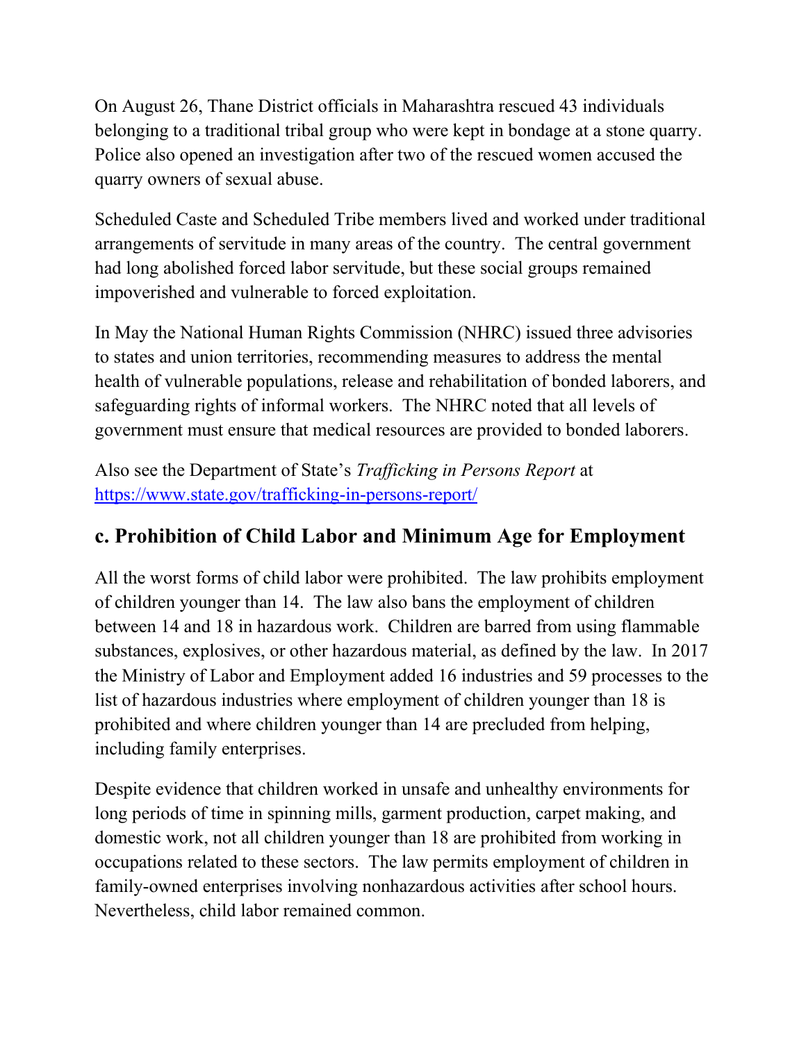On August 26, Thane District officials in Maharashtra rescued 43 individuals belonging to a traditional tribal group who were kept in bondage at a stone quarry. Police also opened an investigation after two of the rescued women accused the quarry owners of sexual abuse.

Scheduled Caste and Scheduled Tribe members lived and worked under traditional arrangements of servitude in many areas of the country. The central government had long abolished forced labor servitude, but these social groups remained impoverished and vulnerable to forced exploitation.

In May the National Human Rights Commission (NHRC) issued three advisories to states and union territories, recommending measures to address the mental health of vulnerable populations, release and rehabilitation of bonded laborers, and safeguarding rights of informal workers. The NHRC noted that all levels of government must ensure that medical resources are provided to bonded laborers.

Also see the Department of State's *Trafficking in Persons Report* at [https://www.state.gov/trafficking-in-persons-report/](https://www.state.gov/trafficking-in-persons-report/)

## c. Prohibition of Child Labor and Minimum Age for Employment

All the worst forms of child labor were prohibited. The law prohibits employment of children younger than 14. The law also bans the employment of children between 14 and 18 in hazardous work. Children are barred from using flammable substances, explosives, or other hazardous material, as defined by the law. In 2017 the Ministry of Labor and Employment added 16 industries and 59 processes to the list of hazardous industries where employment of children younger than 18 is prohibited and where children younger than 14 are precluded from helping, including family enterprises.

Despite evidence that children worked in unsafe and unhealthy environments for long periods of time in spinning mills, garment production, carpet making, and domestic work, not all children younger than 18 are prohibited from working in occupations related to these sectors. The law permits employment of children in family-owned enterprises involving nonhazardous activities after school hours. Nevertheless, child labor remained common.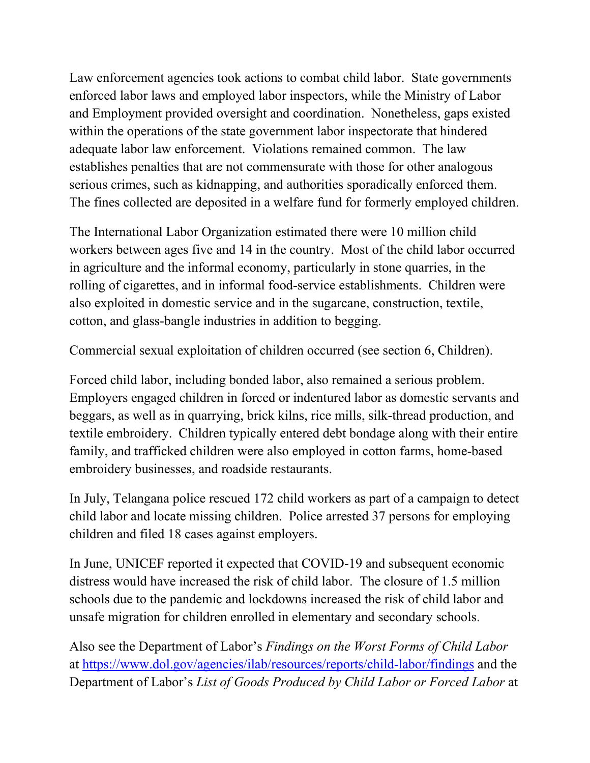Law enforcement agencies took actions to combat child labor. State governments enforced labor laws and employed labor inspectors, while the Ministry of Labor and Employment provided oversight and coordination. Nonetheless, gaps existed within the operations of the state government labor inspectorate that hindered adequate labor law enforcement. Violations remained common. The law establishes penalties that are not commensurate with those for other analogous serious crimes, such as kidnapping, and authorities sporadically enforced them. The fines collected are deposited in a welfare fund for formerly employed children.

The International Labor Organization estimated there were 10 million child workers between ages five and 14 in the country. Most of the child labor occurred in agriculture and the informal economy, particularly in stone quarries, in the rolling of cigarettes, and in informal food-service establishments. Children were also exploited in domestic service and in the sugarcane, construction, textile, cotton, and glass-bangle industries in addition to begging.

Commercial sexual exploitation of children occurred (see section 6, Children).

Forced child labor, including bonded labor, also remained a serious problem. Employers engaged children in forced or indentured labor as domestic servants and beggars, as well as in quarrying, brick kilns, rice mills, silk-thread production, and textile embroidery. Children typically entered debt bondage along with their entire family, and trafficked children were also employed in cotton farms, home-based embroidery businesses, and roadside restaurants.

In July, Telangana police rescued 172 child workers as part of a campaign to detect child labor and locate missing children. Police arrested 37 persons for employing children and filed 18 cases against employers.

In June, UNICEF reported it expected that COVID-19 and subsequent economic distress would have increased the risk of child labor. The closure of 1.5 million schools due to the pandemic and lockdowns increased the risk of child labor and unsafe migration for children enrolled in elementary and secondary schools.

Also see the Department of Labor's *Findings on the Worst Forms of Child Labor* at https://www.dol.gov/agencies/ilab/resources/reports/child-labor/findings and the Department of Labor's *List of Goods Produced by Child Labor or Forced Labor* at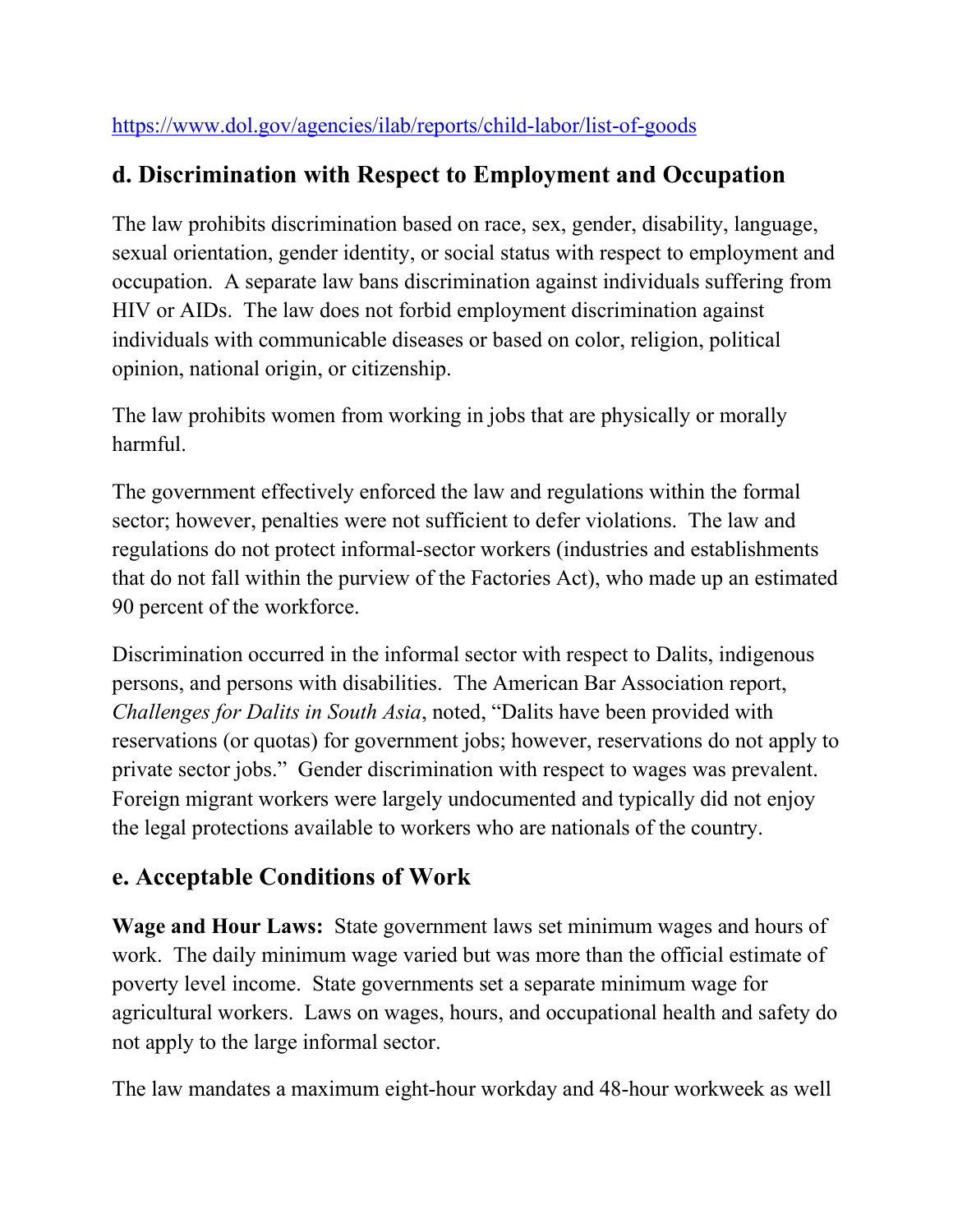https://www.dol.gov/agencies/ilab/reports/child-labor/list-of-goods

## d. Discrimination with Respect to Employment and Occupation

The law prohibits discrimination based on race, sex, gender, disability, language, sexual orientation, gender identity, or social status with respect to employment and occupation. A separate law bans discrimination against individuals suffering from HIV or AIDs. The law does not forbid employment discrimination against individuals with communicable diseases or based on color, religion, political opinion, national origin, or citizenship.

The law prohibits women from working in jobs that are physically or morally harmful.

The government effectively enforced the law and regulations within the formal sector; however, penalties were not sufficient to defer violations. The law and regulations do not protect informal-sector workers (industries and establishments that do not fall within the purview of the Factories Act), who made up an estimated 90 percent of the workforce.

Discrimination occurred in the informal sector with respect to Dalits, indigenous persons, and persons with disabilities. The American Bar Association report, *Challenges for Dalits in South Asia*, noted, "Dalits have been provided with reservations (or quotas) for government jobs; however, reservations do not apply to private sector jobs." Gender discrimination with respect to wages was prevalent. Foreign migrant workers were largely undocumented and typically did not enjoy the legal protections available to workers who are nationals of the country.

## e. Acceptable Conditions of Work

**Wage and Hour Laws:** State government laws set minimum wages and hours of work. The daily minimum wage varied but was more than the official estimate of poverty level income. State governments set a separate minimum wage for agricultural workers. Laws on wages, hours, and occupational health and safety do not apply to the large informal sector.

The law mandates a maximum eight-hour workday and 48-hour workweek as well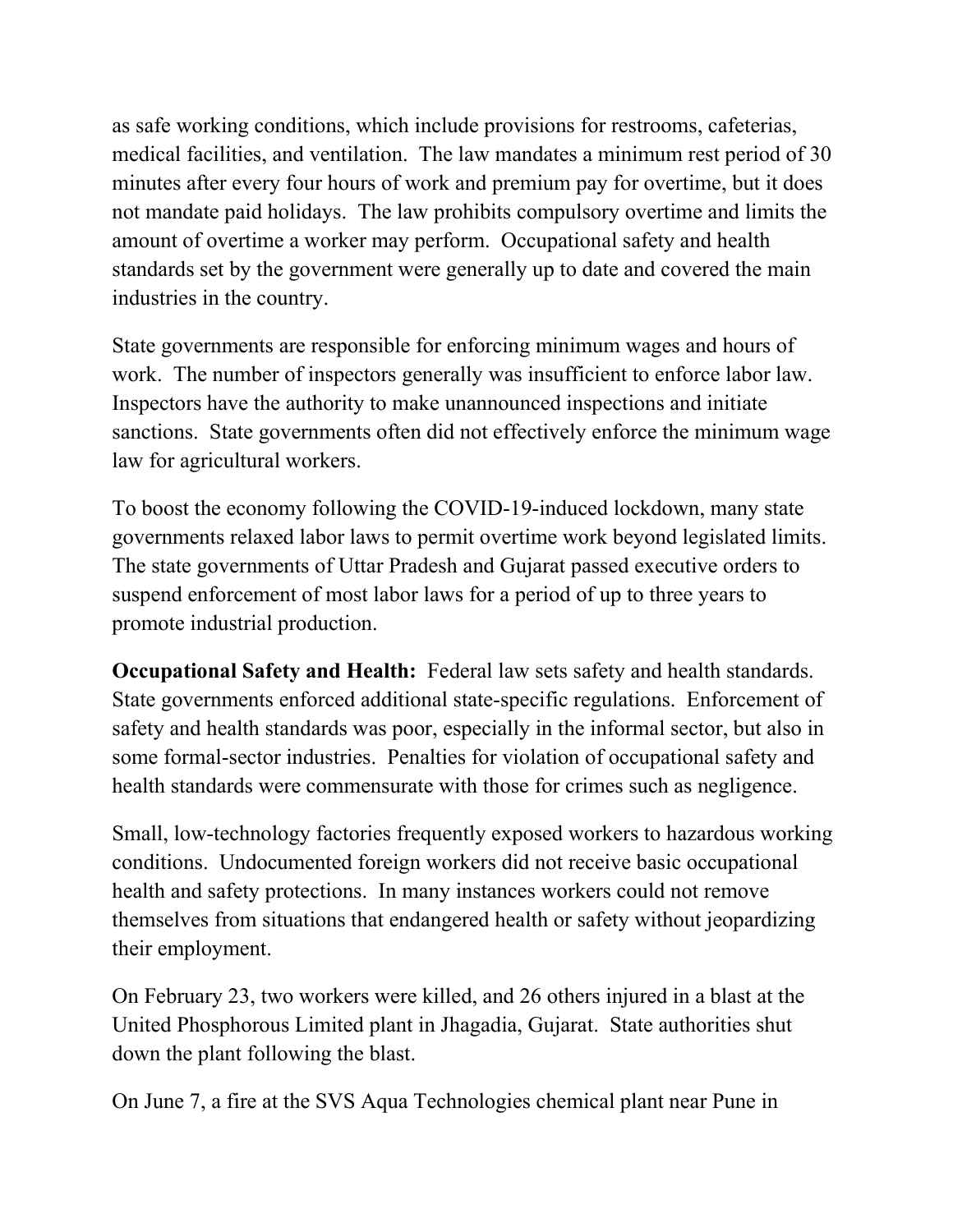as safe working conditions, which include provisions for restrooms, cafeterias, medical facilities, and ventilation. The law mandates a minimum rest period of 30 minutes after every four hours of work and premium pay for overtime, but it does not mandate paid holidays. The law prohibits compulsory overtime and limits the amount of overtime a worker may perform. Occupational safety and health standards set by the government were generally up to date and covered the main industries in the country.

State governments are responsible for enforcing minimum wages and hours of work. The number of inspectors generally was insufficient to enforce labor law. Inspectors have the authority to make unannounced inspections and initiate sanctions. State governments often did not effectively enforce the minimum wage law for agricultural workers.

To boost the economy following the COVID-19-induced lockdown, many state governments relaxed labor laws to permit overtime work beyond legislated limits. The state governments of Uttar Pradesh and Gujarat passed executive orders to suspend enforcement of most labor laws for a period of up to three years to promote industrial production.

**Occupational Safety and Health:** Federal law sets safety and health standards. State governments enforced additional state-specific regulations. Enforcement of safety and health standards was poor, especially in the informal sector, but also in some formal-sector industries. Penalties for violation of occupational safety and health standards were commensurate with those for crimes such as negligence.

Small, low-technology factories frequently exposed workers to hazardous working conditions. Undocumented foreign workers did not receive basic occupational health and safety protections. In many instances workers could not remove themselves from situations that endangered health or safety without jeopardizing their employment.

On February 23, two workers were killed, and 26 others injured in a blast at the United Phosphorous Limited plant in Jhagadia, Gujarat. State authorities shut down the plant following the blast.

On June 7, a fire at the SVS Aqua Technologies chemical plant near Pune in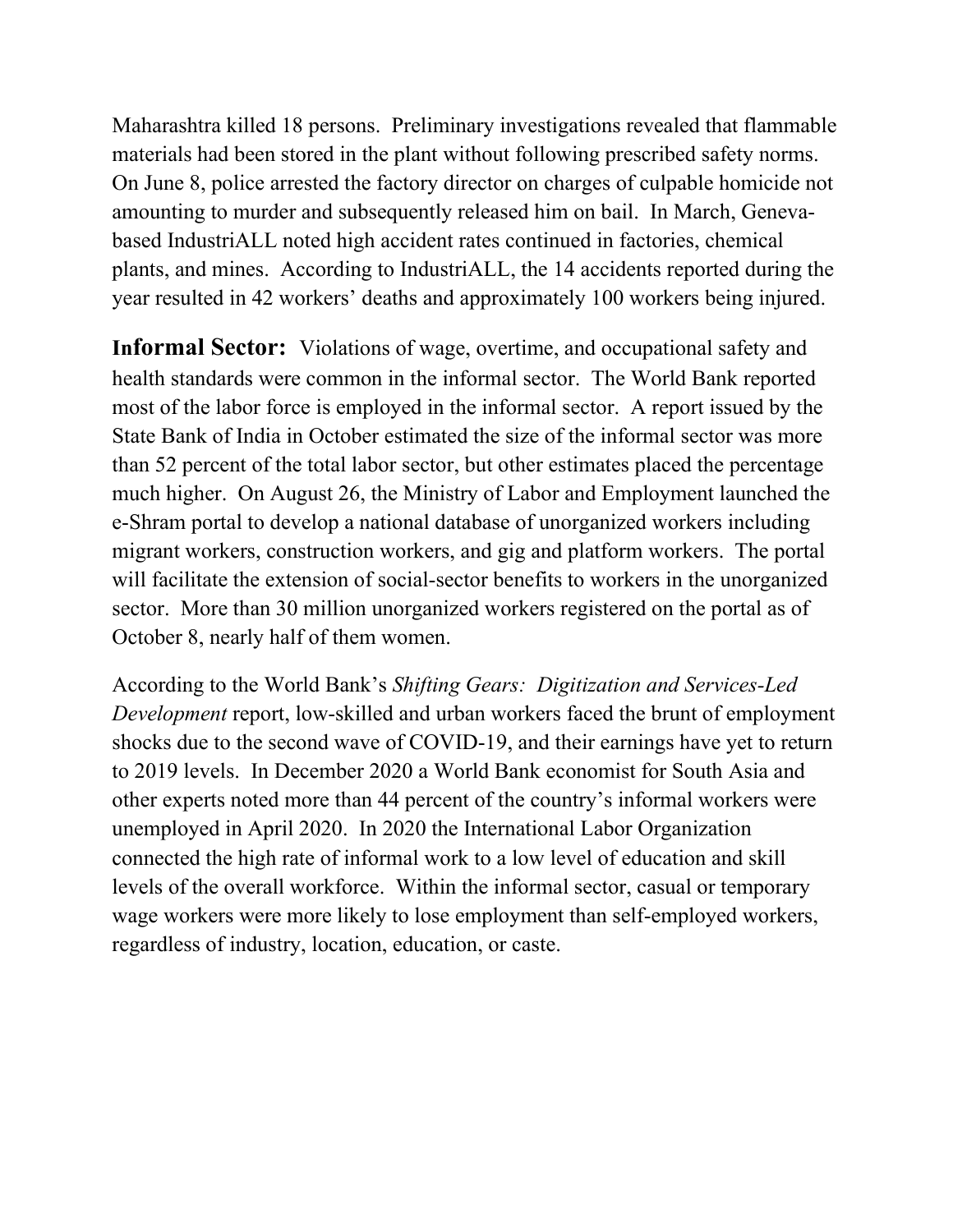Maharashtra killed 18 persons. Preliminary investigations revealed that flammable materials had been stored in the plant without following prescribed safety norms. On June 8, police arrested the factory director on charges of culpable homicide not amounting to murder and subsequently released him on bail. In March, Geneva-based IndustriALL noted high accident rates continued in factories, chemical plants, and mines. According to IndustriALL, the 14 accidents reported during the year resulted in 42 workers' deaths and approximately 100 workers being injured.

**Informal Sector:** Violations of wage, overtime, and occupational safety and health standards were common in the informal sector. The World Bank reported most of the labor force is employed in the informal sector. A report issued by the State Bank of India in October estimated the size of the informal sector was more than 52 percent of the total labor sector, but other estimates placed the percentage much higher. On August 26, the Ministry of Labor and Employment launched the e-Shram portal to develop a national database of unorganized workers including migrant workers, construction workers, and gig and platform workers. The portal will facilitate the extension of social-sector benefits to workers in the unorganized sector. More than 30 million unorganized workers registered on the portal as of October 8, nearly half of them women.

According to the World Bank's *Shifting Gears: Digitization and Services-Led Development* report, low-skilled and urban workers faced the brunt of employment shocks due to the second wave of COVID-19, and their earnings have yet to return to 2019 levels. In December 2020 a World Bank economist for South Asia and other experts noted more than 44 percent of the country's informal workers were unemployed in April 2020. In 2020 the International Labor Organization connected the high rate of informal work to a low level of education and skill levels of the overall workforce. Within the informal sector, casual or temporary wage workers were more likely to lose employment than self-employed workers, regardless of industry, location, education, or caste.